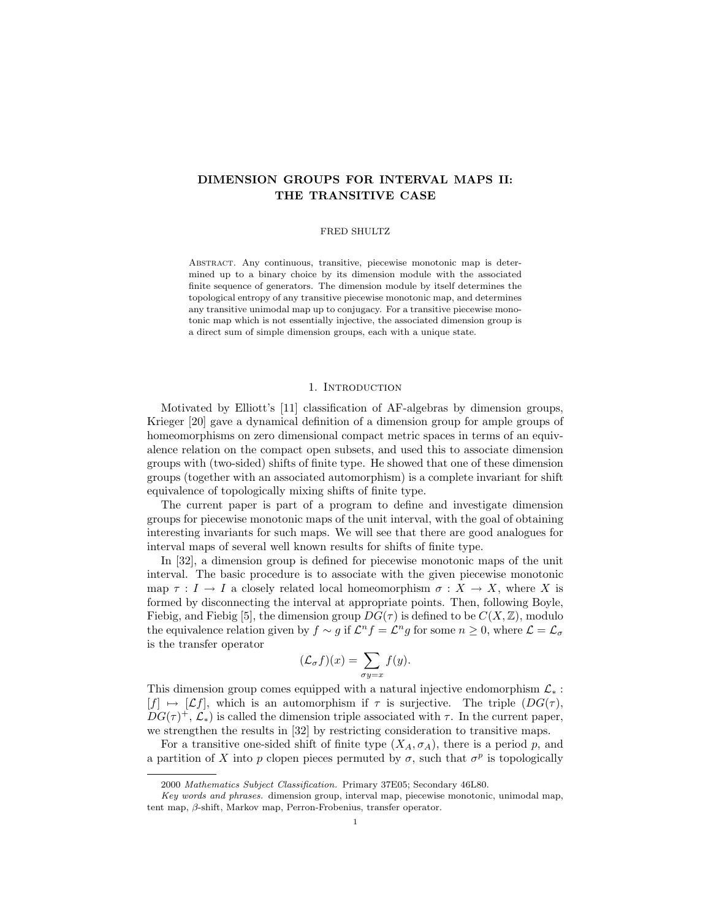# DIMENSION GROUPS FOR INTERVAL MAPS II: THE TRANSITIVE CASE

FRED SHULTZ

Abstract. Any continuous, transitive, piecewise monotonic map is determined up to a binary choice by its dimension module with the associated finite sequence of generators. The dimension module by itself determines the topological entropy of any transitive piecewise monotonic map, and determines any transitive unimodal map up to conjugacy. For a transitive piecewise monotonic map which is not essentially injective, the associated dimension group is a direct sum of simple dimension groups, each with a unique state.

## 1. Introduction

Motivated by Elliott's [11] classification of AF-algebras by dimension groups, Krieger [20] gave a dynamical definition of a dimension group for ample groups of homeomorphisms on zero dimensional compact metric spaces in terms of an equivalence relation on the compact open subsets, and used this to associate dimension groups with (two-sided) shifts of finite type. He showed that one of these dimension groups (together with an associated automorphism) is a complete invariant for shift equivalence of topologically mixing shifts of finite type.

The current paper is part of a program to define and investigate dimension groups for piecewise monotonic maps of the unit interval, with the goal of obtaining interesting invariants for such maps. We will see that there are good analogues for interval maps of several well known results for shifts of finite type.

In [32], a dimension group is defined for piecewise monotonic maps of the unit interval. The basic procedure is to associate with the given piecewise monotonic map $\tau : I \to I$ a closely related local homeomorphism $\sigma : X \to X$, where $X$ is formed by disconnecting the interval at appropriate points. Then, following Boyle, Fiebig, and Fiebig [5], the dimension group $DG(\tau)$ is defined to be $C(X, \mathbb{Z})$, modulo the equivalence relation given by $f \sim g$ if $\mathcal{L}^n f = \mathcal{L}^n g$ for some $n \geq 0$, where $\mathcal{L} = \mathcal{L}_\sigma$ is the transfer operator

$$(\mathcal{L}_\sigma f)(x) = \sum_{\sigma y = x} f(y).$$

This dimension group comes equipped with a natural injective endomorphism $\mathcal{L}_* : [f] \mapsto [\mathcal{L}f]$, which is an automorphism if $\tau$ is surjective. The triple ($DG(\tau)$, $DG(\tau)^+$, $\mathcal{L}_*$) is called the dimension triple associated with $\tau$. In the current paper, we strengthen the results in [32] by restricting consideration to transitive maps.

For a transitive one-sided shift of finite type $(X_A, \sigma_A)$, there is a period $p$, and a partition of $X$ into $p$ clopen pieces permuted by $\sigma$, such that $\sigma^p$ is topologically

---

2000 *Mathematics Subject Classification.* Primary 37E05; Secondary 46L80.

*Key words and phrases.* dimension group, interval map, piecewise monotonic, unimodal map, tent map, $\beta$-shift, Markov map, Perron-Frobenius, transfer operator.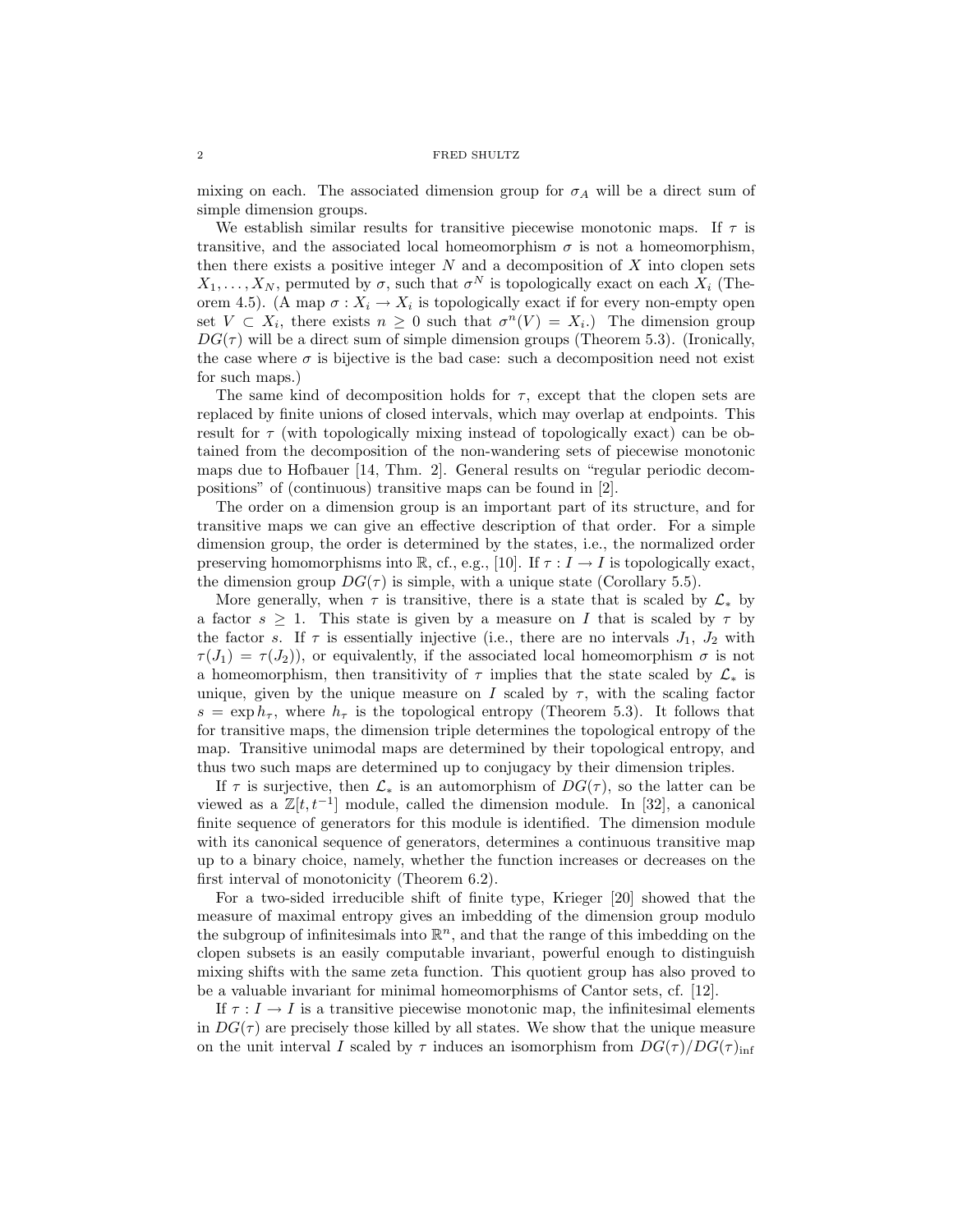mixing on each. The associated dimension group for $\sigma_A$ will be a direct sum of simple dimension groups.

We establish similar results for transitive piecewise monotonic maps. If $\tau$ is transitive, and the associated local homeomorphism $\sigma$ is not a homeomorphism, then there exists a positive integer $N$ and a decomposition of $X$ into clopen sets $X_1, \ldots, X_N$, permuted by $\sigma$, such that $\sigma^N$ is topologically exact on each $X_i$ (Theorem 4.5). (A map $\sigma : X_i \to X_i$ is topologically exact if for every non-empty open set $V \subset X_i$, there exists $n \geq 0$ such that $\sigma^n(V) = X_i$.) The dimension group $DG(\tau)$ will be a direct sum of simple dimension groups (Theorem 5.3). (Ironically, the case where $\sigma$ is bijective is the bad case: such a decomposition need not exist for such maps.)

The same kind of decomposition holds for $\tau$, except that the clopen sets are replaced by finite unions of closed intervals, which may overlap at endpoints. This result for $\tau$ (with topologically mixing instead of topologically exact) can be obtained from the decomposition of the non-wandering sets of piecewise monotonic maps due to Hofbauer [14, Thm. 2]. General results on "regular periodic decompositions" of (continuous) transitive maps can be found in [2].

The order on a dimension group is an important part of its structure, and for transitive maps we can give an effective description of that order. For a simple dimension group, the order is determined by the states, i.e., the normalized order preserving homomorphisms into $\mathbb{R}$, cf., e.g., [10]. If $\tau : I \to I$ is topologically exact, the dimension group $DG(\tau)$ is simple, with a unique state (Corollary 5.5).

More generally, when $\tau$ is transitive, there is a state that is scaled by $\mathcal{L}_*$ by a factor $s \geq 1$. This state is given by a measure on $I$ that is scaled by $\tau$ by the factor $s$. If $\tau$ is essentially injective (i.e., there are no intervals $J_1$, $J_2$ with $\tau(J_1) = \tau(J_2)$), or equivalently, if the associated local homeomorphism $\sigma$ is not a homeomorphism, then transitivity of $\tau$ implies that the state scaled by $\mathcal{L}_*$ is unique, given by the unique measure on $I$ scaled by $\tau$, with the scaling factor $s = \exp h_\tau$, where $h_\tau$ is the topological entropy (Theorem 5.3). It follows that for transitive maps, the dimension triple determines the topological entropy of the map. Transitive unimodal maps are determined by their topological entropy, and thus two such maps are determined up to conjugacy by their dimension triples.

If $\tau$ is surjective, then $\mathcal{L}_*$ is an automorphism of $DG(\tau)$, so the latter can be viewed as a $\mathbb{Z}[t, t^{-1}]$ module, called the dimension module. In [32], a canonical finite sequence of generators for this module is identified. The dimension module with its canonical sequence of generators, determines a continuous transitive map up to a binary choice, namely, whether the function increases or decreases on the first interval of monotonicity (Theorem 6.2).

For a two-sided irreducible shift of finite type, Krieger [20] showed that the measure of maximal entropy gives an imbedding of the dimension group modulo the subgroup of infinitesimals into $\mathbb{R}^n$, and that the range of this imbedding on the clopen subsets is an easily computable invariant, powerful enough to distinguish mixing shifts with the same zeta function. This quotient group has also proved to be a valuable invariant for minimal homeomorphisms of Cantor sets, cf. [12].

If $\tau : I \to I$ is a transitive piecewise monotonic map, the infinitesimal elements in $DG(\tau)$ are precisely those killed by all states. We show that the unique measure on the unit interval $I$ scaled by $\tau$ induces an isomorphism from $DG(\tau)/DG(\tau)_{\mathrm{inf}}$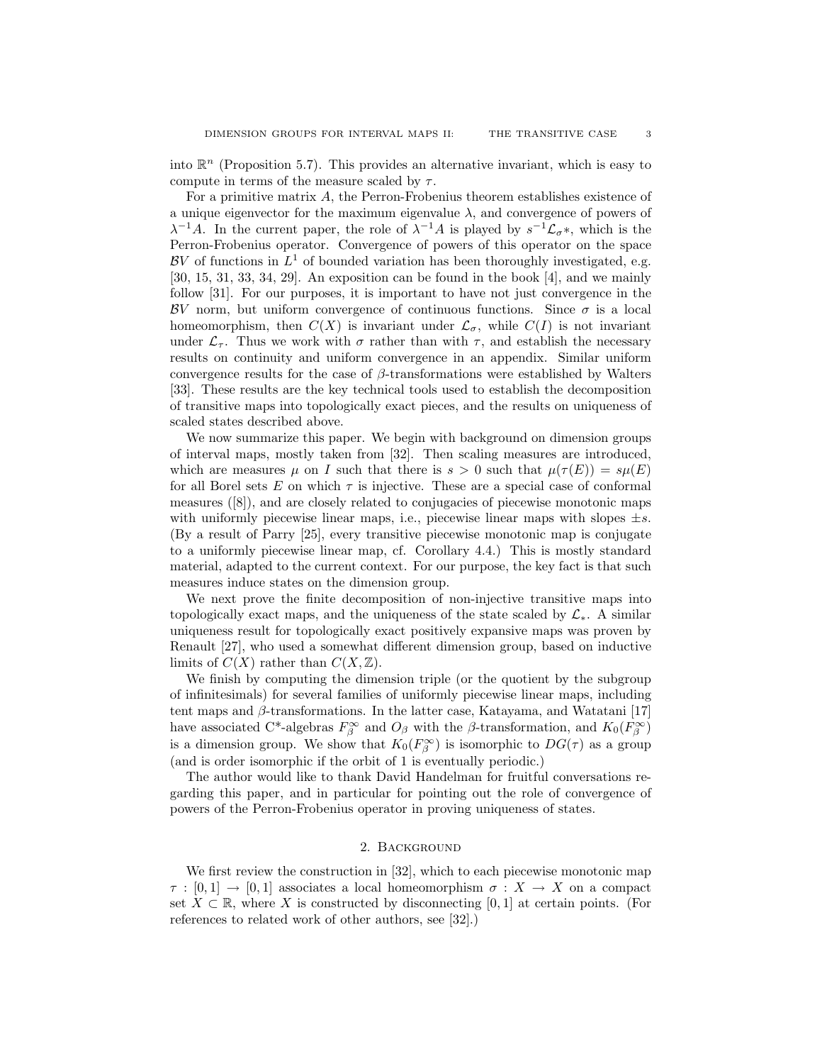into $\mathbb{R}^n$ (Proposition 5.7). This provides an alternative invariant, which is easy to compute in terms of the measure scaled by $\tau$.

For a primitive matrix $A$, the Perron-Frobenius theorem establishes existence of a unique eigenvector for the maximum eigenvalue $\lambda$, and convergence of powers of $\lambda^{-1}A$. In the current paper, the role of $\lambda^{-1}A$ is played by $s^{-1}\mathcal{L}_{\sigma}*$, which is the Perron-Frobenius operator. Convergence of powers of this operator on the space $\mathcal{BV}$ of functions in $L^1$ of bounded variation has been thoroughly investigated, e.g. [30, 15, 31, 33, 34, 29]. An exposition can be found in the book [4], and we mainly follow [31]. For our purposes, it is important to have not just convergence in the $\mathcal{BV}$ norm, but uniform convergence of continuous functions. Since $\sigma$ is a local homeomorphism, then $C(X)$ is invariant under $\mathcal{L}_{\sigma}$, while $C(I)$ is not invariant under $\mathcal{L}_{\tau}$. Thus we work with $\sigma$ rather than with $\tau$, and establish the necessary results on continuity and uniform convergence in an appendix. Similar uniform convergence results for the case of $\beta$-transformations were established by Walters [33]. These results are the key technical tools used to establish the decomposition of transitive maps into topologically exact pieces, and the results on uniqueness of scaled states described above.

We now summarize this paper. We begin with background on dimension groups of interval maps, mostly taken from [32]. Then scaling measures are introduced, which are measures $\mu$ on $I$ such that there is $s > 0$ such that $\mu(\tau(E)) = s\mu(E)$ for all Borel sets $E$ on which $\tau$ is injective. These are a special case of conformal measures ([8]), and are closely related to conjugacies of piecewise monotonic maps with uniformly piecewise linear maps, i.e., piecewise linear maps with slopes $\pm s$. (By a result of Parry [25], every transitive piecewise monotonic map is conjugate to a uniformly piecewise linear map, cf. Corollary 4.4.) This is mostly standard material, adapted to the current context. For our purpose, the key fact is that such measures induce states on the dimension group.

We next prove the finite decomposition of non-injective transitive maps into topologically exact maps, and the uniqueness of the state scaled by $\mathcal{L}_*$. A similar uniqueness result for topologically exact positively expansive maps was proven by Renault [27], who used a somewhat different dimension group, based on inductive limits of $C(X)$ rather than $C(X, \mathbb{Z})$.

We finish by computing the dimension triple (or the quotient by the subgroup of infinitesimals) for several families of uniformly piecewise linear maps, including tent maps and $\beta$-transformations. In the latter case, Katayama, and Watatani [17] have associated C*-algebras $F_{\beta}^{\infty}$ and $O_{\beta}$ with the $\beta$-transformation, and $K_0(F_{\beta}^{\infty})$ is a dimension group. We show that $K_0(F_{\beta}^{\infty})$ is isomorphic to $DG(\tau)$ as a group (and is order isomorphic if the orbit of 1 is eventually periodic.)

The author would like to thank David Handelman for fruitful conversations regarding this paper, and in particular for pointing out the role of convergence of powers of the Perron-Frobenius operator in proving uniqueness of states.

## 2. Background

We first review the construction in [32], which to each piecewise monotonic map $\tau : [0, 1] \to [0, 1]$ associates a local homeomorphism $\sigma : X \to X$ on a compact set $X \subset \mathbb{R}$, where $X$ is constructed by disconnecting $[0, 1]$ at certain points. (For references to related work of other authors, see [32].)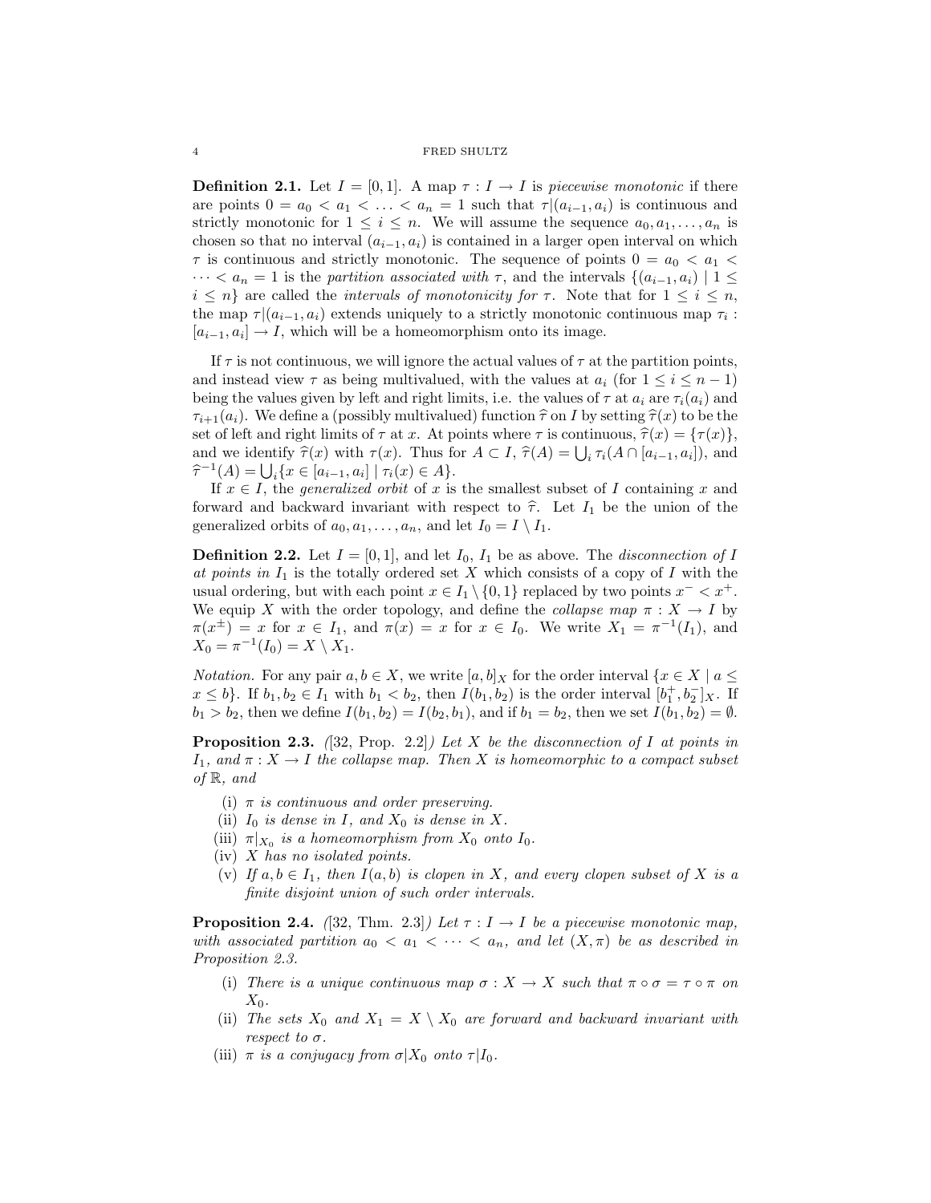**Definition 2.1.** Let $I = [0, 1]$. A map $\tau : I \to I$ is *piecewise monotonic* if there are points $0 = a_0 < a_1 < \ldots < a_n = 1$ such that $\tau|(a_{i-1}, a_i)$ is continuous and strictly monotonic for $1 \le i \le n$. We will assume the sequence $a_0, a_1, \ldots, a_n$ is chosen so that no interval $(a_{i-1}, a_i)$ is contained in a larger open interval on which $\tau$ is continuous and strictly monotonic. The sequence of points $0 = a_0 < a_1 < \cdots < a_n = 1$ is the *partition associated with* $\tau$, and the intervals $\{(a_{i-1}, a_i) \mid 1 \le i \le n\}$ are called the *intervals of monotonicity for* $\tau$. Note that for $1 \le i \le n$, the map $\tau|(a_{i-1}, a_i)$ extends uniquely to a strictly monotonic continuous map $\tau_i : [a_{i-1}, a_i] \to I$, which will be a homeomorphism onto its image.

If $\tau$ is not continuous, we will ignore the actual values of $\tau$ at the partition points, and instead view $\tau$ as being multivalued, with the values at $a_i$ (for $1 \le i \le n-1$) being the values given by left and right limits, i.e. the values of $\tau$ at $a_i$ are $\tau_i(a_i)$ and $\tau_{i+1}(a_i)$. We define a (possibly multivalued) function $\widehat{\tau}$ on $I$ by setting $\widehat{\tau}(x)$ to be the set of left and right limits of $\tau$ at $x$. At points where $\tau$ is continuous, $\widehat{\tau}(x) = \{\tau(x)\}$, and we identify $\widehat{\tau}(x)$ with $\tau(x)$. Thus for $A \subset I$, $\widehat{\tau}(A) = \bigcup_i \tau_i(A \cap [a_{i-1}, a_i])$, and $\widehat{\tau}^{-1}(A) = \bigcup_i \{x \in [a_{i-1}, a_i] \mid \tau_i(x) \in A\}$.

If $x \in I$, the *generalized orbit* of $x$ is the smallest subset of $I$ containing $x$ and forward and backward invariant with respect to $\widehat{\tau}$. Let $I_1$ be the union of the generalized orbits of $a_0, a_1, \ldots, a_n$, and let $I_0 = I \setminus I_1$.

**Definition 2.2.** Let $I = [0, 1]$, and let $I_0$, $I_1$ be as above. The *disconnection of $I$ at points in $I_1$* is the totally ordered set $X$ which consists of a copy of $I$ with the usual ordering, but with each point $x \in I_1 \setminus \{0, 1\}$ replaced by two points $x^- < x^+$. We equip $X$ with the order topology, and define the *collapse map* $\pi : X \to I$ by $\pi(x^{\pm}) = x$ for $x \in I_1$, and $\pi(x) = x$ for $x \in I_0$. We write $X_1 = \pi^{-1}(I_1)$, and $X_0 = \pi^{-1}(I_0) = X \setminus X_1$.

*Notation.* For any pair $a, b \in X$, we write $[a, b]_X$ for the order interval $\{x \in X \mid a \le x \le b\}$. If $b_1, b_2 \in I_1$ with $b_1 < b_2$, then $I(b_1, b_2)$ is the order interval $[b_1^+, b_2^-]_X$. If $b_1 > b_2$, then we define $I(b_1, b_2) = I(b_2, b_1)$, and if $b_1 = b_2$, then we set $I(b_1, b_2) = \emptyset$.

**Proposition 2.3.** *([32, Prop. 2.2]) Let $X$ be the disconnection of $I$ at points in $I_1$, and $\pi : X \to I$ the collapse map. Then $X$ is homeomorphic to a compact subset of $\mathbb{R}$, and*

- (i) *$\pi$ is continuous and order preserving.*
- (ii) *$I_0$ is dense in $I$, and $X_0$ is dense in $X$.*
- (iii) *$\pi|_{X_0}$ is a homeomorphism from $X_0$ onto $I_0$.*
- (iv) *$X$ has no isolated points.*
- (v) *If $a, b \in I_1$, then $I(a, b)$ is clopen in $X$, and every clopen subset of $X$ is a finite disjoint union of such order intervals.*

**Proposition 2.4.** *([32, Thm. 2.3]) Let $\tau : I \to I$ be a piecewise monotonic map, with associated partition $a_0 < a_1 < \cdots < a_n$, and let $(X, \pi)$ be as described in Proposition 2.3.*

- (i) *There is a unique continuous map $\sigma : X \to X$ such that $\pi \circ \sigma = \tau \circ \pi$ on $X_0$.*
- (ii) *The sets $X_0$ and $X_1 = X \setminus X_0$ are forward and backward invariant with respect to $\sigma$.*
- (iii) *$\pi$ is a conjugacy from $\sigma|X_0$ onto $\tau|I_0$.*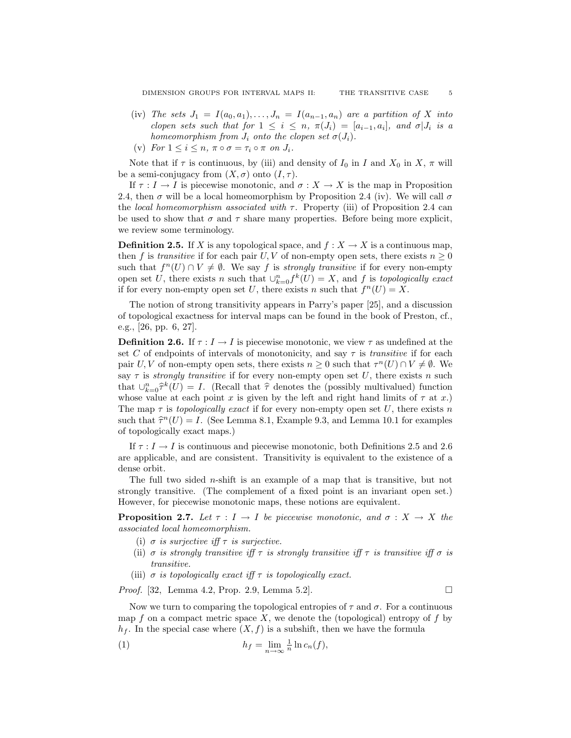(iv) *The sets* $J_1 = I(a_0, a_1), \ldots, J_n = I(a_{n-1}, a_n)$ *are a partition of* $X$ *into clopen sets such that for* $1 \leq i \leq n$, $\pi(J_i) = [a_{i-1}, a_i]$, *and* $\sigma|J_i$ *is a homeomorphism from* $J_i$ *onto the clopen set* $\sigma(J_i)$.

(v) *For* $1 \leq i \leq n$, $\pi \circ \sigma = \tau_i \circ \pi$ *on* $J_i$.

Note that if $\tau$ is continuous, by (iii) and density of $I_0$ in $I$ and $X_0$ in $X$, $\pi$ will be a semi-conjugacy from $(X, \sigma)$ onto $(I, \tau)$.

If $\tau : I \to I$ is piecewise monotonic, and $\sigma : X \to X$ is the map in Proposition 2.4, then $\sigma$ will be a local homeomorphism by Proposition 2.4 (iv). We will call $\sigma$ the *local homeomorphism associated with* $\tau$. Property (iii) of Proposition 2.4 can be used to show that $\sigma$ and $\tau$ share many properties. Before being more explicit, we review some terminology.

**Definition 2.5.** If $X$ is any topological space, and $f : X \to X$ is a continuous map, then $f$ is *transitive* if for each pair $U, V$ of non-empty open sets, there exists $n \geq 0$ such that $f^n(U) \cap V \neq \emptyset$. We say $f$ is *strongly transitive* if for every non-empty open set $U$, there exists $n$ such that $\cup_{k=0}^n f^k(U) = X$, and $f$ is *topologically exact* if for every non-empty open set $U$, there exists $n$ such that $f^n(U) = X$.

The notion of strong transitivity appears in Parry's paper [25], and a discussion of topological exactness for interval maps can be found in the book of Preston, cf., e.g., [26, pp. 6, 27].

**Definition 2.6.** If $\tau : I \to I$ is piecewise monotonic, we view $\tau$ as undefined at the set $C$ of endpoints of intervals of monotonicity, and say $\tau$ is *transitive* if for each pair $U, V$ of non-empty open sets, there exists $n \geq 0$ such that $\tau^n(U) \cap V \neq \emptyset$. We say $\tau$ is *strongly transitive* if for every non-empty open set $U$, there exists $n$ such that $\cup_{k=0}^n \widehat{\tau}^k(U) = I$. (Recall that $\widehat{\tau}$ denotes the (possibly multivalued) function whose value at each point $x$ is given by the left and right hand limits of $\tau$ at $x$.) The map $\tau$ is *topologically exact* if for every non-empty open set $U$, there exists $n$ such that $\widehat{\tau}^n(U) = I$. (See Lemma 8.1, Example 9.3, and Lemma 10.1 for examples of topologically exact maps.)

If $\tau : I \to I$ is continuous and piecewise monotonic, both Definitions 2.5 and 2.6 are applicable, and are consistent. Transitivity is equivalent to the existence of a dense orbit.

The full two sided $n$-shift is an example of a map that is transitive, but not strongly transitive. (The complement of a fixed point is an invariant open set.) However, for piecewise monotonic maps, these notions are equivalent.

**Proposition 2.7.** *Let* $\tau : I \to I$ *be piecewise monotonic, and* $\sigma : X \to X$ *the associated local homeomorphism.*

(i) $\sigma$ *is surjective iff* $\tau$ *is surjective.*

(ii) $\sigma$ *is strongly transitive iff* $\tau$ *is strongly transitive iff* $\tau$ *is transitive iff* $\sigma$ *is transitive.*

(iii) $\sigma$ *is topologically exact iff* $\tau$ *is topologically exact.*

*Proof.* [32, Lemma 4.2, Prop. 2.9, Lemma 5.2]. □

Now we turn to comparing the topological entropies of $\tau$ and $\sigma$. For a continuous map $f$ on a compact metric space $X$, we denote the (topological) entropy of $f$ by $h_f$. In the special case where $(X, f)$ is a subshift, then we have the formula

$$h_f = \lim_{n \to \infty} \tfrac{1}{n} \ln c_n(f), \tag{1}$$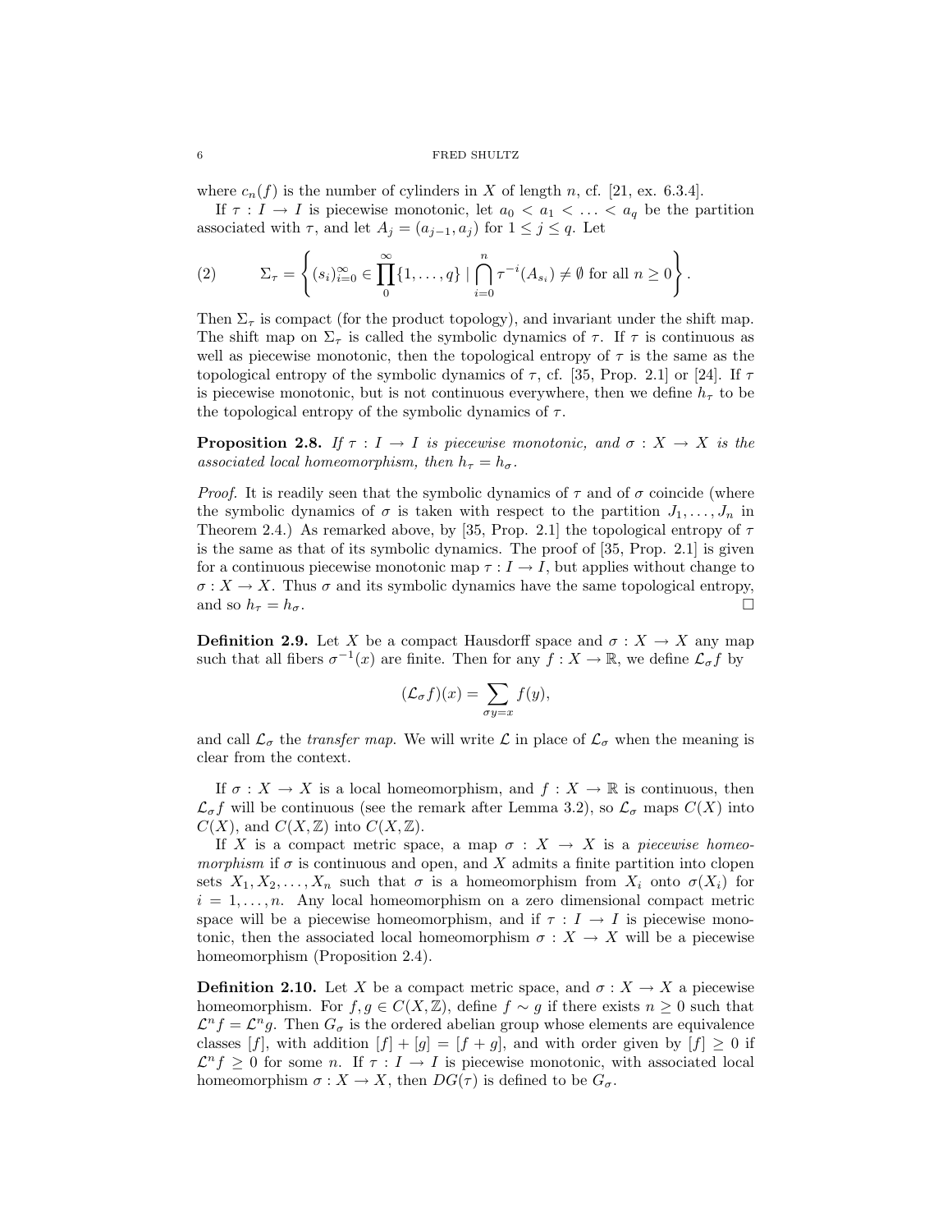where $c_n(f)$ is the number of cylinders in $X$ of length $n$, cf. [21, ex. 6.3.4].

If $\tau : I \to I$ is piecewise monotonic, let $a_0 < a_1 < \ldots < a_q$ be the partition associated with $\tau$, and let $A_j = (a_{j-1}, a_j)$ for $1 \le j \le q$. Let

$$\Sigma_\tau = \left\{ (s_i)_{i=0}^\infty \in \prod_0^\infty \{1, \ldots, q\} \mid \bigcap_{i=0}^n \tau^{-i}(A_{s_i}) \neq \emptyset \text{ for all } n \ge 0 \right\}. \tag{2}$$

Then $\Sigma_\tau$ is compact (for the product topology), and invariant under the shift map. The shift map on $\Sigma_\tau$ is called the symbolic dynamics of $\tau$. If $\tau$ is continuous as well as piecewise monotonic, then the topological entropy of $\tau$ is the same as the topological entropy of the symbolic dynamics of $\tau$, cf. [35, Prop. 2.1] or [24]. If $\tau$ is piecewise monotonic, but is not continuous everywhere, then we define $h_\tau$ to be the topological entropy of the symbolic dynamics of $\tau$.

**Proposition 2.8.** *If $\tau : I \to I$ is piecewise monotonic, and $\sigma : X \to X$ is the associated local homeomorphism, then $h_\tau = h_\sigma$.*

*Proof.* It is readily seen that the symbolic dynamics of $\tau$ and of $\sigma$ coincide (where the symbolic dynamics of $\sigma$ is taken with respect to the partition $J_1, \ldots, J_n$ in Theorem 2.4.) As remarked above, by [35, Prop. 2.1] the topological entropy of $\tau$ is the same as that of its symbolic dynamics. The proof of [35, Prop. 2.1] is given for a continuous piecewise monotonic map $\tau : I \to I$, but applies without change to $\sigma : X \to X$. Thus $\sigma$ and its symbolic dynamics have the same topological entropy, and so $h_\tau = h_\sigma$. □

**Definition 2.9.** Let $X$ be a compact Hausdorff space and $\sigma : X \to X$ any map such that all fibers $\sigma^{-1}(x)$ are finite. Then for any $f : X \to \mathbb{R}$, we define $\mathcal{L}_\sigma f$ by

$$(\mathcal{L}_\sigma f)(x) = \sum_{\sigma y = x} f(y),$$

and call $\mathcal{L}_\sigma$ the *transfer map*. We will write $\mathcal{L}$ in place of $\mathcal{L}_\sigma$ when the meaning is clear from the context.

If $\sigma : X \to X$ is a local homeomorphism, and $f : X \to \mathbb{R}$ is continuous, then $\mathcal{L}_\sigma f$ will be continuous (see the remark after Lemma 3.2), so $\mathcal{L}_\sigma$ maps $C(X)$ into $C(X)$, and $C(X, \mathbb{Z})$ into $C(X, \mathbb{Z})$.

If $X$ is a compact metric space, a map $\sigma : X \to X$ is a *piecewise homeomorphism* if $\sigma$ is continuous and open, and $X$ admits a finite partition into clopen sets $X_1, X_2, \ldots, X_n$ such that $\sigma$ is a homeomorphism from $X_i$ onto $\sigma(X_i)$ for $i = 1, \ldots, n$. Any local homeomorphism on a zero dimensional compact metric space will be a piecewise homeomorphism, and if $\tau : I \to I$ is piecewise monotonic, then the associated local homeomorphism $\sigma : X \to X$ will be a piecewise homeomorphism (Proposition 2.4).

**Definition 2.10.** Let $X$ be a compact metric space, and $\sigma : X \to X$ a piecewise homeomorphism. For $f, g \in C(X, \mathbb{Z})$, define $f \sim g$ if there exists $n \ge 0$ such that $\mathcal{L}^n f = \mathcal{L}^n g$. Then $G_\sigma$ is the ordered abelian group whose elements are equivalence classes $[f]$, with addition $[f] + [g] = [f + g]$, and with order given by $[f] \ge 0$ if $\mathcal{L}^n f \ge 0$ for some $n$. If $\tau : I \to I$ is piecewise monotonic, with associated local homeomorphism $\sigma : X \to X$, then $DG(\tau)$ is defined to be $G_\sigma$.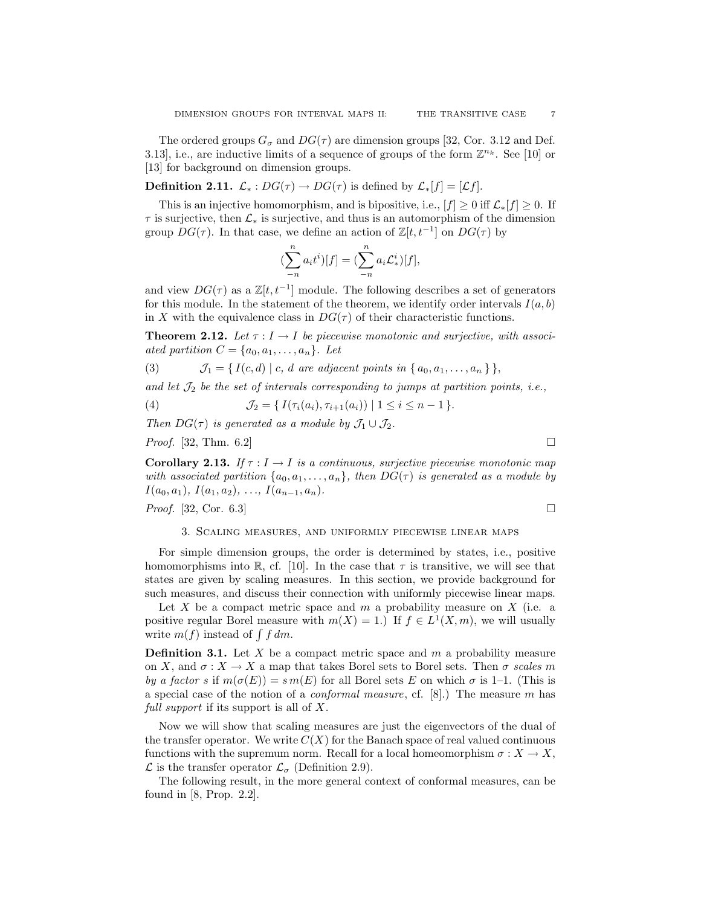The ordered groups $G_\sigma$ and $DG(\tau)$ are dimension groups [32, Cor. 3.12 and Def. 3.13], i.e., are inductive limits of a sequence of groups of the form $\mathbb{Z}^{n_k}$. See [10] or [13] for background on dimension groups.

**Definition 2.11.** $\mathcal{L}_* : DG(\tau) \to DG(\tau)$ is defined by $\mathcal{L}_*[f] = [\mathcal{L}f]$.

This is an injective homomorphism, and is bipositive, i.e., $[f] \geq 0$ iff $\mathcal{L}_*[f] \geq 0$. If $\tau$ is surjective, then $\mathcal{L}_*$ is surjective, and thus is an automorphism of the dimension group $DG(\tau)$. In that case, we define an action of $\mathbb{Z}[t, t^{-1}]$ on $DG(\tau)$ by

$$(\sum_{-n}^{n} a_i t^i)[f] = (\sum_{-n}^{n} a_i \mathcal{L}_*^i)[f],$$

and view $DG(\tau)$ as a $\mathbb{Z}[t, t^{-1}]$ module. The following describes a set of generators for this module. In the statement of the theorem, we identify order intervals $I(a, b)$ in $X$ with the equivalence class in $DG(\tau)$ of their characteristic functions.

**Theorem 2.12.** *Let $\tau : I \to I$ be piecewise monotonic and surjective, with associated partition $C = \{a_0, a_1, \ldots, a_n\}$. Let*

$$\mathcal{J}_1 = \{\, I(c, d) \mid c,\ d \text{ are adjacent points in } \{\, a_0, a_1, \ldots, a_n \,\}\,\}, \tag{3}$$

*and let $\mathcal{J}_2$ be the set of intervals corresponding to jumps at partition points, i.e.,*

$$\mathcal{J}_2 = \{\, I(\tau_i(a_i), \tau_{i+1}(a_i)) \mid 1 \leq i \leq n-1 \,\}. \tag{4}$$

*Then $DG(\tau)$ is generated as a module by $\mathcal{J}_1 \cup \mathcal{J}_2$.*

*Proof.* [32, Thm. 6.2] □

**Corollary 2.13.** *If $\tau : I \to I$ is a continuous, surjective piecewise monotonic map with associated partition $\{a_0, a_1, \ldots, a_n\}$, then $DG(\tau)$ is generated as a module by $I(a_0, a_1)$, $I(a_1, a_2)$, $\ldots$, $I(a_{n-1}, a_n)$.*

*Proof.* [32, Cor. 6.3] □

## 3. Scaling measures, and uniformly piecewise linear maps

For simple dimension groups, the order is determined by states, i.e., positive homomorphisms into $\mathbb{R}$, cf. [10]. In the case that $\tau$ is transitive, we will see that states are given by scaling measures. In this section, we provide background for such measures, and discuss their connection with uniformly piecewise linear maps.

Let $X$ be a compact metric space and $m$ a probability measure on $X$ (i.e. a positive regular Borel measure with $m(X) = 1$.) If $f \in L^1(X, m)$, we will usually write $m(f)$ instead of $\int f \, dm$.

**Definition 3.1.** Let $X$ be a compact metric space and $m$ a probability measure on $X$, and $\sigma : X \to X$ a map that takes Borel sets to Borel sets. Then $\sigma$ *scales* $m$ *by a factor* $s$ if $m(\sigma(E)) = s\, m(E)$ for all Borel sets $E$ on which $\sigma$ is 1–1. (This is a special case of the notion of a *conformal measure*, cf. [8].) The measure $m$ has *full support* if its support is all of $X$.

Now we will show that scaling measures are just the eigenvectors of the dual of the transfer operator. We write $C(X)$ for the Banach space of real valued continuous functions with the supremum norm. Recall for a local homeomorphism $\sigma : X \to X$, $\mathcal{L}$ is the transfer operator $\mathcal{L}_\sigma$ (Definition 2.9).

The following result, in the more general context of conformal measures, can be found in [8, Prop. 2.2].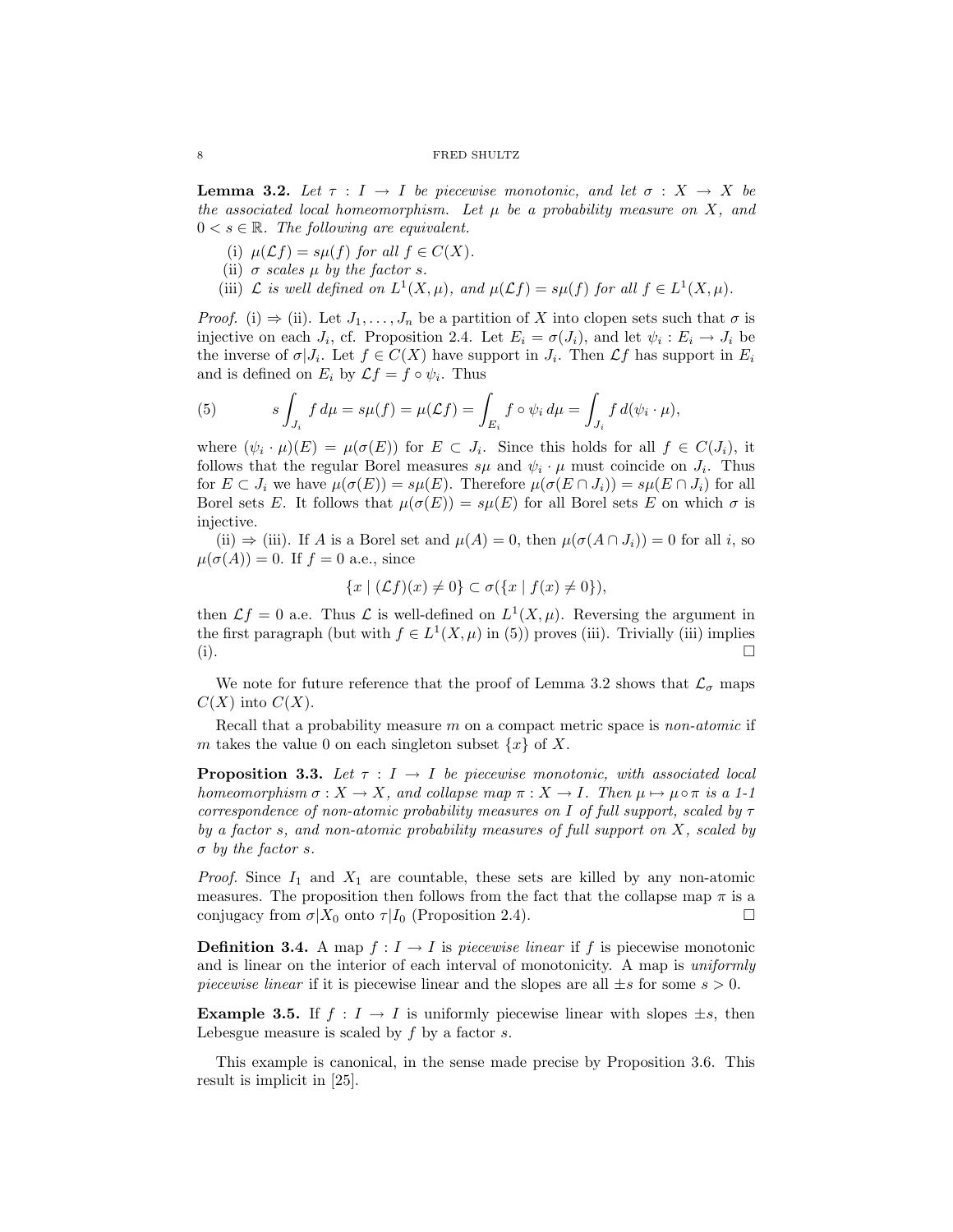**Lemma 3.2.** *Let $\tau : I \to I$ be piecewise monotonic, and let $\sigma : X \to X$ be the associated local homeomorphism. Let $\mu$ be a probability measure on $X$, and $0 < s \in \mathbb{R}$. The following are equivalent.*

- (i) *$\mu(\mathcal{L}f) = s\mu(f)$ for all $f \in C(X)$.*
- (ii) *$\sigma$ scales $\mu$ by the factor $s$.*
- (iii) *$\mathcal{L}$ is well defined on $L^1(X, \mu)$, and $\mu(\mathcal{L}f) = s\mu(f)$ for all $f \in L^1(X, \mu)$.*

*Proof.* (i) $\Rightarrow$ (ii). Let $J_1, \ldots, J_n$ be a partition of $X$ into clopen sets such that $\sigma$ is injective on each $J_i$, cf. Proposition 2.4. Let $E_i = \sigma(J_i)$, and let $\psi_i : E_i \to J_i$ be the inverse of $\sigma|J_i$. Let $f \in C(X)$ have support in $J_i$. Then $\mathcal{L}f$ has support in $E_i$ and is defined on $E_i$ by $\mathcal{L}f = f \circ \psi_i$. Thus

$$s \int_{J_i} f \, d\mu = s\mu(f) = \mu(\mathcal{L}f) = \int_{E_i} f \circ \psi_i \, d\mu = \int_{J_i} f \, d(\psi_i \cdot \mu), \tag{5}$$

where $(\psi_i \cdot \mu)(E) = \mu(\sigma(E))$ for $E \subset J_i$. Since this holds for all $f \in C(J_i)$, it follows that the regular Borel measures $s\mu$ and $\psi_i \cdot \mu$ must coincide on $J_i$. Thus for $E \subset J_i$ we have $\mu(\sigma(E)) = s\mu(E)$. Therefore $\mu(\sigma(E \cap J_i)) = s\mu(E \cap J_i)$ for all Borel sets $E$. It follows that $\mu(\sigma(E)) = s\mu(E)$ for all Borel sets $E$ on which $\sigma$ is injective.

(ii) $\Rightarrow$ (iii). If $A$ is a Borel set and $\mu(A) = 0$, then $\mu(\sigma(A \cap J_i)) = 0$ for all $i$, so $\mu(\sigma(A)) = 0$. If $f = 0$ a.e., since

$$\{x \mid (\mathcal{L}f)(x) \neq 0\} \subset \sigma(\{x \mid f(x) \neq 0\}),$$

then $\mathcal{L}f = 0$ a.e. Thus $\mathcal{L}$ is well-defined on $L^1(X, \mu)$. Reversing the argument in the first paragraph (but with $f \in L^1(X, \mu)$ in (5)) proves (iii). Trivially (iii) implies (i). $\square$

We note for future reference that the proof of Lemma 3.2 shows that $\mathcal{L}_\sigma$ maps $C(X)$ into $C(X)$.

Recall that a probability measure $m$ on a compact metric space is *non-atomic* if $m$ takes the value 0 on each singleton subset $\{x\}$ of $X$.

**Proposition 3.3.** *Let $\tau : I \to I$ be piecewise monotonic, with associated local homeomorphism $\sigma : X \to X$, and collapse map $\pi : X \to I$. Then $\mu \mapsto \mu \circ \pi$ is a 1-1 correspondence of non-atomic probability measures on $I$ of full support, scaled by $\tau$ by a factor $s$, and non-atomic probability measures of full support on $X$, scaled by $\sigma$ by the factor $s$.*

*Proof.* Since $I_1$ and $X_1$ are countable, these sets are killed by any non-atomic measures. The proposition then follows from the fact that the collapse map $\pi$ is a conjugacy from $\sigma|X_0$ onto $\tau|I_0$ (Proposition 2.4). $\square$

**Definition 3.4.** A map $f : I \to I$ is *piecewise linear* if $f$ is piecewise monotonic and is linear on the interior of each interval of monotonicity. A map is *uniformly piecewise linear* if it is piecewise linear and the slopes are all $\pm s$ for some $s > 0$.

**Example 3.5.** If $f : I \to I$ is uniformly piecewise linear with slopes $\pm s$, then Lebesgue measure is scaled by $f$ by a factor $s$.

This example is canonical, in the sense made precise by Proposition 3.6. This result is implicit in [25].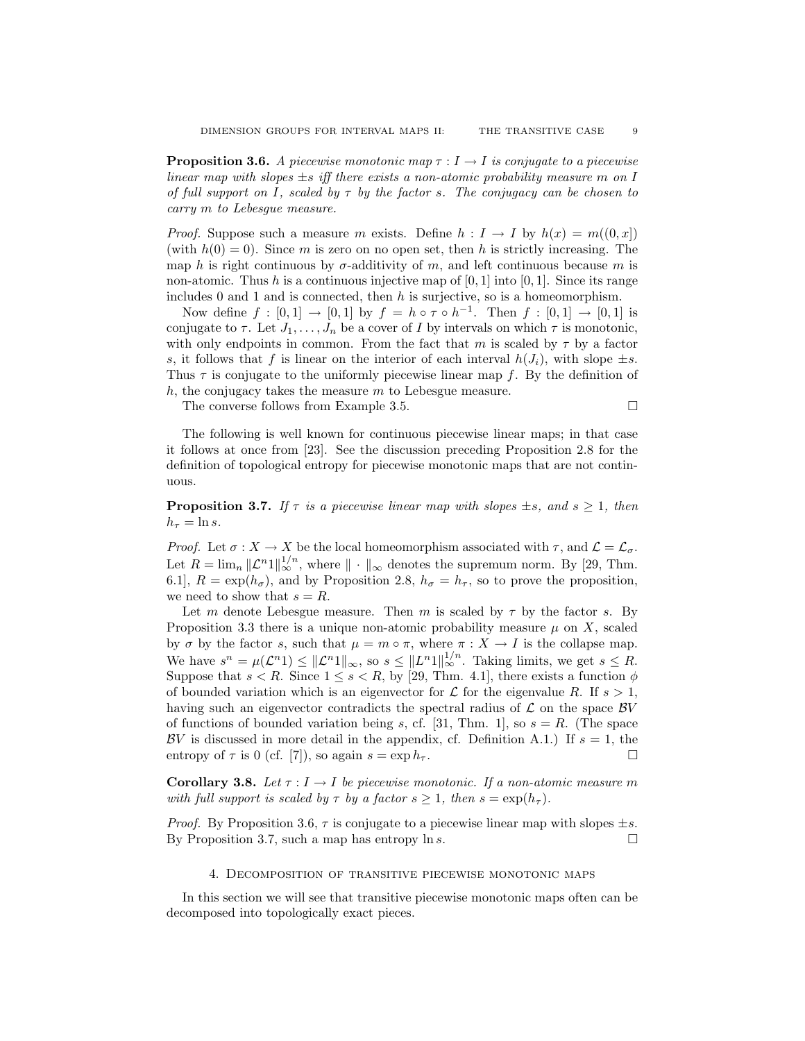**Proposition 3.6.** *A piecewise monotonic map $\tau : I \to I$ is conjugate to a piecewise linear map with slopes $\pm s$ iff there exists a non-atomic probability measure $m$ on $I$ of full support on $I$, scaled by $\tau$ by the factor $s$. The conjugacy can be chosen to carry $m$ to Lebesgue measure.*

*Proof.* Suppose such a measure $m$ exists. Define $h : I \to I$ by $h(x) = m((0, x])$ (with $h(0) = 0$). Since $m$ is zero on no open set, then $h$ is strictly increasing. The map $h$ is right continuous by $\sigma$-additivity of $m$, and left continuous because $m$ is non-atomic. Thus $h$ is a continuous injective map of $[0, 1]$ into $[0, 1]$. Since its range includes 0 and 1 and is connected, then $h$ is surjective, so is a homeomorphism.

Now define $f : [0, 1] \to [0, 1]$ by $f = h \circ \tau \circ h^{-1}$. Then $f : [0, 1] \to [0, 1]$ is conjugate to $\tau$. Let $J_1, \dots, J_n$ be a cover of $I$ by intervals on which $\tau$ is monotonic, with only endpoints in common. From the fact that $m$ is scaled by $\tau$ by a factor $s$, it follows that $f$ is linear on the interior of each interval $h(J_i)$, with slope $\pm s$. Thus $\tau$ is conjugate to the uniformly piecewise linear map $f$. By the definition of $h$, the conjugacy takes the measure $m$ to Lebesgue measure.

The converse follows from Example 3.5. $\square$

The following is well known for continuous piecewise linear maps; in that case it follows at once from [23]. See the discussion preceding Proposition 2.8 for the definition of topological entropy for piecewise monotonic maps that are not continuous.

**Proposition 3.7.** *If $\tau$ is a piecewise linear map with slopes $\pm s$, and $s \ge 1$, then $h_\tau = \ln s$.*

*Proof.* Let $\sigma : X \to X$ be the local homeomorphism associated with $\tau$, and $\mathcal{L} = \mathcal{L}_\sigma$. Let $R = \lim_n \|\mathcal{L}^n 1\|_\infty^{1/n}$, where $\|\cdot\|_\infty$ denotes the supremum norm. By [29, Thm. 6.1], $R = \exp(h_\sigma)$, and by Proposition 2.8, $h_\sigma = h_\tau$, so to prove the proposition, we need to show that $s = R$.

Let $m$ denote Lebesgue measure. Then $m$ is scaled by $\tau$ by the factor $s$. By Proposition 3.3 there is a unique non-atomic probability measure $\mu$ on $X$, scaled by $\sigma$ by the factor $s$, such that $\mu = m \circ \pi$, where $\pi : X \to I$ is the collapse map. We have $s^n = \mu(\mathcal{L}^n 1) \le \|\mathcal{L}^n 1\|_\infty$, so $s \le \|L^n 1\|_\infty^{1/n}$. Taking limits, we get $s \le R$. Suppose that $s < R$. Since $1 \le s < R$, by [29, Thm. 4.1], there exists a function $\phi$ of bounded variation which is an eigenvector for $\mathcal{L}$ for the eigenvalue $R$. If $s > 1$, having such an eigenvector contradicts the spectral radius of $\mathcal{L}$ on the space $\mathcal{BV}$ of functions of bounded variation being $s$, cf. [31, Thm. 1], so $s = R$. (The space $\mathcal{BV}$ is discussed in more detail in the appendix, cf. Definition A.1.) If $s = 1$, the entropy of $\tau$ is 0 (cf. [7]), so again $s = \exp h_\tau$. $\square$

**Corollary 3.8.** *Let $\tau : I \to I$ be piecewise monotonic. If a non-atomic measure $m$ with full support is scaled by $\tau$ by a factor $s \ge 1$, then $s = \exp(h_\tau)$.*

*Proof.* By Proposition 3.6, $\tau$ is conjugate to a piecewise linear map with slopes $\pm s$. By Proposition 3.7, such a map has entropy $\ln s$. $\square$

## 4. Decomposition of transitive piecewise monotonic maps

In this section we will see that transitive piecewise monotonic maps often can be decomposed into topologically exact pieces.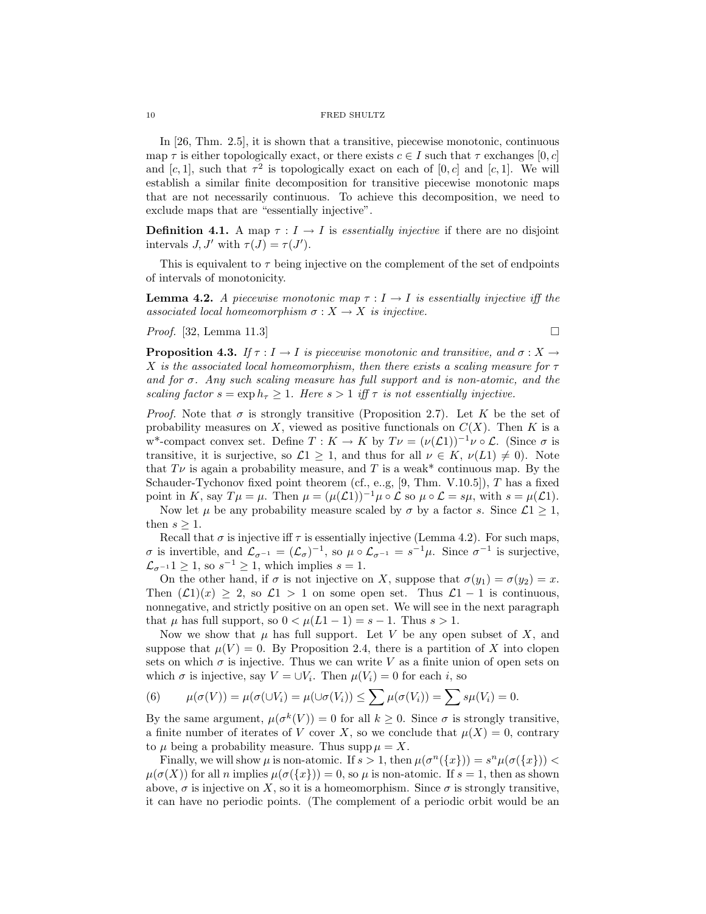In [26, Thm. 2.5], it is shown that a transitive, piecewise monotonic, continuous map $\tau$ is either topologically exact, or there exists $c \in I$ such that $\tau$ exchanges $[0, c]$ and $[c, 1]$, such that $\tau^2$ is topologically exact on each of $[0, c]$ and $[c, 1]$. We will establish a similar finite decomposition for transitive piecewise monotonic maps that are not necessarily continuous. To achieve this decomposition, we need to exclude maps that are "essentially injective".

**Definition 4.1.** A map $\tau : I \to I$ is *essentially injective* if there are no disjoint intervals $J, J'$ with $\tau(J) = \tau(J')$.

This is equivalent to $\tau$ being injective on the complement of the set of endpoints of intervals of monotonicity.

**Lemma 4.2.** *A piecewise monotonic map $\tau : I \to I$ is essentially injective iff the associated local homeomorphism $\sigma : X \to X$ is injective.*

*Proof.* [32, Lemma 11.3] □

**Proposition 4.3.** *If $\tau : I \to I$ is piecewise monotonic and transitive, and $\sigma : X \to X$ is the associated local homeomorphism, then there exists a scaling measure for $\tau$ and for $\sigma$. Any such scaling measure has full support and is non-atomic, and the scaling factor $s = \exp h_\tau \geq 1$. Here $s > 1$ iff $\tau$ is not essentially injective.*

*Proof.* Note that $\sigma$ is strongly transitive (Proposition 2.7). Let $K$ be the set of probability measures on $X$, viewed as positive functionals on $C(X)$. Then $K$ is a w*-compact convex set. Define $T : K \to K$ by $T\nu = (\nu(\mathcal{L}1))^{-1}\nu \circ \mathcal{L}$. (Since $\sigma$ is transitive, it is surjective, so $\mathcal{L}1 \geq 1$, and thus for all $\nu \in K$, $\nu(L1) \neq 0$). Note that $T\nu$ is again a probability measure, and $T$ is a weak* continuous map. By the Schauder-Tychonov fixed point theorem (cf., e.,g, [9, Thm. V.10.5]), $T$ has a fixed point in $K$, say $T\mu = \mu$. Then $\mu = (\mu(\mathcal{L}1))^{-1}\mu \circ \mathcal{L}$ so $\mu \circ \mathcal{L} = s\mu$, with $s = \mu(\mathcal{L}1)$.

Now let $\mu$ be any probability measure scaled by $\sigma$ by a factor $s$. Since $\mathcal{L}1 \geq 1$, then $s \geq 1$.

Recall that $\sigma$ is injective iff $\tau$ is essentially injective (Lemma 4.2). For such maps, $\sigma$ is invertible, and $\mathcal{L}_{\sigma^{-1}} = (\mathcal{L}_\sigma)^{-1}$, so $\mu \circ \mathcal{L}_{\sigma^{-1}} = s^{-1}\mu$. Since $\sigma^{-1}$ is surjective, $\mathcal{L}_{\sigma^{-1}}1 \geq 1$, so $s^{-1} \geq 1$, which implies $s = 1$.

On the other hand, if $\sigma$ is not injective on $X$, suppose that $\sigma(y_1) = \sigma(y_2) = x$. Then $(\mathcal{L}1)(x) \geq 2$, so $\mathcal{L}1 > 1$ on some open set. Thus $\mathcal{L}1 - 1$ is continuous, nonnegative, and strictly positive on an open set. We will see in the next paragraph that $\mu$ has full support, so $0 < \mu(L1 - 1) = s - 1$. Thus $s > 1$.

Now we show that $\mu$ has full support. Let $V$ be any open subset of $X$, and suppose that $\mu(V) = 0$. By Proposition 2.4, there is a partition of $X$ into clopen sets on which $\sigma$ is injective. Thus we can write $V$ as a finite union of open sets on which $\sigma$ is injective, say $V = \cup V_i$. Then $\mu(V_i) = 0$ for each $i$, so

$$\mu(\sigma(V)) = \mu(\sigma(\cup V_i) = \mu(\cup \sigma(V_i)) \leq \sum \mu(\sigma(V_i)) = \sum s\mu(V_i) = 0. \tag{6}$$

By the same argument, $\mu(\sigma^k(V)) = 0$ for all $k \geq 0$. Since $\sigma$ is strongly transitive, a finite number of iterates of $V$ cover $X$, so we conclude that $\mu(X) = 0$, contrary to $\mu$ being a probability measure. Thus $\operatorname{supp} \mu = X$.

Finally, we will show $\mu$ is non-atomic. If $s > 1$, then $\mu(\sigma^n(\{x\})) = s^n \mu(\sigma(\{x\})) < \mu(\sigma(X))$ for all $n$ implies $\mu(\sigma(\{x\})) = 0$, so $\mu$ is non-atomic. If $s = 1$, then as shown above, $\sigma$ is injective on $X$, so it is a homeomorphism. Since $\sigma$ is strongly transitive, it can have no periodic points. (The complement of a periodic orbit would be an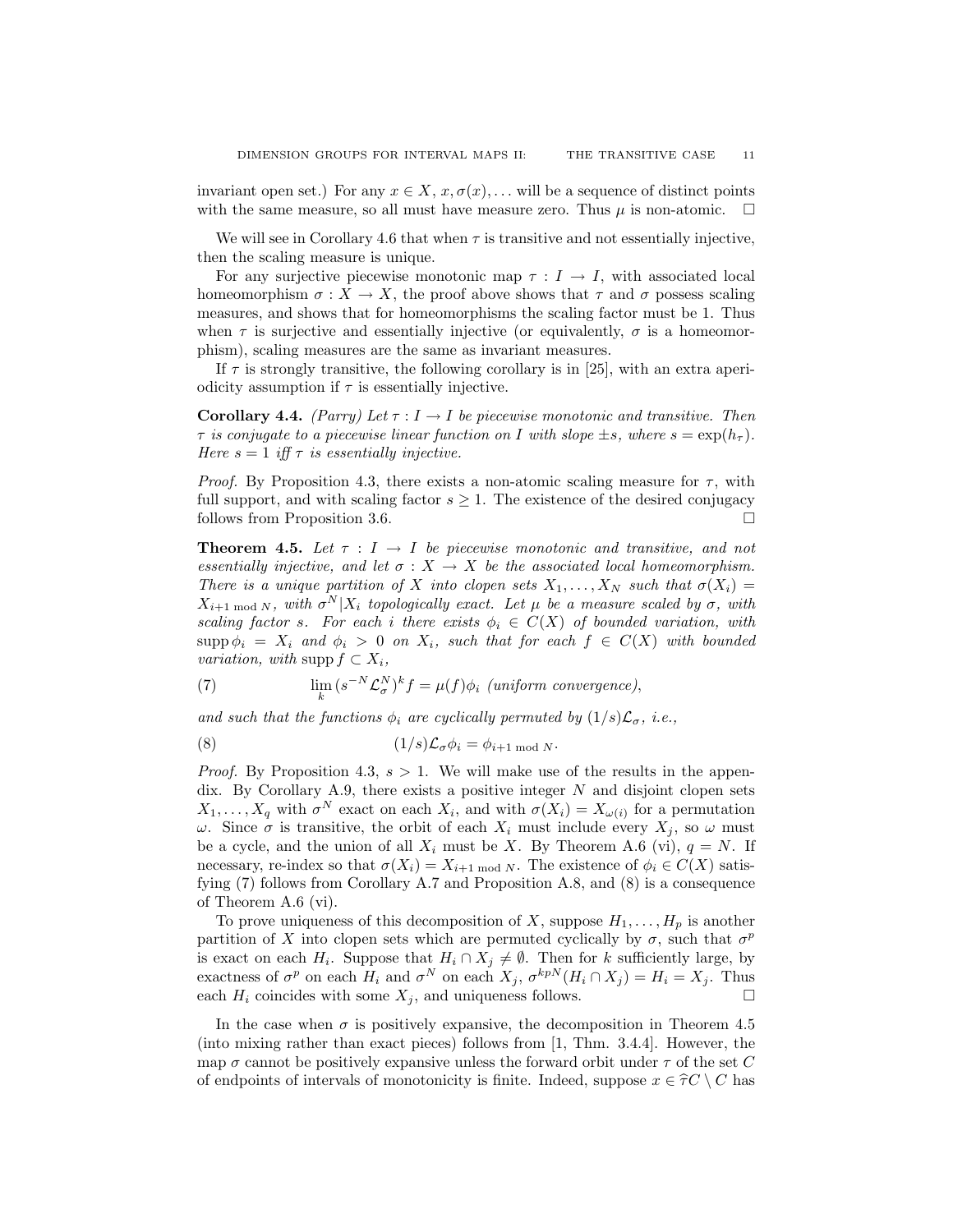invariant open set.) For any $x \in X$, $x, \sigma(x), \ldots$ will be a sequence of distinct points with the same measure, so all must have measure zero. Thus $\mu$ is non-atomic. $\square$

We will see in Corollary 4.6 that when $\tau$ is transitive and not essentially injective, then the scaling measure is unique.

For any surjective piecewise monotonic map $\tau : I \to I$, with associated local homeomorphism $\sigma : X \to X$, the proof above shows that $\tau$ and $\sigma$ possess scaling measures, and shows that for homeomorphisms the scaling factor must be 1. Thus when $\tau$ is surjective and essentially injective (or equivalently, $\sigma$ is a homeomorphism), scaling measures are the same as invariant measures.

If $\tau$ is strongly transitive, the following corollary is in [25], with an extra aperiodicity assumption if $\tau$ is essentially injective.

**Corollary 4.4.** *(Parry) Let $\tau : I \to I$ be piecewise monotonic and transitive. Then $\tau$ is conjugate to a piecewise linear function on $I$ with slope $\pm s$, where $s = \exp(h_\tau)$. Here $s = 1$ iff $\tau$ is essentially injective.*

*Proof.* By Proposition 4.3, there exists a non-atomic scaling measure for $\tau$, with full support, and with scaling factor $s \geq 1$. The existence of the desired conjugacy follows from Proposition 3.6. $\square$

**Theorem 4.5.** *Let $\tau : I \to I$ be piecewise monotonic and transitive, and not essentially injective, and let $\sigma : X \to X$ be the associated local homeomorphism. There is a unique partition of $X$ into clopen sets $X_1, \ldots, X_N$ such that $\sigma(X_i) = X_{i+1 \bmod N}$, with $\sigma^N | X_i$ topologically exact. Let $\mu$ be a measure scaled by $\sigma$, with scaling factor $s$. For each $i$ there exists $\phi_i \in C(X)$ of bounded variation, with $\operatorname{supp} \phi_i = X_i$ and $\phi_i > 0$ on $X_i$, such that for each $f \in C(X)$ with bounded variation, with $\operatorname{supp} f \subset X_i$,*

$$\lim_k (s^{-N} \mathcal{L}_\sigma^N)^k f = \mu(f) \phi_i \text{ (uniform convergence)}, \tag{7}$$

*and such that the functions $\phi_i$ are cyclically permuted by $(1/s)\mathcal{L}_\sigma$, i.e.,*

$$(1/s)\mathcal{L}_\sigma \phi_i = \phi_{i+1 \bmod N}. \tag{8}$$

*Proof.* By Proposition 4.3, $s > 1$. We will make use of the results in the appendix. By Corollary A.9, there exists a positive integer $N$ and disjoint clopen sets $X_1, \ldots, X_q$ with $\sigma^N$ exact on each $X_i$, and with $\sigma(X_i) = X_{\omega(i)}$ for a permutation $\omega$. Since $\sigma$ is transitive, the orbit of each $X_i$ must include every $X_j$, so $\omega$ must be a cycle, and the union of all $X_i$ must be $X$. By Theorem A.6 (vi), $q = N$. If necessary, re-index so that $\sigma(X_i) = X_{i+1 \bmod N}$. The existence of $\phi_i \in C(X)$ satisfying (7) follows from Corollary A.7 and Proposition A.8, and (8) is a consequence of Theorem A.6 (vi).

To prove uniqueness of this decomposition of $X$, suppose $H_1, \ldots, H_p$ is another partition of $X$ into clopen sets which are permuted cyclically by $\sigma$, such that $\sigma^p$ is exact on each $H_i$. Suppose that $H_i \cap X_j \neq \emptyset$. Then for $k$ sufficiently large, by exactness of $\sigma^p$ on each $H_i$ and $\sigma^N$ on each $X_j$, $\sigma^{kpN}(H_i \cap X_j) = H_i = X_j$. Thus each $H_i$ coincides with some $X_j$, and uniqueness follows. $\square$

In the case when $\sigma$ is positively expansive, the decomposition in Theorem 4.5 (into mixing rather than exact pieces) follows from [1, Thm. 3.4.4]. However, the map $\sigma$ cannot be positively expansive unless the forward orbit under $\tau$ of the set $C$ of endpoints of intervals of monotonicity is finite. Indeed, suppose $x \in \widehat{\tau} C \setminus C$ has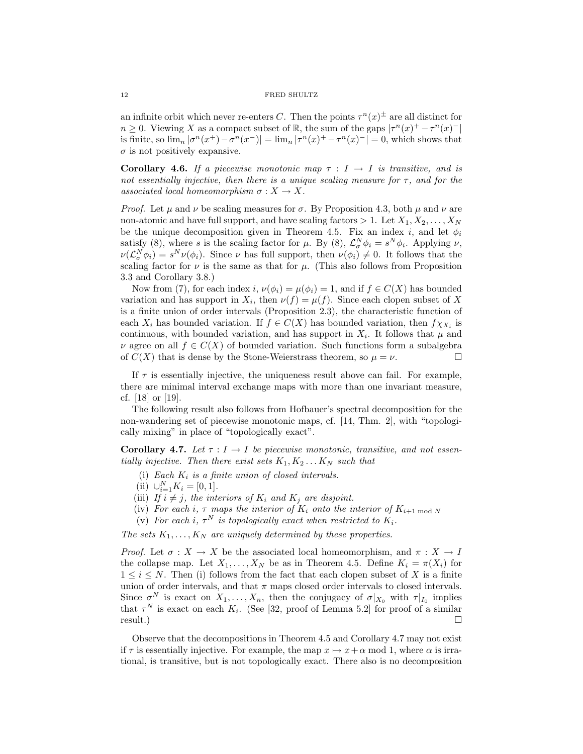an infinite orbit which never re-enters $C$. Then the points $\tau^n(x)^{\pm}$ are all distinct for $n \geq 0$. Viewing $X$ as a compact subset of $\mathbb{R}$, the sum of the gaps $|\tau^n(x)^+ - \tau^n(x)^-|$ is finite, so $\lim_n |\sigma^n(x^+) - \sigma^n(x^-)| = \lim_n |\tau^n(x)^+ - \tau^n(x)^-| = 0$, which shows that $\sigma$ is not positively expansive.

**Corollary 4.6.** *If a piecewise monotonic map $\tau : I \to I$ is transitive, and is not essentially injective, then there is a unique scaling measure for $\tau$, and for the associated local homeomorphism $\sigma : X \to X$.*

*Proof.* Let $\mu$ and $\nu$ be scaling measures for $\sigma$. By Proposition 4.3, both $\mu$ and $\nu$ are non-atomic and have full support, and have scaling factors $> 1$. Let $X_1, X_2, \ldots, X_N$ be the unique decomposition given in Theorem 4.5. Fix an index $i$, and let $\phi_i$ satisfy (8), where $s$ is the scaling factor for $\mu$. By (8), $\mathcal{L}_\sigma^N \phi_i = s^N \phi_i$. Applying $\nu$, $\nu(\mathcal{L}_\sigma^N \phi_i) = s^N \nu(\phi_i)$. Since $\nu$ has full support, then $\nu(\phi_i) \neq 0$. It follows that the scaling factor for $\nu$ is the same as that for $\mu$. (This also follows from Proposition 3.3 and Corollary 3.8.)

Now from (7), for each index $i$, $\nu(\phi_i) = \mu(\phi_i) = 1$, and if $f \in C(X)$ has bounded variation and has support in $X_i$, then $\nu(f) = \mu(f)$. Since each clopen subset of $X$ is a finite union of order intervals (Proposition 2.3), the characteristic function of each $X_i$ has bounded variation. If $f \in C(X)$ has bounded variation, then $f\chi_{X_i}$ is continuous, with bounded variation, and has support in $X_i$. It follows that $\mu$ and $\nu$ agree on all $f \in C(X)$ of bounded variation. Such functions form a subalgebra of $C(X)$ that is dense by the Stone-Weierstrass theorem, so $\mu = \nu$. □

If $\tau$ is essentially injective, the uniqueness result above can fail. For example, there are minimal interval exchange maps with more than one invariant measure, cf. [18] or [19].

The following result also follows from Hofbauer's spectral decomposition for the non-wandering set of piecewise monotonic maps, cf. [14, Thm. 2], with "topologically mixing" in place of "topologically exact".

**Corollary 4.7.** *Let $\tau : I \to I$ be piecewise monotonic, transitive, and not essentially injective. Then there exist sets $K_1, K_2 \ldots K_N$ such that*

(i) *Each $K_i$ is a finite union of closed intervals.*
(ii) $\cup_{i=1}^N K_i = [0, 1]$.
(iii) *If $i \neq j$, the interiors of $K_i$ and $K_j$ are disjoint.*
(iv) *For each $i$, $\tau$ maps the interior of $K_i$ onto the interior of $K_{i+1 \bmod N}$*
(v) *For each $i$, $\tau^N$ is topologically exact when restricted to $K_i$.*

*The sets $K_1, \ldots, K_N$ are uniquely determined by these properties.*

*Proof.* Let $\sigma : X \to X$ be the associated local homeomorphism, and $\pi : X \to I$ the collapse map. Let $X_1, \ldots, X_N$ be as in Theorem 4.5. Define $K_i = \pi(X_i)$ for $1 \leq i \leq N$. Then (i) follows from the fact that each clopen subset of $X$ is a finite union of order intervals, and that $\pi$ maps closed order intervals to closed intervals. Since $\sigma^N$ is exact on $X_1, \ldots, X_n$, then the conjugacy of $\sigma|_{X_0}$ with $\tau|_{I_0}$ implies that $\tau^N$ is exact on each $K_i$. (See [32, proof of Lemma 5.2] for proof of a similar result.) □

Observe that the decompositions in Theorem 4.5 and Corollary 4.7 may not exist if $\tau$ is essentially injective. For example, the map $x \mapsto x + \alpha \bmod 1$, where $\alpha$ is irrational, is transitive, but is not topologically exact. There also is no decomposition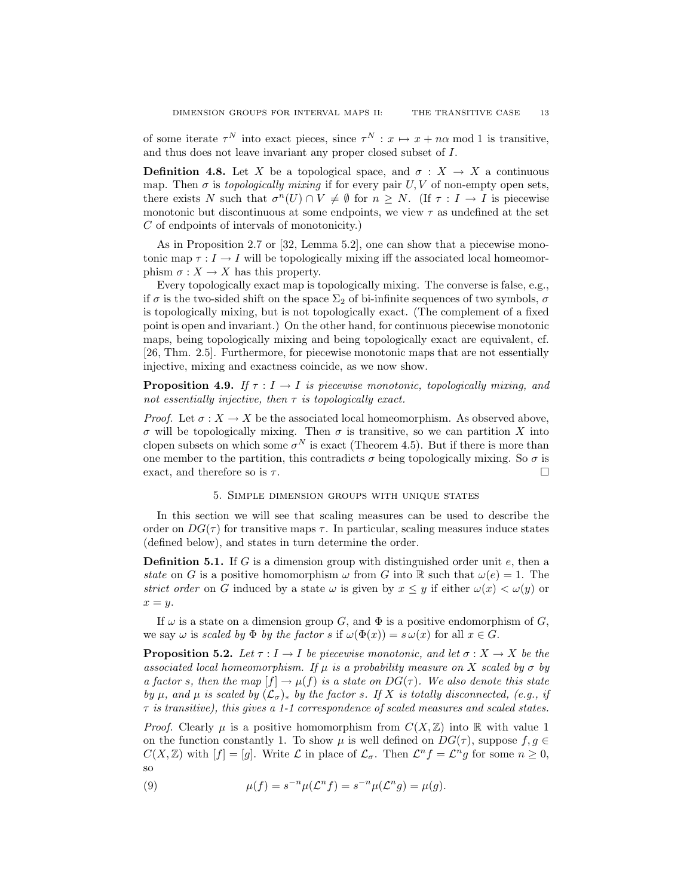of some iterate $\tau^N$ into exact pieces, since $\tau^N : x \mapsto x + n\alpha \bmod 1$ is transitive, and thus does not leave invariant any proper closed subset of $I$.

**Definition 4.8.** Let $X$ be a topological space, and $\sigma : X \to X$ a continuous map. Then $\sigma$ is *topologically mixing* if for every pair $U, V$ of non-empty open sets, there exists $N$ such that $\sigma^n(U) \cap V \neq \emptyset$ for $n \geq N$. (If $\tau : I \to I$ is piecewise monotonic but discontinuous at some endpoints, we view $\tau$ as undefined at the set $C$ of endpoints of intervals of monotonicity.)

As in Proposition 2.7 or [32, Lemma 5.2], one can show that a piecewise monotonic map $\tau : I \to I$ will be topologically mixing iff the associated local homeomorphism $\sigma : X \to X$ has this property.

Every topologically exact map is topologically mixing. The converse is false, e.g., if $\sigma$ is the two-sided shift on the space $\Sigma_2$ of bi-infinite sequences of two symbols, $\sigma$ is topologically mixing, but is not topologically exact. (The complement of a fixed point is open and invariant.) On the other hand, for continuous piecewise monotonic maps, being topologically mixing and being topologically exact are equivalent, cf. [26, Thm. 2.5]. Furthermore, for piecewise monotonic maps that are not essentially injective, mixing and exactness coincide, as we now show.

**Proposition 4.9.** *If $\tau : I \to I$ is piecewise monotonic, topologically mixing, and not essentially injective, then $\tau$ is topologically exact.*

*Proof.* Let $\sigma : X \to X$ be the associated local homeomorphism. As observed above, $\sigma$ will be topologically mixing. Then $\sigma$ is transitive, so we can partition $X$ into clopen subsets on which some $\sigma^N$ is exact (Theorem 4.5). But if there is more than one member to the partition, this contradicts $\sigma$ being topologically mixing. So $\sigma$ is exact, and therefore so is $\tau$. $\square$

## 5. Simple dimension groups with unique states

In this section we will see that scaling measures can be used to describe the order on $DG(\tau)$ for transitive maps $\tau$. In particular, scaling measures induce states (defined below), and states in turn determine the order.

**Definition 5.1.** If $G$ is a dimension group with distinguished order unit $e$, then a *state* on $G$ is a positive homomorphism $\omega$ from $G$ into $\mathbb{R}$ such that $\omega(e) = 1$. The *strict order* on $G$ induced by a state $\omega$ is given by $x \leq y$ if either $\omega(x) < \omega(y)$ or $x = y$.

If $\omega$ is a state on a dimension group $G$, and $\Phi$ is a positive endomorphism of $G$, we say $\omega$ is *scaled by $\Phi$ by the factor $s$* if $\omega(\Phi(x)) = s\,\omega(x)$ for all $x \in G$.

**Proposition 5.2.** *Let $\tau : I \to I$ be piecewise monotonic, and let $\sigma : X \to X$ be the associated local homeomorphism. If $\mu$ is a probability measure on $X$ scaled by $\sigma$ by a factor $s$, then the map $[f] \to \mu(f)$ is a state on $DG(\tau)$. We also denote this state by $\mu$, and $\mu$ is scaled by $(\mathcal{L}_\sigma)_*$ by the factor $s$. If $X$ is totally disconnected, (e.g., if $\tau$ is transitive), this gives a 1-1 correspondence of scaled measures and scaled states.*

*Proof.* Clearly $\mu$ is a positive homomorphism from $C(X, \mathbb{Z})$ into $\mathbb{R}$ with value 1 on the function constantly 1. To show $\mu$ is well defined on $DG(\tau)$, suppose $f, g \in C(X, \mathbb{Z})$ with $[f] = [g]$. Write $\mathcal{L}$ in place of $\mathcal{L}_\sigma$. Then $\mathcal{L}^n f = \mathcal{L}^n g$ for some $n \geq 0$, so

$$\mu(f) = s^{-n}\mu(\mathcal{L}^n f) = s^{-n}\mu(\mathcal{L}^n g) = \mu(g). \tag{9}$$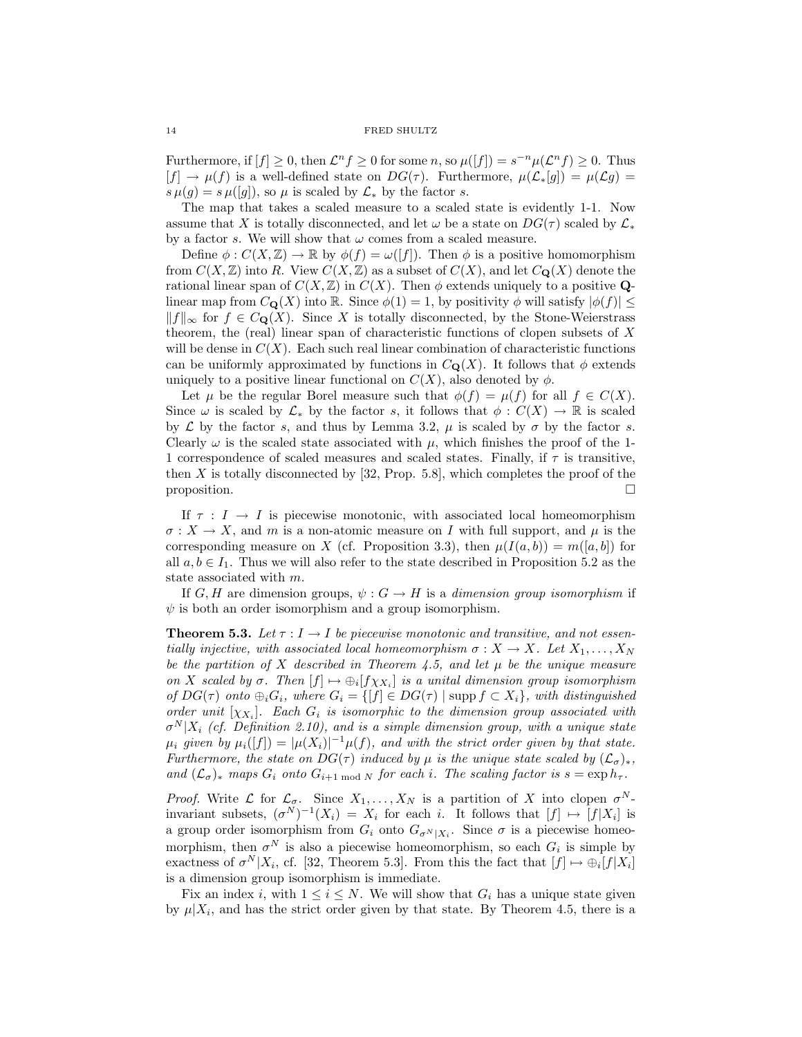Furthermore, if $[f] \geq 0$, then $\mathcal{L}^n f \geq 0$ for some $n$, so $\mu([f]) = s^{-n}\mu(\mathcal{L}^n f) \geq 0$. Thus $[f] \to \mu(f)$ is a well-defined state on $DG(\tau)$. Furthermore, $\mu(\mathcal{L}_*[g]) = \mu(\mathcal{L}g) = s\,\mu(g) = s\,\mu([g])$, so $\mu$ is scaled by $\mathcal{L}_*$ by the factor $s$.

The map that takes a scaled measure to a scaled state is evidently 1-1. Now assume that $X$ is totally disconnected, and let $\omega$ be a state on $DG(\tau)$ scaled by $\mathcal{L}_*$ by a factor $s$. We will show that $\omega$ comes from a scaled measure.

Define $\phi : C(X, \mathbb{Z}) \to \mathbb{R}$ by $\phi(f) = \omega([f])$. Then $\phi$ is a positive homomorphism from $C(X, \mathbb{Z})$ into $R$. View $C(X, \mathbb{Z})$ as a subset of $C(X)$, and let $C_{\mathbf{Q}}(X)$ denote the rational linear span of $C(X, \mathbb{Z})$ in $C(X)$. Then $\phi$ extends uniquely to a positive $\mathbf{Q}$-linear map from $C_{\mathbf{Q}}(X)$ into $\mathbb{R}$. Since $\phi(1) = 1$, by positivity $\phi$ will satisfy $|\phi(f)| \leq \|f\|_\infty$ for $f \in C_{\mathbf{Q}}(X)$. Since $X$ is totally disconnected, by the Stone-Weierstrass theorem, the (real) linear span of characteristic functions of clopen subsets of $X$ will be dense in $C(X)$. Each such real linear combination of characteristic functions can be uniformly approximated by functions in $C_{\mathbf{Q}}(X)$. It follows that $\phi$ extends uniquely to a positive linear functional on $C(X)$, also denoted by $\phi$.

Let $\mu$ be the regular Borel measure such that $\phi(f) = \mu(f)$ for all $f \in C(X)$. Since $\omega$ is scaled by $\mathcal{L}_*$ by the factor $s$, it follows that $\phi : C(X) \to \mathbb{R}$ is scaled by $\mathcal{L}$ by the factor $s$, and thus by Lemma 3.2, $\mu$ is scaled by $\sigma$ by the factor $s$. Clearly $\omega$ is the scaled state associated with $\mu$, which finishes the proof of the 1-1 correspondence of scaled measures and scaled states. Finally, if $\tau$ is transitive, then $X$ is totally disconnected by [32, Prop. 5.8], which completes the proof of the proposition. $\square$

If $\tau : I \to I$ is piecewise monotonic, with associated local homeomorphism $\sigma : X \to X$, and $m$ is a non-atomic measure on $I$ with full support, and $\mu$ is the corresponding measure on $X$ (cf. Proposition 3.3), then $\mu(I(a, b)) = m([a, b])$ for all $a, b \in I_1$. Thus we will also refer to the state described in Proposition 5.2 as the state associated with $m$.

If $G, H$ are dimension groups, $\psi : G \to H$ is a *dimension group isomorphism* if $\psi$ is both an order isomorphism and a group isomorphism.

**Theorem 5.3.** *Let $\tau : I \to I$ be piecewise monotonic and transitive, and not essentially injective, with associated local homeomorphism $\sigma : X \to X$. Let $X_1, \ldots, X_N$ be the partition of $X$ described in Theorem 4.5, and let $\mu$ be the unique measure on $X$ scaled by $\sigma$. Then $[f] \mapsto \oplus_i [f\chi_{X_i}]$ is a unital dimension group isomorphism of $DG(\tau)$ onto $\oplus_i G_i$, where $G_i = \{[f] \in DG(\tau) \mid \operatorname{supp} f \subset X_i\}$, with distinguished order unit $[\chi_{X_i}]$. Each $G_i$ is isomorphic to the dimension group associated with $\sigma^N|X_i$ (cf. Definition 2.10), and is a simple dimension group, with a unique state $\mu_i$ given by $\mu_i([f]) = |\mu(X_i)|^{-1}\mu(f)$, and with the strict order given by that state. Furthermore, the state on $DG(\tau)$ induced by $\mu$ is the unique state scaled by $(\mathcal{L}_\sigma)_*$, and $(\mathcal{L}_\sigma)_*$ maps $G_i$ onto $G_{i+1 \bmod N}$ for each $i$. The scaling factor is $s = \exp h_\tau$.*

*Proof.* Write $\mathcal{L}$ for $\mathcal{L}_\sigma$. Since $X_1, \ldots, X_N$ is a partition of $X$ into clopen $\sigma^N$-invariant subsets, $(\sigma^N)^{-1}(X_i) = X_i$ for each $i$. It follows that $[f] \mapsto [f|X_i]$ is a group order isomorphism from $G_i$ onto $G_{\sigma^N|X_i}$. Since $\sigma$ is a piecewise homeomorphism, then $\sigma^N$ is also a piecewise homeomorphism, so each $G_i$ is simple by exactness of $\sigma^N|X_i$, cf. [32, Theorem 5.3]. From this the fact that $[f] \mapsto \oplus_i [f|X_i]$ is a dimension group isomorphism is immediate.

Fix an index $i$, with $1 \leq i \leq N$. We will show that $G_i$ has a unique state given by $\mu|X_i$, and has the strict order given by that state. By Theorem 4.5, there is a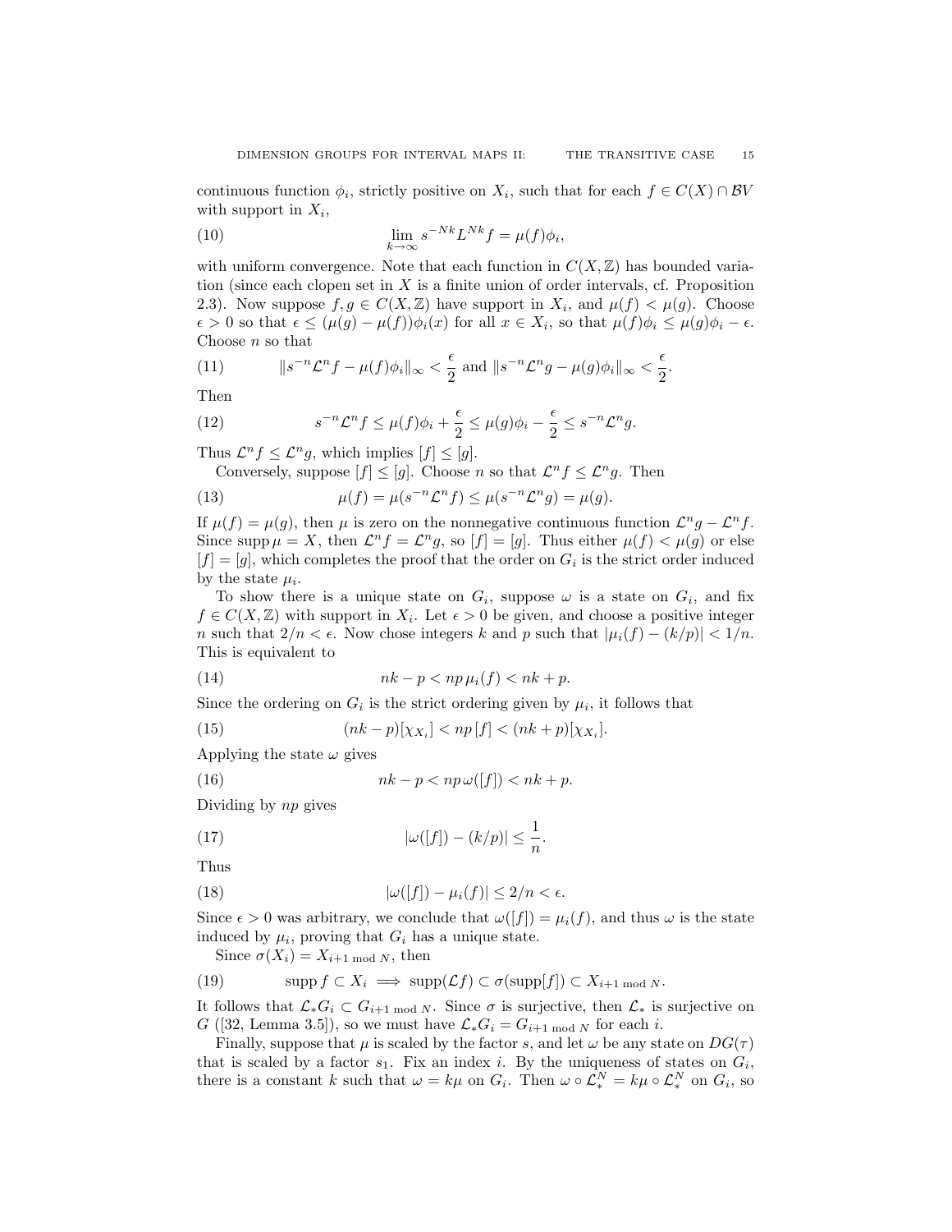continuous function $\phi_i$, strictly positive on $X_i$, such that for each $f \in C(X) \cap \mathcal{BV}$ with support in $X_i$,

$$\lim_{k\to\infty} s^{-Nk} L^{Nk} f = \mu(f)\phi_i, \tag{10}$$

with uniform convergence. Note that each function in $C(X,\mathbb{Z})$ has bounded variation (since each clopen set in $X$ is a finite union of order intervals, cf. Proposition 2.3). Now suppose $f, g \in C(X,\mathbb{Z})$ have support in $X_i$, and $\mu(f) < \mu(g)$. Choose $\epsilon > 0$ so that $\epsilon \le (\mu(g) - \mu(f))\phi_i(x)$ for all $x \in X_i$, so that $\mu(f)\phi_i \le \mu(g)\phi_i - \epsilon$. Choose $n$ so that

$$\|s^{-n}\mathcal{L}^n f - \mu(f)\phi_i\|_\infty < \frac{\epsilon}{2} \text{ and } \|s^{-n}\mathcal{L}^n g - \mu(g)\phi_i\|_\infty < \frac{\epsilon}{2}. \tag{11}$$

Then

$$s^{-n}\mathcal{L}^n f \le \mu(f)\phi_i + \frac{\epsilon}{2} \le \mu(g)\phi_i - \frac{\epsilon}{2} \le s^{-n}\mathcal{L}^n g. \tag{12}$$

Thus $\mathcal{L}^n f \le \mathcal{L}^n g$, which implies $[f] \le [g]$.

Conversely, suppose $[f] \le [g]$. Choose $n$ so that $\mathcal{L}^n f \le \mathcal{L}^n g$. Then

$$\mu(f) = \mu(s^{-n}\mathcal{L}^n f) \le \mu(s^{-n}\mathcal{L}^n g) = \mu(g). \tag{13}$$

If $\mu(f) = \mu(g)$, then $\mu$ is zero on the nonnegative continuous function $\mathcal{L}^n g - \mathcal{L}^n f$. Since $\operatorname{supp}\mu = X$, then $\mathcal{L}^n f = \mathcal{L}^n g$, so $[f] = [g]$. Thus either $\mu(f) < \mu(g)$ or else $[f] = [g]$, which completes the proof that the order on $G_i$ is the strict order induced by the state $\mu_i$.

To show there is a unique state on $G_i$, suppose $\omega$ is a state on $G_i$, and fix $f \in C(X,\mathbb{Z})$ with support in $X_i$. Let $\epsilon > 0$ be given, and choose a positive integer $n$ such that $2/n < \epsilon$. Now chose integers $k$ and $p$ such that $|\mu_i(f) - (k/p)| < 1/n$. This is equivalent to

$$nk - p < np\,\mu_i(f) < nk + p. \tag{14}$$

Since the ordering on $G_i$ is the strict ordering given by $\mu_i$, it follows that

$$(nk-p)[\chi_{X_i}] < np\,[f] < (nk+p)[\chi_{X_i}]. \tag{15}$$

Applying the state $\omega$ gives

$$nk - p < np\,\omega([f]) < nk + p. \tag{16}$$

Dividing by $np$ gives

$$|\omega([f]) - (k/p)| \le \frac{1}{n}. \tag{17}$$

Thus

$$|\omega([f]) - \mu_i(f)| \le 2/n < \epsilon. \tag{18}$$

Since $\epsilon > 0$ was arbitrary, we conclude that $\omega([f]) = \mu_i(f)$, and thus $\omega$ is the state induced by $\mu_i$, proving that $G_i$ has a unique state.

Since $\sigma(X_i) = X_{i+1 \bmod N}$, then

$$\operatorname{supp} f \subset X_i \implies \operatorname{supp}(\mathcal{L}f) \subset \sigma(\operatorname{supp}[f]) \subset X_{i+1 \bmod N}. \tag{19}$$

It follows that $\mathcal{L}_* G_i \subset G_{i+1 \bmod N}$. Since $\sigma$ is surjective, then $\mathcal{L}_*$ is surjective on $G$ ([32, Lemma 3.5]), so we must have $\mathcal{L}_* G_i = G_{i+1 \bmod N}$ for each $i$.

Finally, suppose that $\mu$ is scaled by the factor $s$, and let $\omega$ be any state on $DG(\tau)$ that is scaled by a factor $s_1$. Fix an index $i$. By the uniqueness of states on $G_i$, there is a constant $k$ such that $\omega = k\mu$ on $G_i$. Then $\omega \circ \mathcal{L}_*^N = k\mu \circ \mathcal{L}_*^N$ on $G_i$, so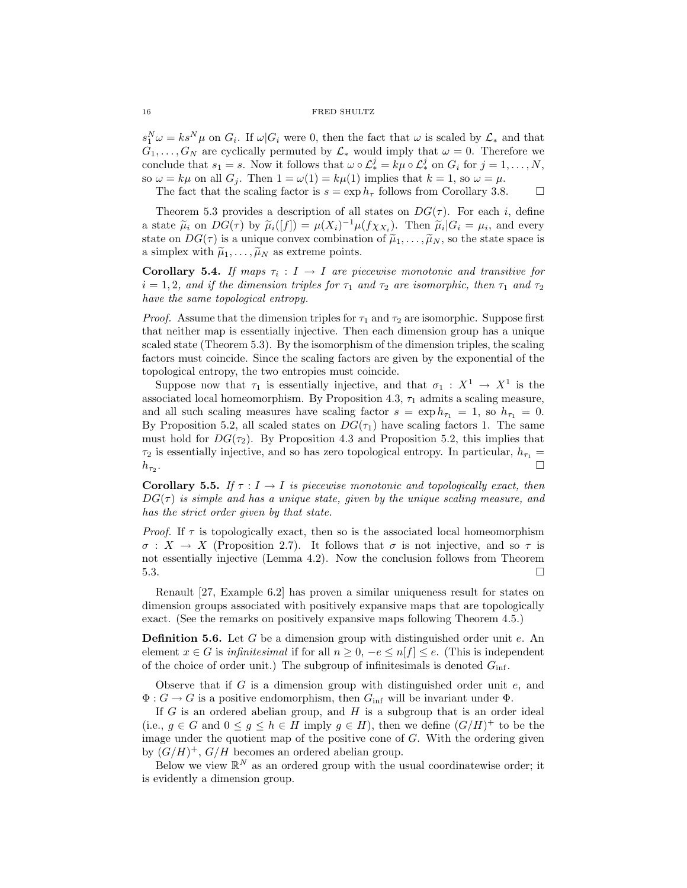$s_1^N\omega = ks^N\mu$ on $G_i$. If $\omega|G_i$ were 0, then the fact that $\omega$ is scaled by $\mathcal{L}_*$ and that $G_1, \ldots, G_N$ are cyclically permuted by $\mathcal{L}_*$ would imply that $\omega = 0$. Therefore we conclude that $s_1 = s$. Now it follows that $\omega \circ \mathcal{L}_*^j = k\mu \circ \mathcal{L}_*^j$ on $G_i$ for $j = 1, \ldots, N$, so $\omega = k\mu$ on all $G_j$. Then $1 = \omega(1) = k\mu(1)$ implies that $k = 1$, so $\omega = \mu$.

The fact that the scaling factor is $s = \exp h_\tau$ follows from Corollary 3.8. $\square$

Theorem 5.3 provides a description of all states on $DG(\tau)$. For each $i$, define a state $\widetilde{\mu}_i$ on $DG(\tau)$ by $\widetilde{\mu}_i([f]) = \mu(X_i)^{-1}\mu(f\chi_{X_i})$. Then $\widetilde{\mu}_i|G_i = \mu_i$, and every state on $DG(\tau)$ is a unique convex combination of $\widetilde{\mu}_1, \ldots, \widetilde{\mu}_N$, so the state space is a simplex with $\widetilde{\mu}_1, \ldots, \widetilde{\mu}_N$ as extreme points.

**Corollary 5.4.** *If maps $\tau_i : I \to I$ are piecewise monotonic and transitive for $i = 1, 2$, and if the dimension triples for $\tau_1$ and $\tau_2$ are isomorphic, then $\tau_1$ and $\tau_2$ have the same topological entropy.*

*Proof.* Assume that the dimension triples for $\tau_1$ and $\tau_2$ are isomorphic. Suppose first that neither map is essentially injective. Then each dimension group has a unique scaled state (Theorem 5.3). By the isomorphism of the dimension triples, the scaling factors must coincide. Since the scaling factors are given by the exponential of the topological entropy, the two entropies must coincide.

Suppose now that $\tau_1$ is essentially injective, and that $\sigma_1 : X^1 \to X^1$ is the associated local homeomorphism. By Proposition 4.3, $\tau_1$ admits a scaling measure, and all such scaling measures have scaling factor $s = \exp h_{\tau_1} = 1$, so $h_{\tau_1} = 0$. By Proposition 5.2, all scaled states on $DG(\tau_1)$ have scaling factors 1. The same must hold for $DG(\tau_2)$. By Proposition 4.3 and Proposition 5.2, this implies that $\tau_2$ is essentially injective, and so has zero topological entropy. In particular, $h_{\tau_1} = h_{\tau_2}$. $\square$

**Corollary 5.5.** *If $\tau : I \to I$ is piecewise monotonic and topologically exact, then $DG(\tau)$ is simple and has a unique state, given by the unique scaling measure, and has the strict order given by that state.*

*Proof.* If $\tau$ is topologically exact, then so is the associated local homeomorphism $\sigma : X \to X$ (Proposition 2.7). It follows that $\sigma$ is not injective, and so $\tau$ is not essentially injective (Lemma 4.2). Now the conclusion follows from Theorem 5.3. $\square$

Renault [27, Example 6.2] has proven a similar uniqueness result for states on dimension groups associated with positively expansive maps that are topologically exact. (See the remarks on positively expansive maps following Theorem 4.5.)

**Definition 5.6.** Let $G$ be a dimension group with distinguished order unit $e$. An element $x \in G$ is *infinitesimal* if for all $n \geq 0$, $-e \leq n[f] \leq e$. (This is independent of the choice of order unit.) The subgroup of infinitesimals is denoted $G_{\text{inf}}$.

Observe that if $G$ is a dimension group with distinguished order unit $e$, and $\Phi : G \to G$ is a positive endomorphism, then $G_{\text{inf}}$ will be invariant under $\Phi$.

If $G$ is an ordered abelian group, and $H$ is a subgroup that is an order ideal (i.e., $g \in G$ and $0 \leq g \leq h \in H$ imply $g \in H$), then we define $(G/H)^+$ to be the image under the quotient map of the positive cone of $G$. With the ordering given by $(G/H)^+$, $G/H$ becomes an ordered abelian group.

Below we view $\mathbb{R}^N$ as an ordered group with the usual coordinatewise order; it is evidently a dimension group.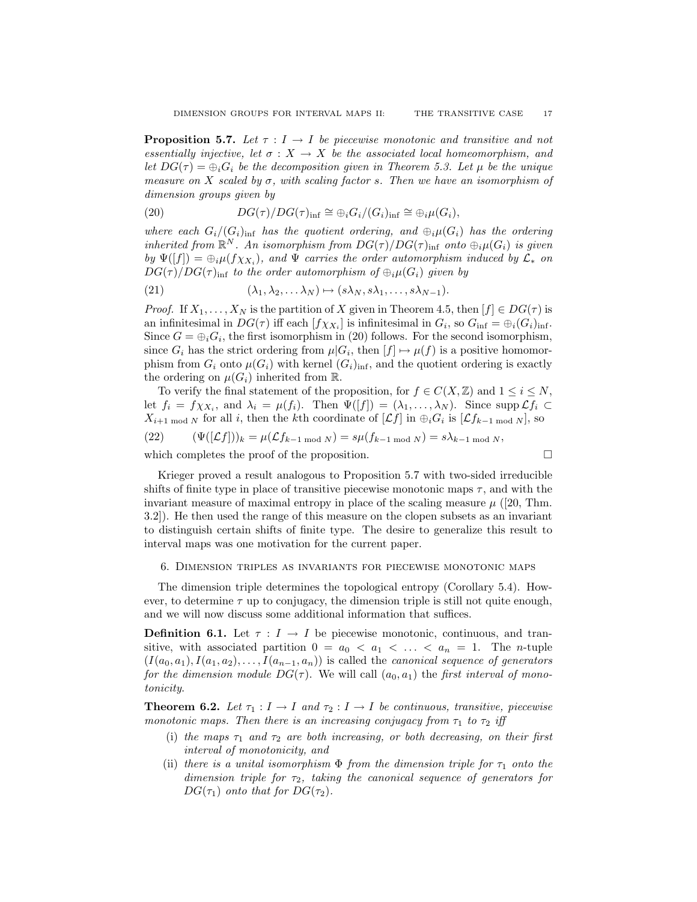**Proposition 5.7.** *Let $\tau : I \to I$ be piecewise monotonic and transitive and not essentially injective, let $\sigma : X \to X$ be the associated local homeomorphism, and let $DG(\tau) = \oplus_i G_i$ be the decomposition given in Theorem 5.3. Let $\mu$ be the unique measure on $X$ scaled by $\sigma$, with scaling factor $s$. Then we have an isomorphism of dimension groups given by*

$$DG(\tau)/DG(\tau)_{\text{inf}} \cong \oplus_i G_i/(G_i)_{\text{inf}} \cong \oplus_i \mu(G_i), \tag{20}$$

*where each $G_i/(G_i)_{\text{inf}}$ has the quotient ordering, and $\oplus_i \mu(G_i)$ has the ordering inherited from $\mathbb{R}^N$. An isomorphism from $DG(\tau)/DG(\tau)_{\text{inf}}$ onto $\oplus_i \mu(G_i)$ is given by $\Psi([f]) = \oplus_i \mu(f\chi_{X_i})$, and $\Psi$ carries the order automorphism induced by $\mathcal{L}_*$ on $DG(\tau)/DG(\tau)_{\text{inf}}$ to the order automorphism of $\oplus_i \mu(G_i)$ given by*

$$(\lambda_1, \lambda_2, \ldots \lambda_N) \mapsto (s\lambda_N, s\lambda_1, \ldots, s\lambda_{N-1}). \tag{21}$$

*Proof.* If $X_1, \ldots, X_N$ is the partition of $X$ given in Theorem 4.5, then $[f] \in DG(\tau)$ is an infinitesimal in $DG(\tau)$ iff each $[f\chi_{X_i}]$ is infinitesimal in $G_i$, so $G_{\text{inf}} = \oplus_i (G_i)_{\text{inf}}$. Since $G = \oplus_i G_i$, the first isomorphism in (20) follows. For the second isomorphism, since $G_i$ has the strict ordering from $\mu|G_i$, then $[f] \mapsto \mu(f)$ is a positive homomorphism from $G_i$ onto $\mu(G_i)$ with kernel $(G_i)_{\text{inf}}$, and the quotient ordering is exactly the ordering on $\mu(G_i)$ inherited from $\mathbb{R}$.

To verify the final statement of the proposition, for $f \in C(X, \mathbb{Z})$ and $1 \le i \le N$, let $f_i = f\chi_{X_i}$, and $\lambda_i = \mu(f_i)$. Then $\Psi([f]) = (\lambda_1, \ldots, \lambda_N)$. Since $\operatorname{supp} \mathcal{L}f_i \subset X_{i+1 \bmod N}$ for all $i$, then the $k$th coordinate of $[\mathcal{L}f]$ in $\oplus_i G_i$ is $[\mathcal{L}f_{k-1 \bmod N}]$, so

$$(\Psi([\mathcal{L}f]))_k = \mu(\mathcal{L}f_{k-1 \bmod N}) = s\mu(f_{k-1 \bmod N}) = s\lambda_{k-1 \bmod N}, \tag{22}$$

which completes the proof of the proposition. $\square$

Krieger proved a result analogous to Proposition 5.7 with two-sided irreducible shifts of finite type in place of transitive piecewise monotonic maps $\tau$, and with the invariant measure of maximal entropy in place of the scaling measure $\mu$ ([20, Thm. 3.2]). He then used the range of this measure on the clopen subsets as an invariant to distinguish certain shifts of finite type. The desire to generalize this result to interval maps was one motivation for the current paper.

## 6. Dimension triples as invariants for piecewise monotonic maps

The dimension triple determines the topological entropy (Corollary 5.4). However, to determine $\tau$ up to conjugacy, the dimension triple is still not quite enough, and we will now discuss some additional information that suffices.

**Definition 6.1.** Let $\tau : I \to I$ be piecewise monotonic, continuous, and transitive, with associated partition $0 = a_0 < a_1 < \ldots < a_n = 1$. The $n$-tuple $(I(a_0, a_1), I(a_1, a_2), \ldots, I(a_{n-1}, a_n))$ is called the *canonical sequence of generators for the dimension module $DG(\tau)$*. We will call $(a_0, a_1)$ the *first interval of monotonicity*.

**Theorem 6.2.** *Let $\tau_1 : I \to I$ and $\tau_2 : I \to I$ be continuous, transitive, piecewise monotonic maps. Then there is an increasing conjugacy from $\tau_1$ to $\tau_2$ iff*

- (i) *the maps $\tau_1$ and $\tau_2$ are both increasing, or both decreasing, on their first interval of monotonicity, and*
- (ii) *there is a unital isomorphism $\Phi$ from the dimension triple for $\tau_1$ onto the dimension triple for $\tau_2$, taking the canonical sequence of generators for $DG(\tau_1)$ onto that for $DG(\tau_2)$.*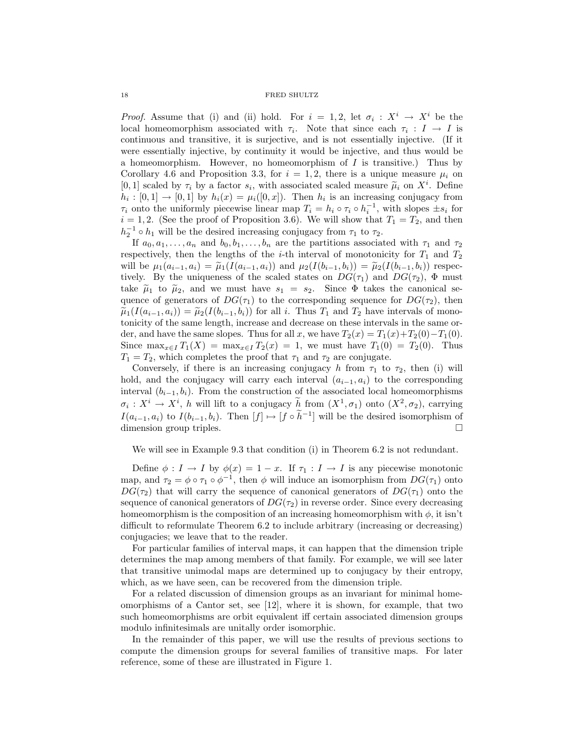*Proof.* Assume that (i) and (ii) hold. For $i = 1, 2$, let $\sigma_i : X^i \to X^i$ be the local homeomorphism associated with $\tau_i$. Note that since each $\tau_i : I \to I$ is continuous and transitive, it is surjective, and is not essentially injective. (If it were essentially injective, by continuity it would be injective, and thus would be a homeomorphism. However, no homeomorphism of $I$ is transitive.) Thus by Corollary 4.6 and Proposition 3.3, for $i = 1, 2$, there is a unique measure $\mu_i$ on $[0, 1]$ scaled by $\tau_i$ by a factor $s_i$, with associated scaled measure $\widetilde{\mu}_i$ on $X^i$. Define $h_i : [0, 1] \to [0, 1]$ by $h_i(x) = \mu_i([0, x])$. Then $h_i$ is an increasing conjugacy from $\tau_i$ onto the uniformly piecewise linear map $T_i = h_i \circ \tau_i \circ h_i^{-1}$, with slopes $\pm s_i$ for $i = 1, 2$. (See the proof of Proposition 3.6). We will show that $T_1 = T_2$, and then $h_2^{-1} \circ h_1$ will be the desired increasing conjugacy from $\tau_1$ to $\tau_2$.

If $a_0, a_1, \ldots, a_n$ and $b_0, b_1, \ldots, b_n$ are the partitions associated with $\tau_1$ and $\tau_2$ respectively, then the lengths of the $i$-th interval of monotonicity for $T_1$ and $T_2$ will be $\mu_1(a_{i-1}, a_i) = \widetilde{\mu}_1(I(a_{i-1}, a_i))$ and $\mu_2(I(b_{i-1}, b_i)) = \widetilde{\mu}_2(I(b_{i-1}, b_i))$ respectively. By the uniqueness of the scaled states on $DG(\tau_1)$ and $DG(\tau_2)$, $\Phi$ must take $\widetilde{\mu}_1$ to $\widetilde{\mu}_2$, and we must have $s_1 = s_2$. Since $\Phi$ takes the canonical sequence of generators of $DG(\tau_1)$ to the corresponding sequence for $DG(\tau_2)$, then $\widetilde{\mu}_1(I(a_{i-1}, a_i)) = \widetilde{\mu}_2(I(b_{i-1}, b_i))$ for all $i$. Thus $T_1$ and $T_2$ have intervals of monotonicity of the same length, increase and decrease on these intervals in the same order, and have the same slopes. Thus for all $x$, we have $T_2(x) = T_1(x) + T_2(0) - T_1(0)$. Since $\max_{x \in I} T_1(X) = \max_{x \in I} T_2(x) = 1$, we must have $T_1(0) = T_2(0)$. Thus $T_1 = T_2$, which completes the proof that $\tau_1$ and $\tau_2$ are conjugate.

Conversely, if there is an increasing conjugacy $h$ from $\tau_1$ to $\tau_2$, then (i) will hold, and the conjugacy will carry each interval $(a_{i-1}, a_i)$ to the corresponding interval $(b_{i-1}, b_i)$. From the construction of the associated local homeomorphisms $\sigma_i : X^i \to X^i$, $h$ will lift to a conjugacy $\widetilde{h}$ from $(X^1, \sigma_1)$ onto $(X^2, \sigma_2)$, carrying $I(a_{i-1}, a_i)$ to $I(b_{i-1}, b_i)$. Then $[f] \mapsto [f \circ \widetilde{h}^{-1}]$ will be the desired isomorphism of dimension group triples. $\square$

We will see in Example 9.3 that condition (i) in Theorem 6.2 is not redundant.

Define $\phi : I \to I$ by $\phi(x) = 1 - x$. If $\tau_1 : I \to I$ is any piecewise monotonic map, and $\tau_2 = \phi \circ \tau_1 \circ \phi^{-1}$, then $\phi$ will induce an isomorphism from $DG(\tau_1)$ onto $DG(\tau_2)$ that will carry the sequence of canonical generators of $DG(\tau_1)$ onto the sequence of canonical generators of $DG(\tau_2)$ in reverse order. Since every decreasing homeomorphism is the composition of an increasing homeomorphism with $\phi$, it isn't difficult to reformulate Theorem 6.2 to include arbitrary (increasing or decreasing) conjugacies; we leave that to the reader.

For particular families of interval maps, it can happen that the dimension triple determines the map among members of that family. For example, we will see later that transitive unimodal maps are determined up to conjugacy by their entropy, which, as we have seen, can be recovered from the dimension triple.

For a related discussion of dimension groups as an invariant for minimal homeomorphisms of a Cantor set, see [12], where it is shown, for example, that two such homeomorphisms are orbit equivalent iff certain associated dimension groups modulo infinitesimals are unitally order isomorphic.

In the remainder of this paper, we will use the results of previous sections to compute the dimension groups for several families of transitive maps. For later reference, some of these are illustrated in Figure 1.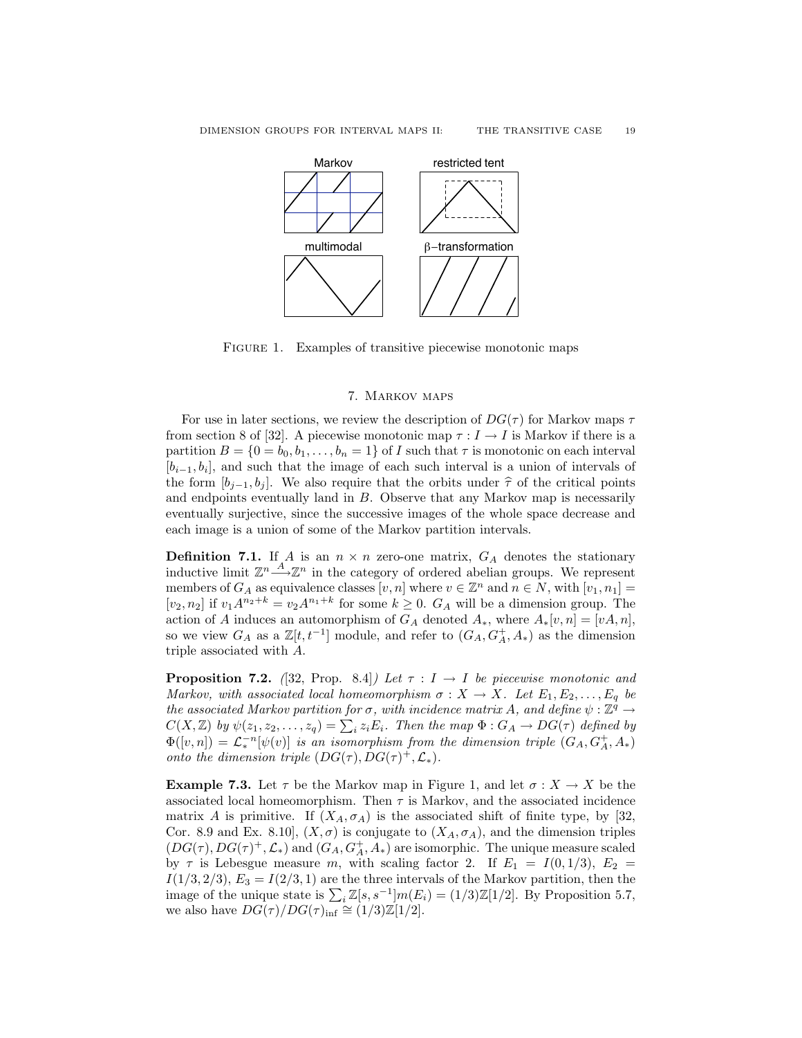FIGURE 1. Examples of transitive piecewise monotonic maps

## 7. Markov maps

For use in later sections, we review the description of $DG(\tau)$ for Markov maps $\tau$ from section 8 of [32]. A piecewise monotonic map $\tau : I \to I$ is Markov if there is a partition $B = \{0 = b_0, b_1, \ldots, b_n = 1\}$ of $I$ such that $\tau$ is monotonic on each interval $[b_{i-1}, b_i]$, and such that the image of each such interval is a union of intervals of the form $[b_{j-1}, b_j]$. We also require that the orbits under $\widehat{\tau}$ of the critical points and endpoints eventually land in $B$. Observe that any Markov map is necessarily eventually surjective, since the successive images of the whole space decrease and each image is a union of some of the Markov partition intervals.

**Definition 7.1.** If $A$ is an $n \times n$ zero-one matrix, $G_A$ denotes the stationary inductive limit $\mathbb{Z}^n \xrightarrow{A} \mathbb{Z}^n$ in the category of ordered abelian groups. We represent members of $G_A$ as equivalence classes $[v, n]$ where $v \in \mathbb{Z}^n$ and $n \in N$, with $[v_1, n_1] = [v_2, n_2]$ if $v_1 A^{n_2+k} = v_2 A^{n_1+k}$ for some $k \geq 0$. $G_A$ will be a dimension group. The action of $A$ induces an automorphism of $G_A$ denoted $A_*$, where $A_*[v, n] = [vA, n]$, so we view $G_A$ as a $\mathbb{Z}[t, t^{-1}]$ module, and refer to $(G_A, G_A^+, A_*)$ as the dimension triple associated with $A$.

**Proposition 7.2.** *([32, Prop. 8.4]) Let $\tau : I \to I$ be piecewise monotonic and Markov, with associated local homeomorphism $\sigma : X \to X$. Let $E_1, E_2, \ldots, E_q$ be the associated Markov partition for $\sigma$, with incidence matrix $A$, and define $\psi : \mathbb{Z}^q \to C(X, \mathbb{Z})$ by $\psi(z_1, z_2, \ldots, z_q) = \sum_i z_i E_i$. Then the map $\Phi : G_A \to DG(\tau)$ defined by $\Phi([v, n]) = \mathcal{L}_*^{-n}[\psi(v)]$ is an isomorphism from the dimension triple $(G_A, G_A^+, A_*)$ onto the dimension triple $(DG(\tau), DG(\tau)^+, \mathcal{L}_*)$.*

**Example 7.3.** Let $\tau$ be the Markov map in Figure 1, and let $\sigma : X \to X$ be the associated local homeomorphism. Then $\tau$ is Markov, and the associated incidence matrix $A$ is primitive. If $(X_A, \sigma_A)$ is the associated shift of finite type, by [32, Cor. 8.9 and Ex. 8.10], $(X, \sigma)$ is conjugate to $(X_A, \sigma_A)$, and the dimension triples $(DG(\tau), DG(\tau)^+, \mathcal{L}_*)$ and $(G_A, G_A^+, A_*)$ are isomorphic. The unique measure scaled by $\tau$ is Lebesgue measure $m$, with scaling factor 2. If $E_1 = I(0, 1/3)$, $E_2 = I(1/3, 2/3)$, $E_3 = I(2/3, 1)$ are the three intervals of the Markov partition, then the image of the unique state is $\sum_i \mathbb{Z}[s, s^{-1}]m(E_i) = (1/3)\mathbb{Z}[1/2]$. By Proposition 5.7, we also have $DG(\tau)/DG(\tau)_{\text{inf}} \cong (1/3)\mathbb{Z}[1/2]$.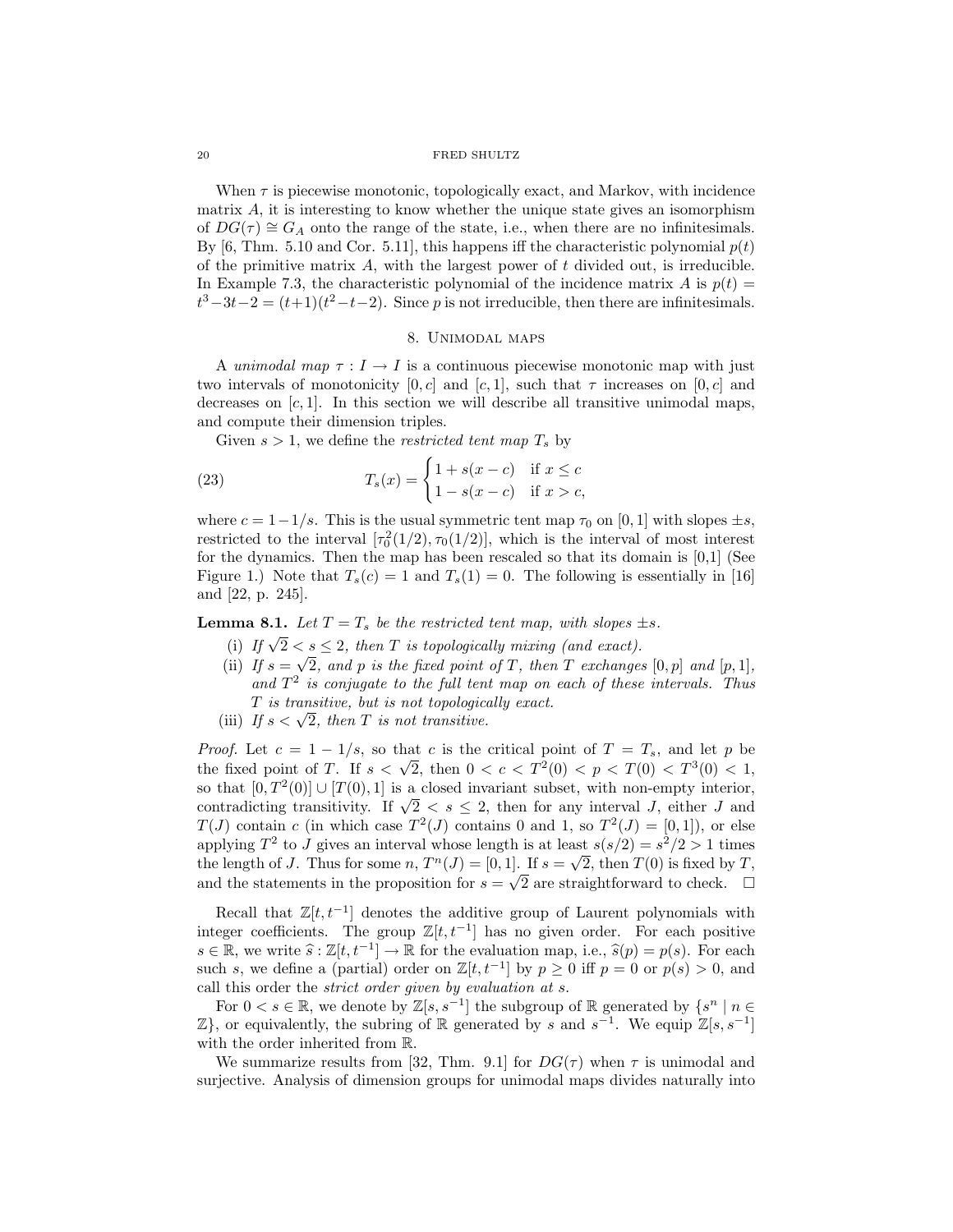When $\tau$ is piecewise monotonic, topologically exact, and Markov, with incidence matrix $A$, it is interesting to know whether the unique state gives an isomorphism of $DG(\tau) \cong G_A$ onto the range of the state, i.e., when there are no infinitesimals. By [6, Thm. 5.10 and Cor. 5.11], this happens iff the characteristic polynomial $p(t)$ of the primitive matrix $A$, with the largest power of $t$ divided out, is irreducible. In Example 7.3, the characteristic polynomial of the incidence matrix $A$ is $p(t) = t^3 - 3t - 2 = (t+1)(t^2 - t - 2)$. Since $p$ is not irreducible, then there are infinitesimals.

## 8. Unimodal maps

A *unimodal map* $\tau : I \to I$ is a continuous piecewise monotonic map with just two intervals of monotonicity $[0, c]$ and $[c, 1]$, such that $\tau$ increases on $[0, c]$ and decreases on $[c, 1]$. In this section we will describe all transitive unimodal maps, and compute their dimension triples.

Given $s > 1$, we define the *restricted tent map* $T_s$ by

$$T_s(x) = \begin{cases} 1 + s(x - c) & \text{if } x \le c \\ 1 - s(x - c) & \text{if } x > c, \end{cases} \tag{23}$$

where $c = 1 - 1/s$. This is the usual symmetric tent map $\tau_0$ on $[0,1]$ with slopes $\pm s$, restricted to the interval $[\tau_0^2(1/2), \tau_0(1/2)]$, which is the interval of most interest for the dynamics. Then the map has been rescaled so that its domain is [0,1] (See Figure 1.) Note that $T_s(c) = 1$ and $T_s(1) = 0$. The following is essentially in [16] and [22, p. 245].

**Lemma 8.1.** *Let $T = T_s$ be the restricted tent map, with slopes $\pm s$.*

(i) *If $\sqrt{2} < s \le 2$, then $T$ is topologically mixing (and exact).*

(ii) *If $s = \sqrt{2}$, and $p$ is the fixed point of $T$, then $T$ exchanges $[0, p]$ and $[p, 1]$, and $T^2$ is conjugate to the full tent map on each of these intervals. Thus $T$ is transitive, but is not topologically exact.*

(iii) *If $s < \sqrt{2}$, then $T$ is not transitive.*

*Proof.* Let $c = 1 - 1/s$, so that $c$ is the critical point of $T = T_s$, and let $p$ be the fixed point of $T$. If $s < \sqrt{2}$, then $0 < c < T^2(0) < p < T(0) < T^3(0) < 1$, so that $[0, T^2(0)] \cup [T(0), 1]$ is a closed invariant subset, with non-empty interior, contradicting transitivity. If $\sqrt{2} < s \le 2$, then for any interval $J$, either $J$ and $T(J)$ contain $c$ (in which case $T^2(J)$ contains 0 and 1, so $T^2(J) = [0, 1]$), or else applying $T^2$ to $J$ gives an interval whose length is at least $s(s/2) = s^2/2 > 1$ times the length of $J$. Thus for some $n$, $T^n(J) = [0, 1]$. If $s = \sqrt{2}$, then $T(0)$ is fixed by $T$, and the statements in the proposition for $s = \sqrt{2}$ are straightforward to check. $\square$

Recall that $\mathbb{Z}[t, t^{-1}]$ denotes the additive group of Laurent polynomials with integer coefficients. The group $\mathbb{Z}[t, t^{-1}]$ has no given order. For each positive $s \in \mathbb{R}$, we write $\widehat{s} : \mathbb{Z}[t, t^{-1}] \to \mathbb{R}$ for the evaluation map, i.e., $\widehat{s}(p) = p(s)$. For each such $s$, we define a (partial) order on $\mathbb{Z}[t, t^{-1}]$ by $p \ge 0$ iff $p = 0$ or $p(s) > 0$, and call this order the *strict order given by evaluation at* $s$.

For $0 < s \in \mathbb{R}$, we denote by $\mathbb{Z}[s, s^{-1}]$ the subgroup of $\mathbb{R}$ generated by $\{s^n \mid n \in \mathbb{Z}\}$, or equivalently, the subring of $\mathbb{R}$ generated by $s$ and $s^{-1}$. We equip $\mathbb{Z}[s, s^{-1}]$ with the order inherited from $\mathbb{R}$.

We summarize results from [32, Thm. 9.1] for $DG(\tau)$ when $\tau$ is unimodal and surjective. Analysis of dimension groups for unimodal maps divides naturally into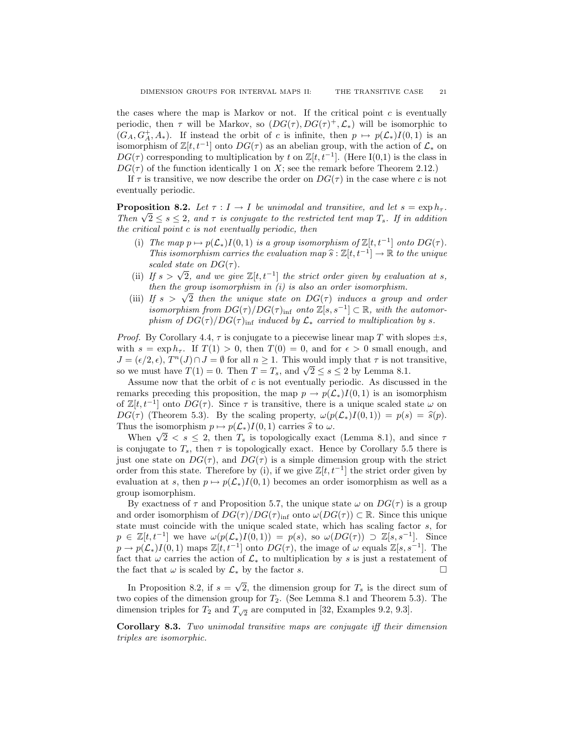the cases where the map is Markov or not. If the critical point $c$ is eventually periodic, then $\tau$ will be Markov, so $(DG(\tau), DG(\tau)^+, \mathcal{L}_*)$ will be isomorphic to $(G_A, G_A^+, A_*)$. If instead the orbit of $c$ is infinite, then $p \mapsto p(\mathcal{L}_*)I(0,1)$ is an isomorphism of $\mathbb{Z}[t, t^{-1}]$ onto $DG(\tau)$ as an abelian group, with the action of $\mathcal{L}_*$ on $DG(\tau)$ corresponding to multiplication by $t$ on $\mathbb{Z}[t, t^{-1}]$. (Here I(0,1) is the class in $DG(\tau)$ of the function identically 1 on $X$; see the remark before Theorem 2.12.)

If $\tau$ is transitive, we now describe the order on $DG(\tau)$ in the case where $c$ is not eventually periodic.

**Proposition 8.2.** *Let $\tau : I \to I$ be unimodal and transitive, and let $s = \exp h_\tau$. Then $\sqrt{2} \le s \le 2$, and $\tau$ is conjugate to the restricted tent map $T_s$. If in addition the critical point $c$ is not eventually periodic, then*

- (i) *The map $p \mapsto p(\mathcal{L}_*)I(0,1)$ is a group isomorphism of $\mathbb{Z}[t, t^{-1}]$ onto $DG(\tau)$. This isomorphism carries the evaluation map $\widehat{s} : \mathbb{Z}[t, t^{-1}] \to \mathbb{R}$ to the unique scaled state on $DG(\tau)$.*
- (ii) *If $s > \sqrt{2}$, and we give $\mathbb{Z}[t, t^{-1}]$ the strict order given by evaluation at $s$, then the group isomorphism in (i) is also an order isomorphism.*
- (iii) *If $s > \sqrt{2}$ then the unique state on $DG(\tau)$ induces a group and order isomorphism from $DG(\tau)/DG(\tau)_{\inf}$ onto $\mathbb{Z}[s, s^{-1}] \subset \mathbb{R}$, with the automorphism of $DG(\tau)/DG(\tau)_{\inf}$ induced by $\mathcal{L}_*$ carried to multiplication by $s$.*

*Proof.* By Corollary 4.4, $\tau$ is conjugate to a piecewise linear map $T$ with slopes $\pm s$, with $s = \exp h_\tau$. If $T(1) > 0$, then $T(0) = 0$, and for $\epsilon > 0$ small enough, and $J = (\epsilon/2, \epsilon)$, $T^n(J) \cap J = \emptyset$ for all $n \ge 1$. This would imply that $\tau$ is not transitive, so we must have $T(1) = 0$. Then $T = T_s$, and $\sqrt{2} \le s \le 2$ by Lemma 8.1.

Assume now that the orbit of $c$ is not eventually periodic. As discussed in the remarks preceding this proposition, the map $p \to p(\mathcal{L}_*)I(0,1)$ is an isomorphism of $\mathbb{Z}[t, t^{-1}]$ onto $DG(\tau)$. Since $\tau$ is transitive, there is a unique scaled state $\omega$ on $DG(\tau)$ (Theorem 5.3). By the scaling property, $\omega(p(\mathcal{L}_*)I(0,1)) = p(s) = \widehat{s}(p)$. Thus the isomorphism $p \mapsto p(\mathcal{L}_*)I(0,1)$ carries $\widehat{s}$ to $\omega$.

When $\sqrt{2} < s \le 2$, then $T_s$ is topologically exact (Lemma 8.1), and since $\tau$ is conjugate to $T_s$, then $\tau$ is topologically exact. Hence by Corollary 5.5 there is just one state on $DG(\tau)$, and $DG(\tau)$ is a simple dimension group with the strict order from this state. Therefore by (i), if we give $\mathbb{Z}[t, t^{-1}]$ the strict order given by evaluation at $s$, then $p \mapsto p(\mathcal{L}_*)I(0,1)$ becomes an order isomorphism as well as a group isomorphism.

By exactness of $\tau$ and Proposition 5.7, the unique state $\omega$ on $DG(\tau)$ is a group and order isomorphism of $DG(\tau)/DG(\tau)_{\inf}$ onto $\omega(DG(\tau)) \subset \mathbb{R}$. Since this unique state must coincide with the unique scaled state, which has scaling factor $s$, for $p \in \mathbb{Z}[t, t^{-1}]$ we have $\omega(p(\mathcal{L}_*)I(0,1)) = p(s)$, so $\omega(DG(\tau)) \supset \mathbb{Z}[s, s^{-1}]$. Since $p \to p(\mathcal{L}_*)I(0,1)$ maps $\mathbb{Z}[t, t^{-1}]$ onto $DG(\tau)$, the image of $\omega$ equals $\mathbb{Z}[s, s^{-1}]$. The fact that $\omega$ carries the action of $\mathcal{L}_*$ to multiplication by $s$ is just a restatement of the fact that $\omega$ is scaled by $\mathcal{L}_*$ by the factor $s$. $\square$

In Proposition 8.2, if $s = \sqrt{2}$, the dimension group for $T_s$ is the direct sum of two copies of the dimension group for $T_2$. (See Lemma 8.1 and Theorem 5.3). The dimension triples for $T_2$ and $T_{\sqrt{2}}$ are computed in [32, Examples 9.2, 9.3].

**Corollary 8.3.** *Two unimodal transitive maps are conjugate iff their dimension triples are isomorphic.*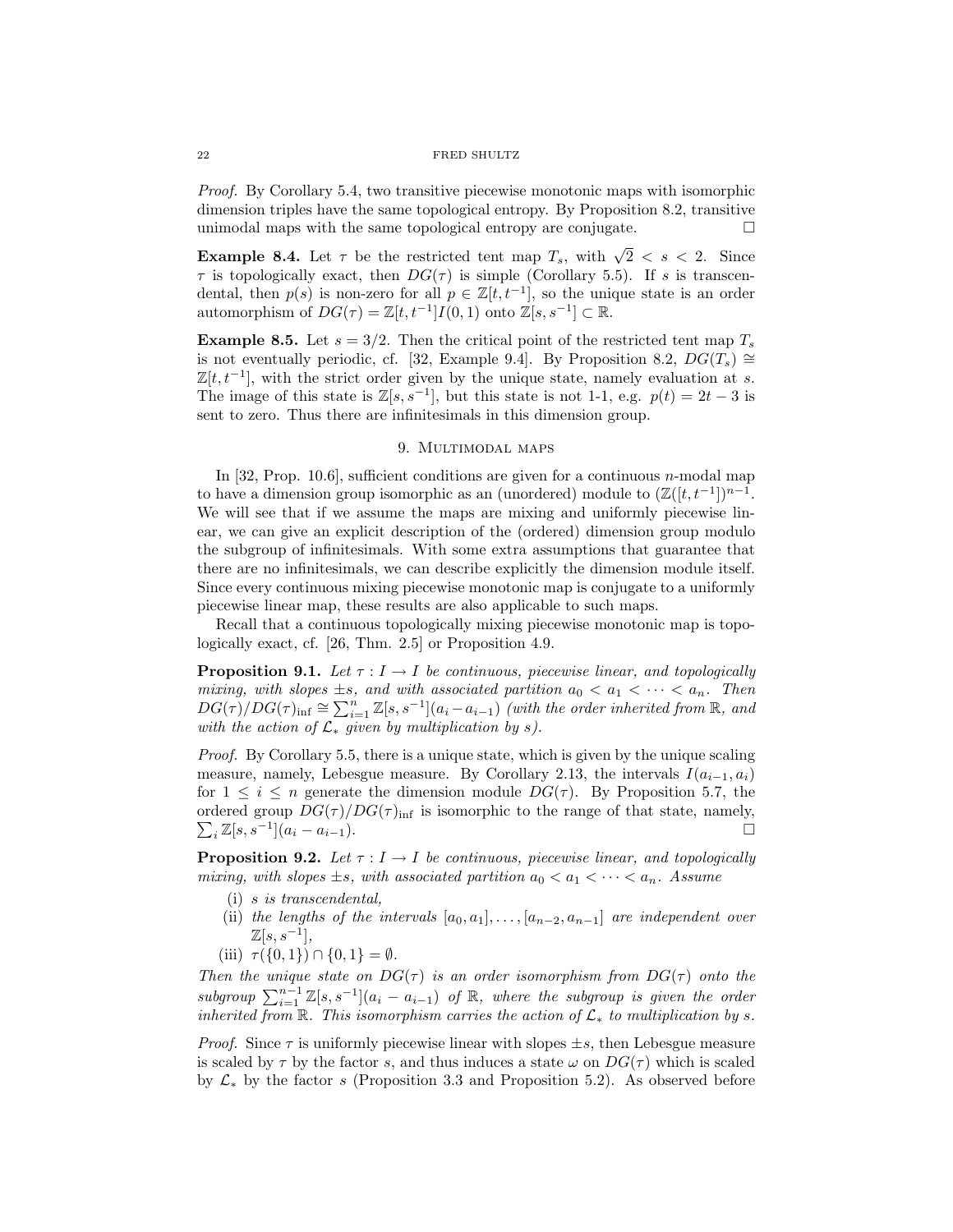*Proof.* By Corollary 5.4, two transitive piecewise monotonic maps with isomorphic dimension triples have the same topological entropy. By Proposition 8.2, transitive unimodal maps with the same topological entropy are conjugate. □

**Example 8.4.** Let $\tau$ be the restricted tent map $T_s$, with $\sqrt{2} < s < 2$. Since $\tau$ is topologically exact, then $DG(\tau)$ is simple (Corollary 5.5). If $s$ is transcendental, then $p(s)$ is non-zero for all $p \in \mathbb{Z}[t, t^{-1}]$, so the unique state is an order automorphism of $DG(\tau) = \mathbb{Z}[t, t^{-1}]I(0, 1)$ onto $\mathbb{Z}[s, s^{-1}] \subset \mathbb{R}$.

**Example 8.5.** Let $s = 3/2$. Then the critical point of the restricted tent map $T_s$ is not eventually periodic, cf. [32, Example 9.4]. By Proposition 8.2, $DG(T_s) \cong \mathbb{Z}[t, t^{-1}]$, with the strict order given by the unique state, namely evaluation at $s$. The image of this state is $\mathbb{Z}[s, s^{-1}]$, but this state is not 1-1, e.g. $p(t) = 2t - 3$ is sent to zero. Thus there are infinitesimals in this dimension group.

## 9. Multimodal maps

In [32, Prop. 10.6], sufficient conditions are given for a continuous $n$-modal map to have a dimension group isomorphic as an (unordered) module to $(\mathbb{Z}([t, t^{-1}])^{n-1}$. We will see that if we assume the maps are mixing and uniformly piecewise linear, we can give an explicit description of the (ordered) dimension group modulo the subgroup of infinitesimals. With some extra assumptions that guarantee that there are no infinitesimals, we can describe explicitly the dimension module itself. Since every continuous mixing piecewise monotonic map is conjugate to a uniformly piecewise linear map, these results are also applicable to such maps.

Recall that a continuous topologically mixing piecewise monotonic map is topologically exact, cf. [26, Thm. 2.5] or Proposition 4.9.

**Proposition 9.1.** *Let $\tau : I \to I$ be continuous, piecewise linear, and topologically mixing, with slopes $\pm s$, and with associated partition $a_0 < a_1 < \cdots < a_n$. Then $DG(\tau)/DG(\tau)_{\inf} \cong \sum_{i=1}^{n} \mathbb{Z}[s, s^{-1}](a_i - a_{i-1})$ (with the order inherited from $\mathbb{R}$, and with the action of $\mathcal{L}_*$ given by multiplication by $s$).*

*Proof.* By Corollary 5.5, there is a unique state, which is given by the unique scaling measure, namely, Lebesgue measure. By Corollary 2.13, the intervals $I(a_{i-1}, a_i)$ for $1 \le i \le n$ generate the dimension module $DG(\tau)$. By Proposition 5.7, the ordered group $DG(\tau)/DG(\tau)_{\inf}$ is isomorphic to the range of that state, namely, $\sum_i \mathbb{Z}[s, s^{-1}](a_i - a_{i-1})$. □

**Proposition 9.2.** *Let $\tau : I \to I$ be continuous, piecewise linear, and topologically mixing, with slopes $\pm s$, with associated partition $a_0 < a_1 < \cdots < a_n$. Assume*

- (i) *$s$ is transcendental,*
- (ii) *the lengths of the intervals $[a_0, a_1], \ldots, [a_{n-2}, a_{n-1}]$ are independent over $\mathbb{Z}[s, s^{-1}]$,*
- (iii) *$\tau(\{0, 1\}) \cap \{0, 1\} = \emptyset$.*

*Then the unique state on $DG(\tau)$ is an order isomorphism from $DG(\tau)$ onto the subgroup $\sum_{i=1}^{n-1} \mathbb{Z}[s, s^{-1}](a_i - a_{i-1})$ of $\mathbb{R}$, where the subgroup is given the order inherited from $\mathbb{R}$. This isomorphism carries the action of $\mathcal{L}_*$ to multiplication by $s$.*

*Proof.* Since $\tau$ is uniformly piecewise linear with slopes $\pm s$, then Lebesgue measure is scaled by $\tau$ by the factor $s$, and thus induces a state $\omega$ on $DG(\tau)$ which is scaled by $\mathcal{L}_*$ by the factor $s$ (Proposition 3.3 and Proposition 5.2). As observed before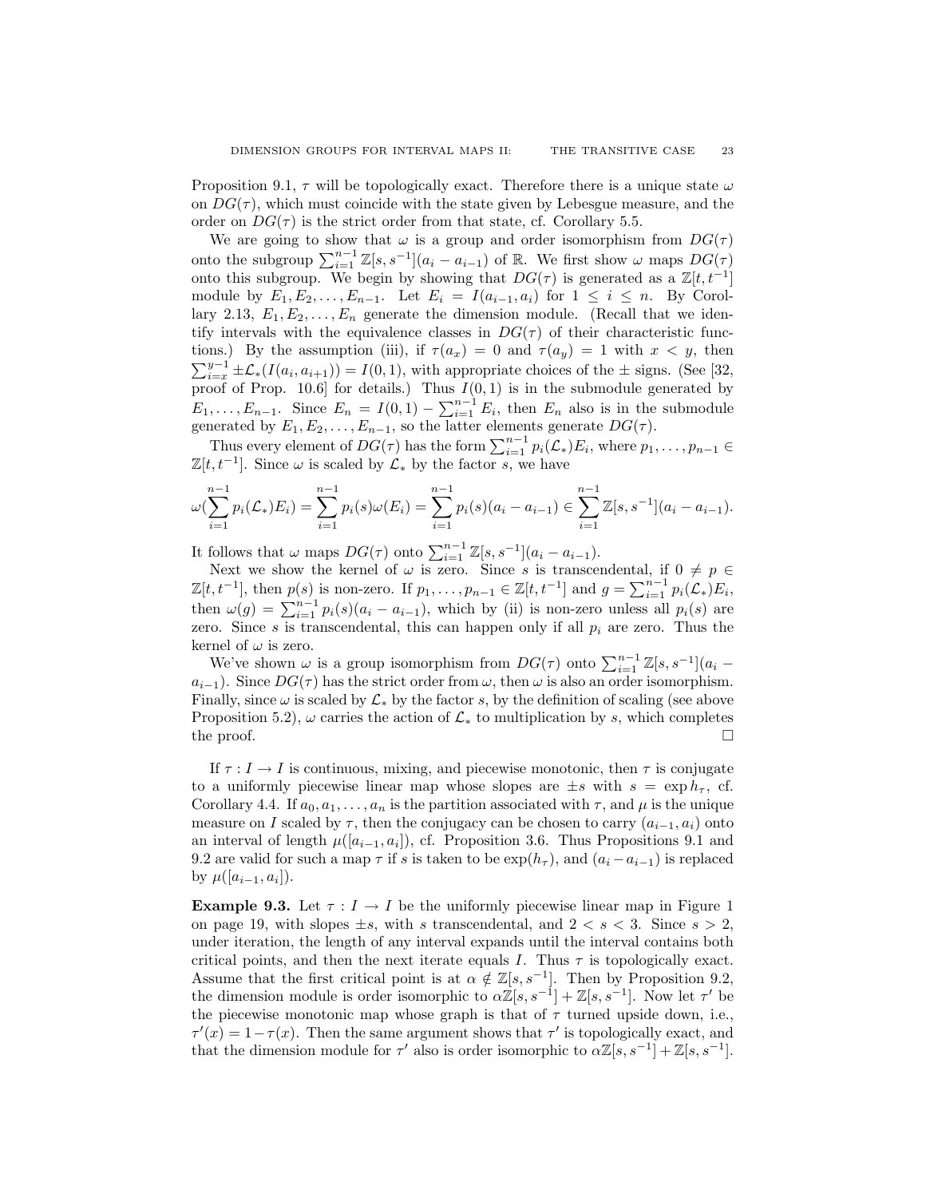Proposition 9.1, $\tau$ will be topologically exact. Therefore there is a unique state $\omega$ on $DG(\tau)$, which must coincide with the state given by Lebesgue measure, and the order on $DG(\tau)$ is the strict order from that state, cf. Corollary 5.5.

We are going to show that $\omega$ is a group and order isomorphism from $DG(\tau)$ onto the subgroup $\sum_{i=1}^{n-1} \mathbb{Z}[s, s^{-1}](a_i - a_{i-1})$ of $\mathbb{R}$. We first show $\omega$ maps $DG(\tau)$ onto this subgroup. We begin by showing that $DG(\tau)$ is generated as a $\mathbb{Z}[t, t^{-1}]$ module by $E_1, E_2, \ldots, E_{n-1}$. Let $E_i = I(a_{i-1}, a_i)$ for $1 \le i \le n$. By Corollary 2.13, $E_1, E_2, \ldots, E_n$ generate the dimension module. (Recall that we identify intervals with the equivalence classes in $DG(\tau)$ of their characteristic functions.) By the assumption (iii), if $\tau(a_x) = 0$ and $\tau(a_y) = 1$ with $x < y$, then $\sum_{i=x}^{y-1} \pm \mathcal{L}_*(I(a_i, a_{i+1})) = I(0, 1)$, with appropriate choices of the $\pm$ signs. (See [32, proof of Prop. 10.6] for details.) Thus $I(0,1)$ is in the submodule generated by $E_1, \ldots, E_{n-1}$. Since $E_n = I(0,1) - \sum_{i=1}^{n-1} E_i$, then $E_n$ also is in the submodule generated by $E_1, E_2, \ldots, E_{n-1}$, so the latter elements generate $DG(\tau)$.

Thus every element of $DG(\tau)$ has the form $\sum_{i=1}^{n-1} p_i(\mathcal{L}_*)E_i$, where $p_1, \ldots, p_{n-1} \in \mathbb{Z}[t, t^{-1}]$. Since $\omega$ is scaled by $\mathcal{L}_*$ by the factor $s$, we have

$$\omega(\sum_{i=1}^{n-1} p_i(\mathcal{L}_*)E_i) = \sum_{i=1}^{n-1} p_i(s)\omega(E_i) = \sum_{i=1}^{n-1} p_i(s)(a_i - a_{i-1}) \in \sum_{i=1}^{n-1} \mathbb{Z}[s, s^{-1}](a_i - a_{i-1}).$$

It follows that $\omega$ maps $DG(\tau)$ onto $\sum_{i=1}^{n-1} \mathbb{Z}[s, s^{-1}](a_i - a_{i-1})$.

Next we show the kernel of $\omega$ is zero. Since $s$ is transcendental, if $0 \ne p \in \mathbb{Z}[t, t^{-1}]$, then $p(s)$ is non-zero. If $p_1, \ldots, p_{n-1} \in \mathbb{Z}[t, t^{-1}]$ and $g = \sum_{i=1}^{n-1} p_i(\mathcal{L}_*)E_i$, then $\omega(g) = \sum_{i=1}^{n-1} p_i(s)(a_i - a_{i-1})$, which by (ii) is non-zero unless all $p_i(s)$ are zero. Since $s$ is transcendental, this can happen only if all $p_i$ are zero. Thus the kernel of $\omega$ is zero.

We've shown $\omega$ is a group isomorphism from $DG(\tau)$ onto $\sum_{i=1}^{n-1} \mathbb{Z}[s, s^{-1}](a_i - a_{i-1})$. Since $DG(\tau)$ has the strict order from $\omega$, then $\omega$ is also an order isomorphism. Finally, since $\omega$ is scaled by $\mathcal{L}_*$ by the factor $s$, by the definition of scaling (see above Proposition 5.2), $\omega$ carries the action of $\mathcal{L}_*$ to multiplication by $s$, which completes the proof. $\square$

If $\tau : I \to I$ is continuous, mixing, and piecewise monotonic, then $\tau$ is conjugate to a uniformly piecewise linear map whose slopes are $\pm s$ with $s = \exp h_\tau$, cf. Corollary 4.4. If $a_0, a_1, \ldots, a_n$ is the partition associated with $\tau$, and $\mu$ is the unique measure on $I$ scaled by $\tau$, then the conjugacy can be chosen to carry $(a_{i-1}, a_i)$ onto an interval of length $\mu([a_{i-1}, a_i])$, cf. Proposition 3.6. Thus Propositions 9.1 and 9.2 are valid for such a map $\tau$ if $s$ is taken to be $\exp(h_\tau)$, and $(a_i - a_{i-1})$ is replaced by $\mu([a_{i-1}, a_i])$.

**Example 9.3.** Let $\tau : I \to I$ be the uniformly piecewise linear map in Figure 1 on page 19, with slopes $\pm s$, with $s$ transcendental, and $2 < s < 3$. Since $s > 2$, under iteration, the length of any interval expands until the interval contains both critical points, and then the next iterate equals $I$. Thus $\tau$ is topologically exact. Assume that the first critical point is at $\alpha \notin \mathbb{Z}[s, s^{-1}]$. Then by Proposition 9.2, the dimension module is order isomorphic to $\alpha\mathbb{Z}[s, s^{-1}] + \mathbb{Z}[s, s^{-1}]$. Now let $\tau'$ be the piecewise monotonic map whose graph is that of $\tau$ turned upside down, i.e., $\tau'(x) = 1 - \tau(x)$. Then the same argument shows that $\tau'$ is topologically exact, and that the dimension module for $\tau'$ also is order isomorphic to $\alpha\mathbb{Z}[s, s^{-1}] + \mathbb{Z}[s, s^{-1}]$.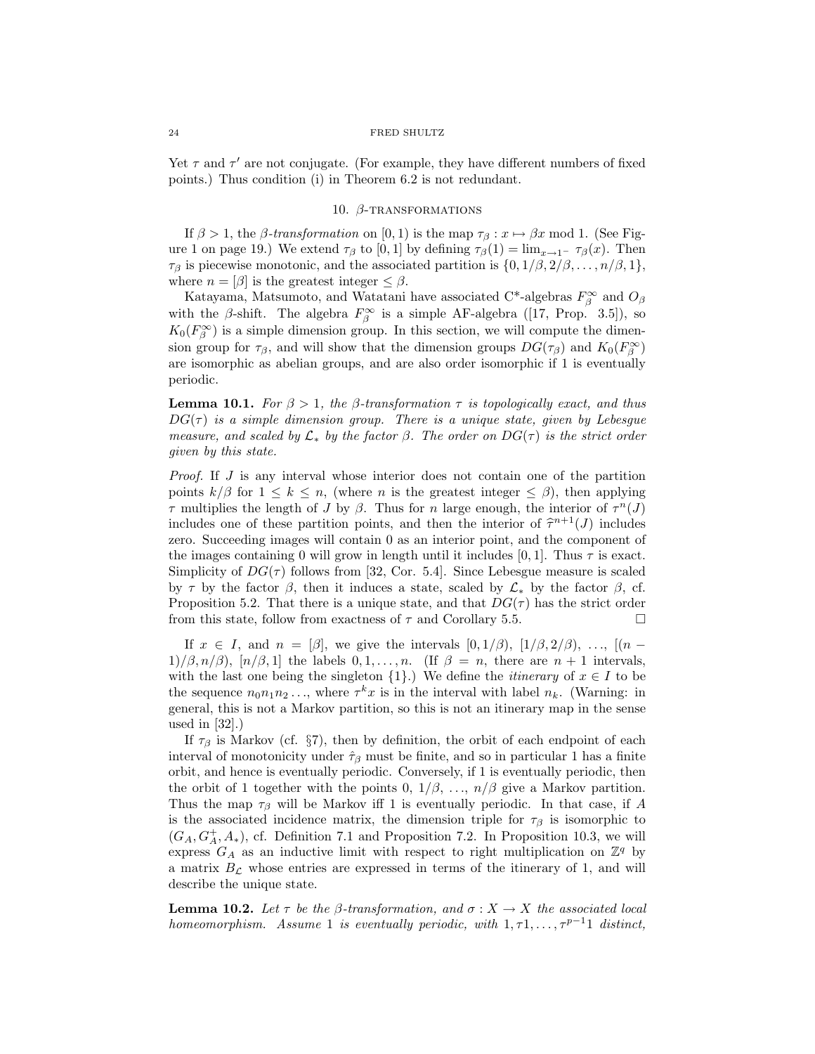Yet $\tau$ and $\tau'$ are not conjugate. (For example, they have different numbers of fixed points.) Thus condition (i) in Theorem 6.2 is not redundant.

## 10. $\beta$-transformations

If $\beta > 1$, the *$\beta$-transformation* on $[0, 1)$ is the map $\tau_\beta : x \mapsto \beta x \bmod 1$. (See Figure 1 on page 19.) We extend $\tau_\beta$ to $[0, 1]$ by defining $\tau_\beta(1) = \lim_{x\to 1^-} \tau_\beta(x)$. Then $\tau_\beta$ is piecewise monotonic, and the associated partition is $\{0, 1/\beta, 2/\beta, \ldots, n/\beta, 1\}$, where $n = [\beta]$ is the greatest integer $\leq \beta$.

Katayama, Matsumoto, and Watatani have associated C\*-algebras $F_\beta^\infty$ and $O_\beta$ with the $\beta$-shift. The algebra $F_\beta^\infty$ is a simple AF-algebra ([17, Prop. 3.5]), so $K_0(F_\beta^\infty)$ is a simple dimension group. In this section, we will compute the dimension group for $\tau_\beta$, and will show that the dimension groups $DG(\tau_\beta)$ and $K_0(F_\beta^\infty)$ are isomorphic as abelian groups, and are also order isomorphic if 1 is eventually periodic.

**Lemma 10.1.** *For $\beta > 1$, the $\beta$-transformation $\tau$ is topologically exact, and thus $DG(\tau)$ is a simple dimension group. There is a unique state, given by Lebesgue measure, and scaled by $\mathcal{L}_*$ by the factor $\beta$. The order on $DG(\tau)$ is the strict order given by this state.*

*Proof.* If $J$ is any interval whose interior does not contain one of the partition points $k/\beta$ for $1 \leq k \leq n$, (where $n$ is the greatest integer $\leq \beta$), then applying $\tau$ multiplies the length of $J$ by $\beta$. Thus for $n$ large enough, the interior of $\tau^n(J)$ includes one of these partition points, and then the interior of $\widehat{\tau}^{n+1}(J)$ includes zero. Succeeding images will contain 0 as an interior point, and the component of the images containing 0 will grow in length until it includes $[0, 1]$. Thus $\tau$ is exact. Simplicity of $DG(\tau)$ follows from [32, Cor. 5.4]. Since Lebesgue measure is scaled by $\tau$ by the factor $\beta$, then it induces a state, scaled by $\mathcal{L}_*$ by the factor $\beta$, cf. Proposition 5.2. That there is a unique state, and that $DG(\tau)$ has the strict order from this state, follow from exactness of $\tau$ and Corollary 5.5. $\square$

If $x \in I$, and $n = [\beta]$, we give the intervals $[0, 1/\beta)$, $[1/\beta, 2/\beta)$, $\ldots$, $[(n-1)/\beta, n/\beta)$, $[n/\beta, 1]$ the labels $0, 1, \ldots, n$. (If $\beta = n$, there are $n + 1$ intervals, with the last one being the singleton $\{1\}$.) We define the *itinerary* of $x \in I$ to be the sequence $n_0 n_1 n_2 \ldots$, where $\tau^k x$ is in the interval with label $n_k$. (Warning: in general, this is not a Markov partition, so this is not an itinerary map in the sense used in [32].)

If $\tau_\beta$ is Markov (cf. §7), then by definition, the orbit of each endpoint of each interval of monotonicity under $\hat{\tau}_\beta$ must be finite, and so in particular 1 has a finite orbit, and hence is eventually periodic. Conversely, if 1 is eventually periodic, then the orbit of 1 together with the points $0$, $1/\beta$, $\ldots$, $n/\beta$ give a Markov partition. Thus the map $\tau_\beta$ will be Markov iff 1 is eventually periodic. In that case, if $A$ is the associated incidence matrix, the dimension triple for $\tau_\beta$ is isomorphic to $(G_A, G_A^+, A_*)$, cf. Definition 7.1 and Proposition 7.2. In Proposition 10.3, we will express $G_A$ as an inductive limit with respect to right multiplication on $\mathbb{Z}^q$ by a matrix $B_\mathcal{L}$ whose entries are expressed in terms of the itinerary of 1, and will describe the unique state.

**Lemma 10.2.** *Let $\tau$ be the $\beta$-transformation, and $\sigma : X \to X$ the associated local homeomorphism. Assume 1 is eventually periodic, with $1, \tau 1, \ldots, \tau^{p-1} 1$ distinct,*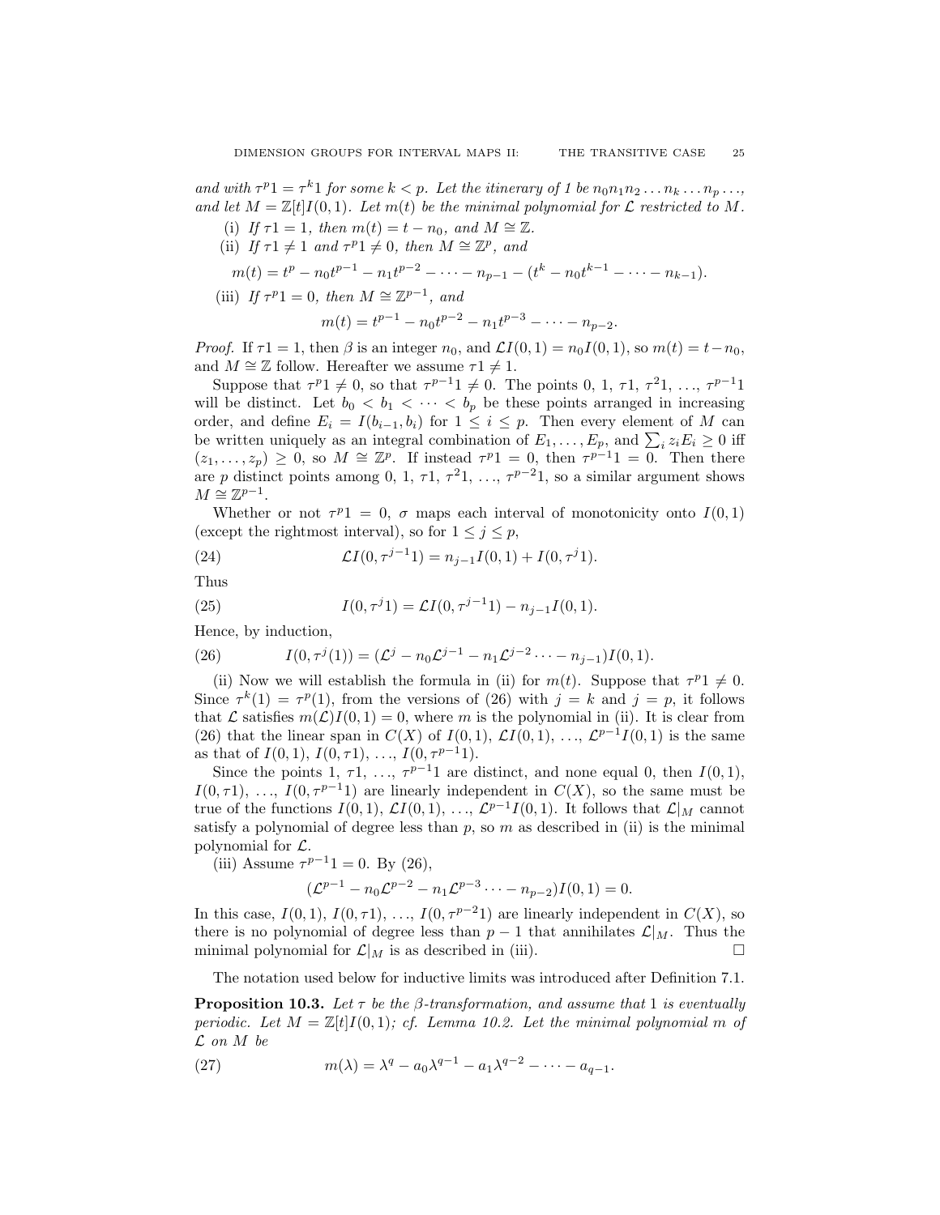*and with $\tau^p 1 = \tau^k 1$ for some $k < p$. Let the itinerary of 1 be $n_0 n_1 n_2 \dots n_k \dots n_p \dots$, and let $M = \mathbb{Z}[t]I(0,1)$. Let $m(t)$ be the minimal polynomial for $\mathcal{L}$ restricted to $M$.*

(i) *If $\tau 1 = 1$, then $m(t) = t - n_0$, and $M \cong \mathbb{Z}$.*

(ii) *If $\tau 1 \neq 1$ and $\tau^p 1 \neq 0$, then $M \cong \mathbb{Z}^p$, and*

$$m(t) = t^p - n_0 t^{p-1} - n_1 t^{p-2} - \dots - n_{p-1} - (t^k - n_0 t^{k-1} - \dots - n_{k-1}).$$

(iii) *If $\tau^p 1 = 0$, then $M \cong \mathbb{Z}^{p-1}$, and*

$$m(t) = t^{p-1} - n_0 t^{p-2} - n_1 t^{p-3} - \dots - n_{p-2}.$$

*Proof.* If $\tau 1 = 1$, then $\beta$ is an integer $n_0$, and $\mathcal{L}I(0,1) = n_0 I(0,1)$, so $m(t) = t - n_0$, and $M \cong \mathbb{Z}$ follow. Hereafter we assume $\tau 1 \neq 1$.

Suppose that $\tau^p 1 \neq 0$, so that $\tau^{p-1} 1 \neq 0$. The points $0$, $1$, $\tau 1$, $\tau^2 1$, $\dots$, $\tau^{p-1} 1$ will be distinct. Let $b_0 < b_1 < \dots < b_p$ be these points arranged in increasing order, and define $E_i = I(b_{i-1}, b_i)$ for $1 \le i \le p$. Then every element of $M$ can be written uniquely as an integral combination of $E_1, \dots, E_p$, and $\sum_i z_i E_i \ge 0$ iff $(z_1, \dots, z_p) \ge 0$, so $M \cong \mathbb{Z}^p$. If instead $\tau^p 1 = 0$, then $\tau^{p-1} 1 = 0$. Then there are $p$ distinct points among $0$, $1$, $\tau 1$, $\tau^2 1$, $\dots$, $\tau^{p-2} 1$, so a similar argument shows $M \cong \mathbb{Z}^{p-1}$.

Whether or not $\tau^p 1 = 0$, $\sigma$ maps each interval of monotonicity onto $I(0,1)$ (except the rightmost interval), so for $1 \le j \le p$,

$$\mathcal{L}I(0, \tau^{j-1} 1) = n_{j-1} I(0,1) + I(0, \tau^j 1). \tag{24}$$

Thus

$$I(0, \tau^j 1) = \mathcal{L}I(0, \tau^{j-1} 1) - n_{j-1} I(0,1). \tag{25}$$

Hence, by induction,

$$I(0, \tau^j(1)) = (\mathcal{L}^j - n_0 \mathcal{L}^{j-1} - n_1 \mathcal{L}^{j-2} \cdots - n_{j-1}) I(0,1). \tag{26}$$

(ii) Now we will establish the formula in (ii) for $m(t)$. Suppose that $\tau^p 1 \neq 0$. Since $\tau^k(1) = \tau^p(1)$, from the versions of (26) with $j = k$ and $j = p$, it follows that $\mathcal{L}$ satisfies $m(\mathcal{L}) I(0,1) = 0$, where $m$ is the polynomial in (ii). It is clear from (26) that the linear span in $C(X)$ of $I(0,1)$, $\mathcal{L}I(0,1)$, $\dots$, $\mathcal{L}^{p-1} I(0,1)$ is the same as that of $I(0,1)$, $I(0, \tau 1)$, $\dots$, $I(0, \tau^{p-1} 1)$.

Since the points $1$, $\tau 1$, $\dots$, $\tau^{p-1} 1$ are distinct, and none equal $0$, then $I(0,1)$, $I(0, \tau 1)$, $\dots$, $I(0, \tau^{p-1} 1)$ are linearly independent in $C(X)$, so the same must be true of the functions $I(0,1)$, $\mathcal{L}I(0,1)$, $\dots$, $\mathcal{L}^{p-1} I(0,1)$. It follows that $\mathcal{L}|_M$ cannot satisfy a polynomial of degree less than $p$, so $m$ as described in (ii) is the minimal polynomial for $\mathcal{L}$.

(iii) Assume $\tau^{p-1} 1 = 0$. By (26),

$$(\mathcal{L}^{p-1} - n_0 \mathcal{L}^{p-2} - n_1 \mathcal{L}^{p-3} \cdots - n_{p-2}) I(0,1) = 0.$$

In this case, $I(0,1)$, $I(0, \tau 1)$, $\dots$, $I(0, \tau^{p-2} 1)$ are linearly independent in $C(X)$, so there is no polynomial of degree less than $p - 1$ that annihilates $\mathcal{L}|_M$. Thus the minimal polynomial for $\mathcal{L}|_M$ is as described in (iii). $\square$

The notation used below for inductive limits was introduced after Definition 7.1.

**Proposition 10.3.** *Let $\tau$ be the $\beta$-transformation, and assume that 1 is eventually periodic. Let $M = \mathbb{Z}[t]I(0,1)$; cf. Lemma 10.2. Let the minimal polynomial $m$ of $\mathcal{L}$ on $M$ be*

$$m(\lambda) = \lambda^q - a_0 \lambda^{q-1} - a_1 \lambda^{q-2} - \dots - a_{q-1}. \tag{27}$$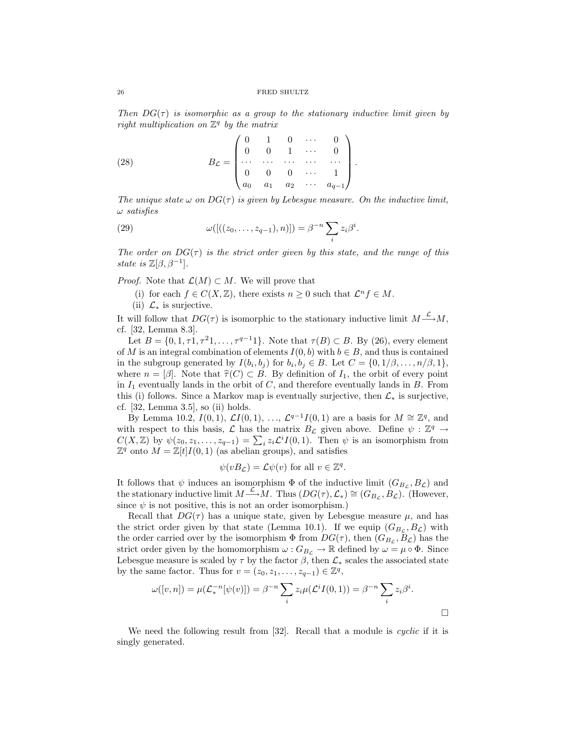*Then $DG(\tau)$ is isomorphic as a group to the stationary inductive limit given by right multiplication on $\mathbb{Z}^q$ by the matrix*

$$B_{\mathcal{L}} = \begin{pmatrix} 0 & 1 & 0 & \cdots & 0 \\ 0 & 0 & 1 & \cdots & 0 \\ \cdots & \cdots & \cdots & \cdots & \cdots \\ 0 & 0 & 0 & \cdots & 1 \\ a_0 & a_1 & a_2 & \cdots & a_{q-1} \end{pmatrix}. \tag{28}$$

*The unique state $\omega$ on $DG(\tau)$ is given by Lebesgue measure. On the inductive limit, $\omega$ satisfies*

$$\omega([((z_0, \ldots, z_{q-1}), n)]) = \beta^{-n} \sum_i z_i \beta^i. \tag{29}$$

*The order on $DG(\tau)$ is the strict order given by this state, and the range of this state is $\mathbb{Z}[\beta, \beta^{-1}]$.*

*Proof.* Note that $\mathcal{L}(M) \subset M$. We will prove that

(i) for each $f \in C(X, \mathbb{Z})$, there exists $n \geq 0$ such that $\mathcal{L}^n f \in M$.

(ii) $\mathcal{L}_*$ is surjective.

It will follow that $DG(\tau)$ is isomorphic to the stationary inductive limit $M \xrightarrow{\mathcal{L}} M$, cf. [32, Lemma 8.3].

Let $B = \{0, 1, \tau 1, \tau^2 1, \ldots, \tau^{q-1} 1\}$. Note that $\tau(B) \subset B$. By (26), every element of $M$ is an integral combination of elements $I(0, b)$ with $b \in B$, and thus is contained in the subgroup generated by $I(b_i, b_j)$ for $b_i, b_j \in B$. Let $C = \{0, 1/\beta, \ldots, n/\beta, 1\}$, where $n = [\beta]$. Note that $\widehat{\tau}(C) \subset B$. By definition of $I_1$, the orbit of every point in $I_1$ eventually lands in the orbit of $C$, and therefore eventually lands in $B$. From this (i) follows. Since a Markov map is eventually surjective, then $\mathcal{L}_*$ is surjective, cf. [32, Lemma 3.5], so (ii) holds.

By Lemma 10.2, $I(0,1)$, $\mathcal{L}I(0,1)$, $\ldots$, $\mathcal{L}^{q-1}I(0,1)$ are a basis for $M \cong \mathbb{Z}^q$, and with respect to this basis, $\mathcal{L}$ has the matrix $B_{\mathcal{L}}$ given above. Define $\psi : \mathbb{Z}^q \to C(X, \mathbb{Z})$ by $\psi(z_0, z_1, \ldots, z_{q-1}) = \sum_i z_i \mathcal{L}^i I(0,1)$. Then $\psi$ is an isomorphism from $\mathbb{Z}^q$ onto $M = \mathbb{Z}[t]I(0,1)$ (as abelian groups), and satisfies

$$\psi(vB_{\mathcal{L}}) = \mathcal{L}\psi(v) \text{ for all } v \in \mathbb{Z}^q.$$

It follows that $\psi$ induces an isomorphism $\Phi$ of the inductive limit $(G_{B_{\mathcal{L}}}, B_{\mathcal{L}})$ and the stationary inductive limit $M \xrightarrow{\mathcal{L}} M$. Thus $(DG(\tau), \mathcal{L}_*) \cong (G_{B_{\mathcal{L}}}, B_{\mathcal{L}})$. (However, since $\psi$ is not positive, this is not an order isomorphism.)

Recall that $DG(\tau)$ has a unique state, given by Lebesgue measure $\mu$, and has the strict order given by that state (Lemma 10.1). If we equip $(G_{B_{\mathcal{L}}}, B_{\mathcal{L}})$ with the order carried over by the isomorphism $\Phi$ from $DG(\tau)$, then $(G_{B_{\mathcal{L}}}, B_{\mathcal{L}})$ has the strict order given by the homomorphism $\omega : G_{B_{\mathcal{L}}} \to \mathbb{R}$ defined by $\omega = \mu \circ \Phi$. Since Lebesgue measure is scaled by $\tau$ by the factor $\beta$, then $\mathcal{L}_*$ scales the associated state by the same factor. Thus for $v = (z_0, z_1, \ldots, z_{q-1}) \in \mathbb{Z}^q$,

$$\omega([v, n]) = \mu(\mathcal{L}_*^{-n}[\psi(v)]) = \beta^{-n} \sum_i z_i \mu(\mathcal{L}^i I(0,1)) = \beta^{-n} \sum_i z_i \beta^i.$$

$\square$

We need the following result from [32]. Recall that a module is *cyclic* if it is singly generated.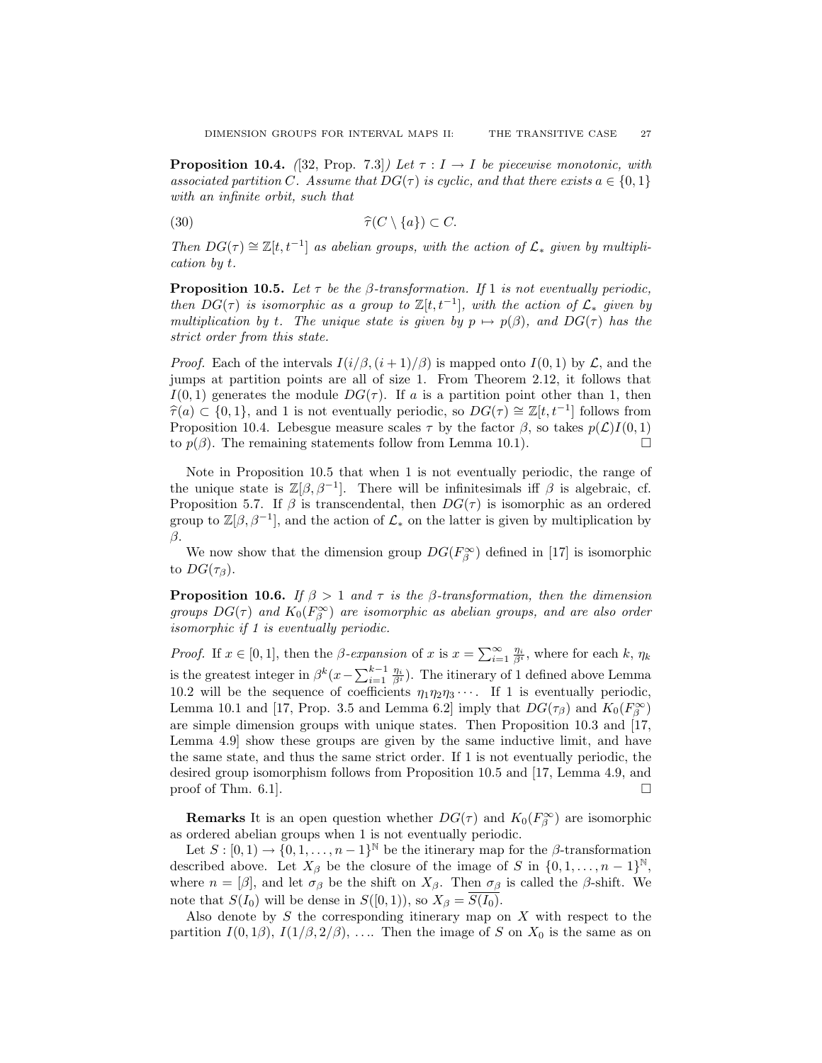**Proposition 10.4.** *([32, Prop. 7.3]) Let $\tau : I \to I$ be piecewise monotonic, with associated partition $C$. Assume that $DG(\tau)$ is cyclic, and that there exists $a \in \{0,1\}$ with an infinite orbit, such that*

$$\widehat{\tau}(C \setminus \{a\}) \subset C. \tag{30}$$

*Then $DG(\tau) \cong \mathbb{Z}[t, t^{-1}]$ as abelian groups, with the action of $\mathcal{L}_*$ given by multiplication by $t$.*

**Proposition 10.5.** *Let $\tau$ be the $\beta$-transformation. If 1 is not eventually periodic, then $DG(\tau)$ is isomorphic as a group to $\mathbb{Z}[t, t^{-1}]$, with the action of $\mathcal{L}_*$ given by multiplication by $t$. The unique state is given by $p \mapsto p(\beta)$, and $DG(\tau)$ has the strict order from this state.*

*Proof.* Each of the intervals $I(i/\beta, (i+1)/\beta)$ is mapped onto $I(0,1)$ by $\mathcal{L}$, and the jumps at partition points are all of size 1. From Theorem 2.12, it follows that $I(0,1)$ generates the module $DG(\tau)$. If $a$ is a partition point other than 1, then $\widehat{\tau}(a) \subset \{0,1\}$, and 1 is not eventually periodic, so $DG(\tau) \cong \mathbb{Z}[t, t^{-1}]$ follows from Proposition 10.4. Lebesgue measure scales $\tau$ by the factor $\beta$, so takes $p(\mathcal{L})I(0,1)$ to $p(\beta)$. The remaining statements follow from Lemma 10.1). $\square$

Note in Proposition 10.5 that when 1 is not eventually periodic, the range of the unique state is $\mathbb{Z}[\beta, \beta^{-1}]$. There will be infinitesimals iff $\beta$ is algebraic, cf. Proposition 5.7. If $\beta$ is transcendental, then $DG(\tau)$ is isomorphic as an ordered group to $\mathbb{Z}[\beta, \beta^{-1}]$, and the action of $\mathcal{L}_*$ on the latter is given by multiplication by $\beta$.

We now show that the dimension group $DG(F_\beta^\infty)$ defined in [17] is isomorphic to $DG(\tau_\beta)$.

**Proposition 10.6.** *If $\beta > 1$ and $\tau$ is the $\beta$-transformation, then the dimension groups $DG(\tau)$ and $K_0(F_\beta^\infty)$ are isomorphic as abelian groups, and are also order isomorphic if 1 is eventually periodic.*

*Proof.* If $x \in [0,1]$, then the *$\beta$-expansion* of $x$ is $x = \sum_{i=1}^{\infty} \frac{\eta_i}{\beta^i}$, where for each $k$, $\eta_k$ is the greatest integer in $\beta^k(x - \sum_{i=1}^{k-1} \frac{\eta_i}{\beta^i})$. The itinerary of 1 defined above Lemma 10.2 will be the sequence of coefficients $\eta_1\eta_2\eta_3\cdots$. If 1 is eventually periodic, Lemma 10.1 and [17, Prop. 3.5 and Lemma 6.2] imply that $DG(\tau_\beta)$ and $K_0(F_\beta^\infty)$ are simple dimension groups with unique states. Then Proposition 10.3 and [17, Lemma 4.9] show these groups are given by the same inductive limit, and have the same state, and thus the same strict order. If 1 is not eventually periodic, the desired group isomorphism follows from Proposition 10.5 and [17, Lemma 4.9, and proof of Thm. 6.1]. $\square$

**Remarks** It is an open question whether $DG(\tau)$ and $K_0(F_\beta^\infty)$ are isomorphic as ordered abelian groups when 1 is not eventually periodic.

Let $S : [0,1) \to \{0, 1, \ldots, n-1\}^{\mathbb{N}}$ be the itinerary map for the $\beta$-transformation described above. Let $X_\beta$ be the closure of the image of $S$ in $\{0, 1, \ldots, n-1\}^{\mathbb{N}}$, where $n = [\beta]$, and let $\sigma_\beta$ be the shift on $X_\beta$. Then $\sigma_\beta$ is called the $\beta$-shift. We note that $S(I_0)$ will be dense in $S([0,1))$, so $X_\beta = \overline{S(I_0)}$.

Also denote by $S$ the corresponding itinerary map on $X$ with respect to the partition $I(0, 1\beta)$, $I(1/\beta, 2/\beta)$, .... Then the image of $S$ on $X_0$ is the same as on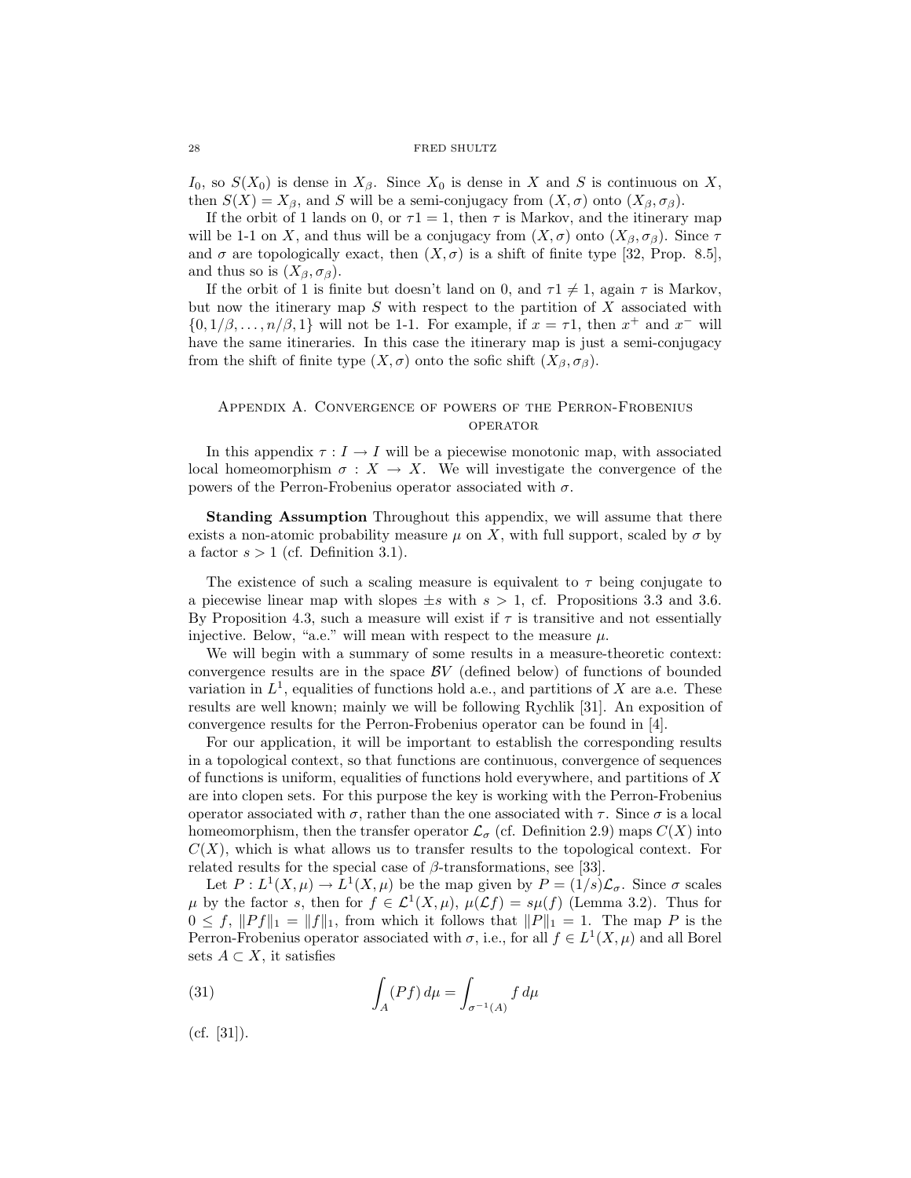$I_0$, so $S(X_0)$ is dense in $X_\beta$. Since $X_0$ is dense in $X$ and $S$ is continuous on $X$, then $S(X) = X_\beta$, and $S$ will be a semi-conjugacy from $(X, \sigma)$ onto $(X_\beta, \sigma_\beta)$.

If the orbit of 1 lands on 0, or $\tau 1 = 1$, then $\tau$ is Markov, and the itinerary map will be 1-1 on $X$, and thus will be a conjugacy from $(X, \sigma)$ onto $(X_\beta, \sigma_\beta)$. Since $\tau$ and $\sigma$ are topologically exact, then $(X, \sigma)$ is a shift of finite type [32, Prop. 8.5], and thus so is $(X_\beta, \sigma_\beta)$.

If the orbit of 1 is finite but doesn't land on 0, and $\tau 1 \neq 1$, again $\tau$ is Markov, but now the itinerary map $S$ with respect to the partition of $X$ associated with $\{0, 1/\beta, \ldots, n/\beta, 1\}$ will not be 1-1. For example, if $x = \tau 1$, then $x^+$ and $x^-$ will have the same itineraries. In this case the itinerary map is just a semi-conjugacy from the shift of finite type $(X, \sigma)$ onto the sofic shift $(X_\beta, \sigma_\beta)$.

## Appendix A. Convergence of powers of the Perron-Frobenius operator

In this appendix $\tau : I \to I$ will be a piecewise monotonic map, with associated local homeomorphism $\sigma : X \to X$. We will investigate the convergence of the powers of the Perron-Frobenius operator associated with $\sigma$.

**Standing Assumption** Throughout this appendix, we will assume that there exists a non-atomic probability measure $\mu$ on $X$, with full support, scaled by $\sigma$ by a factor $s > 1$ (cf. Definition 3.1).

The existence of such a scaling measure is equivalent to $\tau$ being conjugate to a piecewise linear map with slopes $\pm s$ with $s > 1$, cf. Propositions 3.3 and 3.6. By Proposition 4.3, such a measure will exist if $\tau$ is transitive and not essentially injective. Below, "a.e." will mean with respect to the measure $\mu$.

We will begin with a summary of some results in a measure-theoretic context: convergence results are in the space $\mathcal{B}V$ (defined below) of functions of bounded variation in $L^1$, equalities of functions hold a.e., and partitions of $X$ are a.e. These results are well known; mainly we will be following Rychlik [31]. An exposition of convergence results for the Perron-Frobenius operator can be found in [4].

For our application, it will be important to establish the corresponding results in a topological context, so that functions are continuous, convergence of sequences of functions is uniform, equalities of functions hold everywhere, and partitions of $X$ are into clopen sets. For this purpose the key is working with the Perron-Frobenius operator associated with $\sigma$, rather than the one associated with $\tau$. Since $\sigma$ is a local homeomorphism, then the transfer operator $\mathcal{L}_\sigma$ (cf. Definition 2.9) maps $C(X)$ into $C(X)$, which is what allows us to transfer results to the topological context. For related results for the special case of $\beta$-transformations, see [33].

Let $P : L^1(X, \mu) \to L^1(X, \mu)$ be the map given by $P = (1/s)\mathcal{L}_\sigma$. Since $\sigma$ scales $\mu$ by the factor $s$, then for $f \in \mathcal{L}^1(X, \mu)$, $\mu(\mathcal{L}f) = s\mu(f)$ (Lemma 3.2). Thus for $0 \leq f$, $\|Pf\|_1 = \|f\|_1$, from which it follows that $\|P\|_1 = 1$. The map $P$ is the Perron-Frobenius operator associated with $\sigma$, i.e., for all $f \in L^1(X, \mu)$ and all Borel sets $A \subset X$, it satisfies

$$\int_A (Pf)\, d\mu = \int_{\sigma^{-1}(A)} f\, d\mu \tag{31}$$

(cf. [31]).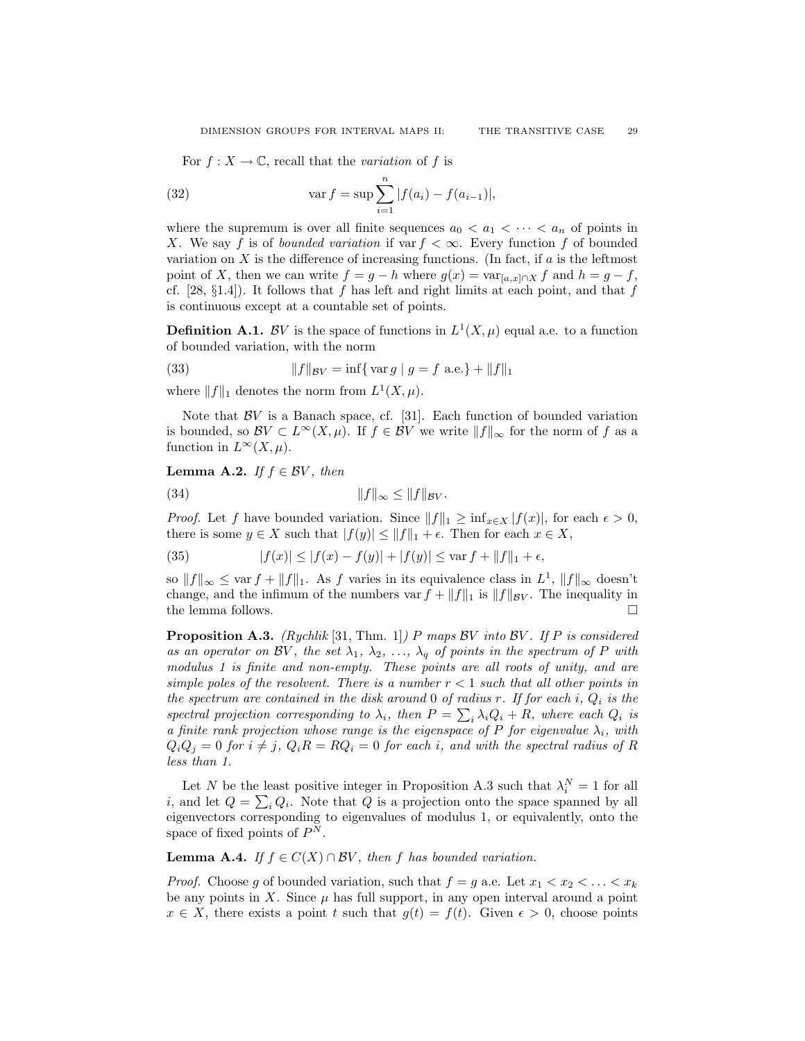For $f : X \to \mathbb{C}$, recall that the *variation* of $f$ is

$$\operatorname{var} f = \sup \sum_{i=1}^{n} |f(a_i) - f(a_{i-1})|, \tag{32}$$

where the supremum is over all finite sequences $a_0 < a_1 < \cdots < a_n$ of points in $X$. We say $f$ is of *bounded variation* if $\operatorname{var} f < \infty$. Every function $f$ of bounded variation on $X$ is the difference of increasing functions. (In fact, if $a$ is the leftmost point of $X$, then we can write $f = g - h$ where $g(x) = \operatorname{var}_{[a,x]\cap X} f$ and $h = g - f$, cf. [28, §1.4]). It follows that $f$ has left and right limits at each point, and that $f$ is continuous except at a countable set of points.

**Definition A.1.** $\mathcal{BV}$ is the space of functions in $L^1(X, \mu)$ equal a.e. to a function of bounded variation, with the norm

$$\|f\|_{\mathcal{BV}} = \inf\{\, \operatorname{var} g \mid g = f \text{ a.e.}\} + \|f\|_1 \tag{33}$$

where $\|f\|_1$ denotes the norm from $L^1(X, \mu)$.

Note that $\mathcal{BV}$ is a Banach space, cf. [31]. Each function of bounded variation is bounded, so $\mathcal{BV} \subset L^\infty(X, \mu)$. If $f \in \mathcal{BV}$ we write $\|f\|_\infty$ for the norm of $f$ as a function in $L^\infty(X, \mu)$.

**Lemma A.2.** *If $f \in \mathcal{BV}$, then*

$$\|f\|_\infty \le \|f\|_{\mathcal{BV}}. \tag{34}$$

*Proof.* Let $f$ have bounded variation. Since $\|f\|_1 \ge \inf_{x\in X} |f(x)|$, for each $\epsilon > 0$, there is some $y \in X$ such that $|f(y)| \le \|f\|_1 + \epsilon$. Then for each $x \in X$,

$$|f(x)| \le |f(x) - f(y)| + |f(y)| \le \operatorname{var} f + \|f\|_1 + \epsilon, \tag{35}$$

so $\|f\|_\infty \le \operatorname{var} f + \|f\|_1$. As $f$ varies in its equivalence class in $L^1$, $\|f\|_\infty$ doesn't change, and the infimum of the numbers $\operatorname{var} f + \|f\|_1$ is $\|f\|_{\mathcal{BV}}$. The inequality in the lemma follows. $\square$

**Proposition A.3.** *(Rychlik [31, Thm. 1]) $P$ maps $\mathcal{BV}$ into $\mathcal{BV}$. If $P$ is considered as an operator on $\mathcal{BV}$, the set $\lambda_1, \lambda_2, \ldots, \lambda_q$ of points in the spectrum of $P$ with modulus 1 is finite and non-empty. These points are all roots of unity, and are simple poles of the resolvent. There is a number $r < 1$ such that all other points in the spectrum are contained in the disk around 0 of radius $r$. If for each $i$, $Q_i$ is the spectral projection corresponding to $\lambda_i$, then $P = \sum_i \lambda_i Q_i + R$, where each $Q_i$ is a finite rank projection whose range is the eigenspace of $P$ for eigenvalue $\lambda_i$, with $Q_iQ_j = 0$ for $i \ne j$, $Q_iR = RQ_i = 0$ for each $i$, and with the spectral radius of $R$ less than 1.*

Let $N$ be the least positive integer in Proposition A.3 such that $\lambda_i^N = 1$ for all $i$, and let $Q = \sum_i Q_i$. Note that $Q$ is a projection onto the space spanned by all eigenvectors corresponding to eigenvalues of modulus 1, or equivalently, onto the space of fixed points of $P^N$.

**Lemma A.4.** *If $f \in C(X) \cap \mathcal{BV}$, then $f$ has bounded variation.*

*Proof.* Choose $g$ of bounded variation, such that $f = g$ a.e. Let $x_1 < x_2 < \ldots < x_k$ be any points in $X$. Since $\mu$ has full support, in any open interval around a point $x \in X$, there exists a point $t$ such that $g(t) = f(t)$. Given $\epsilon > 0$, choose points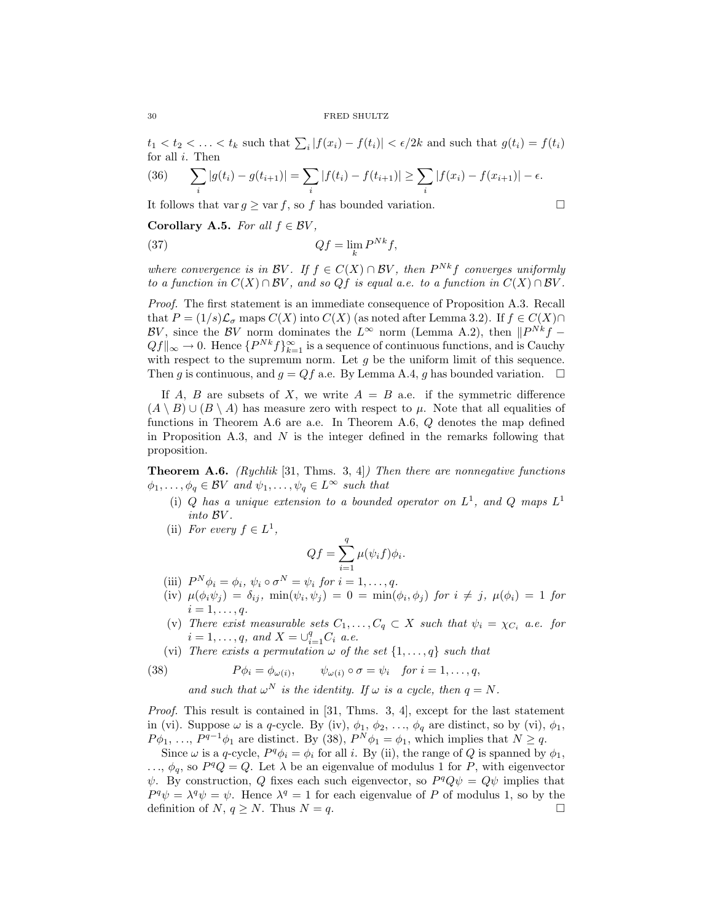$t_1 < t_2 < \ldots < t_k$ such that $\sum_i |f(x_i) - f(t_i)| < \epsilon/2k$ and such that $g(t_i) = f(t_i)$ for all $i$. Then

$$\sum_i |g(t_i) - g(t_{i+1})| = \sum_i |f(t_i) - f(t_{i+1})| \geq \sum_i |f(x_i) - f(x_{i+1})| - \epsilon. \tag{36}$$

It follows that $\operatorname{var} g \geq \operatorname{var} f$, so $f$ has bounded variation. $\square$

**Corollary A.5.** *For all $f \in \mathcal{B}V$,*

$$Qf = \lim_k P^{Nk} f, \tag{37}$$

*where convergence is in $\mathcal{B}V$. If $f \in C(X) \cap \mathcal{B}V$, then $P^{Nk}f$ converges uniformly to a function in $C(X) \cap \mathcal{B}V$, and so $Qf$ is equal a.e. to a function in $C(X) \cap \mathcal{B}V$.*

*Proof.* The first statement is an immediate consequence of Proposition A.3. Recall that $P = (1/s)\mathcal{L}_\sigma$ maps $C(X)$ into $C(X)$ (as noted after Lemma 3.2). If $f \in C(X) \cap \mathcal{B}V$, since the $\mathcal{B}V$ norm dominates the $L^\infty$ norm (Lemma A.2), then $\|P^{Nk}f - Qf\|_\infty \to 0$. Hence $\{P^{Nk}f\}_{k=1}^\infty$ is a sequence of continuous functions, and is Cauchy with respect to the supremum norm. Let $g$ be the uniform limit of this sequence. Then $g$ is continuous, and $g = Qf$ a.e. By Lemma A.4, $g$ has bounded variation. $\square$

If $A$, $B$ are subsets of $X$, we write $A = B$ a.e. if the symmetric difference $(A \setminus B) \cup (B \setminus A)$ has measure zero with respect to $\mu$. Note that all equalities of functions in Theorem A.6 are a.e. In Theorem A.6, $Q$ denotes the map defined in Proposition A.3, and $N$ is the integer defined in the remarks following that proposition.

**Theorem A.6.** *(Rychlik [31, Thms. 3, 4]) Then there are nonnegative functions $\phi_1, \ldots, \phi_q \in \mathcal{B}V$ and $\psi_1, \ldots, \psi_q \in L^\infty$ such that*

(i) *$Q$ has a unique extension to a bounded operator on $L^1$, and $Q$ maps $L^1$ into $\mathcal{B}V$.*

(ii) *For every $f \in L^1$,*
$$Qf = \sum_{i=1}^q \mu(\psi_i f)\phi_i.$$

(iii) *$P^N \phi_i = \phi_i$, $\psi_i \circ \sigma^N = \psi_i$ for $i = 1, \ldots, q$.*

(iv) *$\mu(\phi_i \psi_j) = \delta_{ij}$, $\min(\psi_i, \psi_j) = 0 = \min(\phi_i, \phi_j)$ for $i \neq j$, $\mu(\phi_i) = 1$ for $i = 1, \ldots, q$.*

(v) *There exist measurable sets $C_1, \ldots, C_q \subset X$ such that $\psi_i = \chi_{C_i}$ a.e. for $i = 1, \ldots, q$, and $X = \cup_{i=1}^q C_i$ a.e.*

(vi) *There exists a permutation $\omega$ of the set $\{1, \ldots, q\}$ such that*

$$P\phi_i = \phi_{\omega(i)}, \qquad \psi_{\omega(i)} \circ \sigma = \psi_i \quad \text{for } i = 1, \ldots, q, \tag{38}$$

*and such that $\omega^N$ is the identity. If $\omega$ is a cycle, then $q = N$.*

*Proof.* This result is contained in [31, Thms. 3, 4], except for the last statement in (vi). Suppose $\omega$ is a $q$-cycle. By (iv), $\phi_1, \phi_2, \ldots, \phi_q$ are distinct, so by (vi), $\phi_1, P\phi_1, \ldots, P^{q-1}\phi_1$ are distinct. By (38), $P^N\phi_1 = \phi_1$, which implies that $N \geq q$.

Since $\omega$ is a $q$-cycle, $P^q\phi_i = \phi_i$ for all $i$. By (ii), the range of $Q$ is spanned by $\phi_1, \ldots, \phi_q$, so $P^qQ = Q$. Let $\lambda$ be an eigenvalue of modulus 1 for $P$, with eigenvector $\psi$. By construction, $Q$ fixes each such eigenvector, so $P^qQ\psi = Q\psi$ implies that $P^q\psi = \lambda^q\psi = \psi$. Hence $\lambda^q = 1$ for each eigenvalue of $P$ of modulus 1, so by the definition of $N$, $q \geq N$. Thus $N = q$. $\square$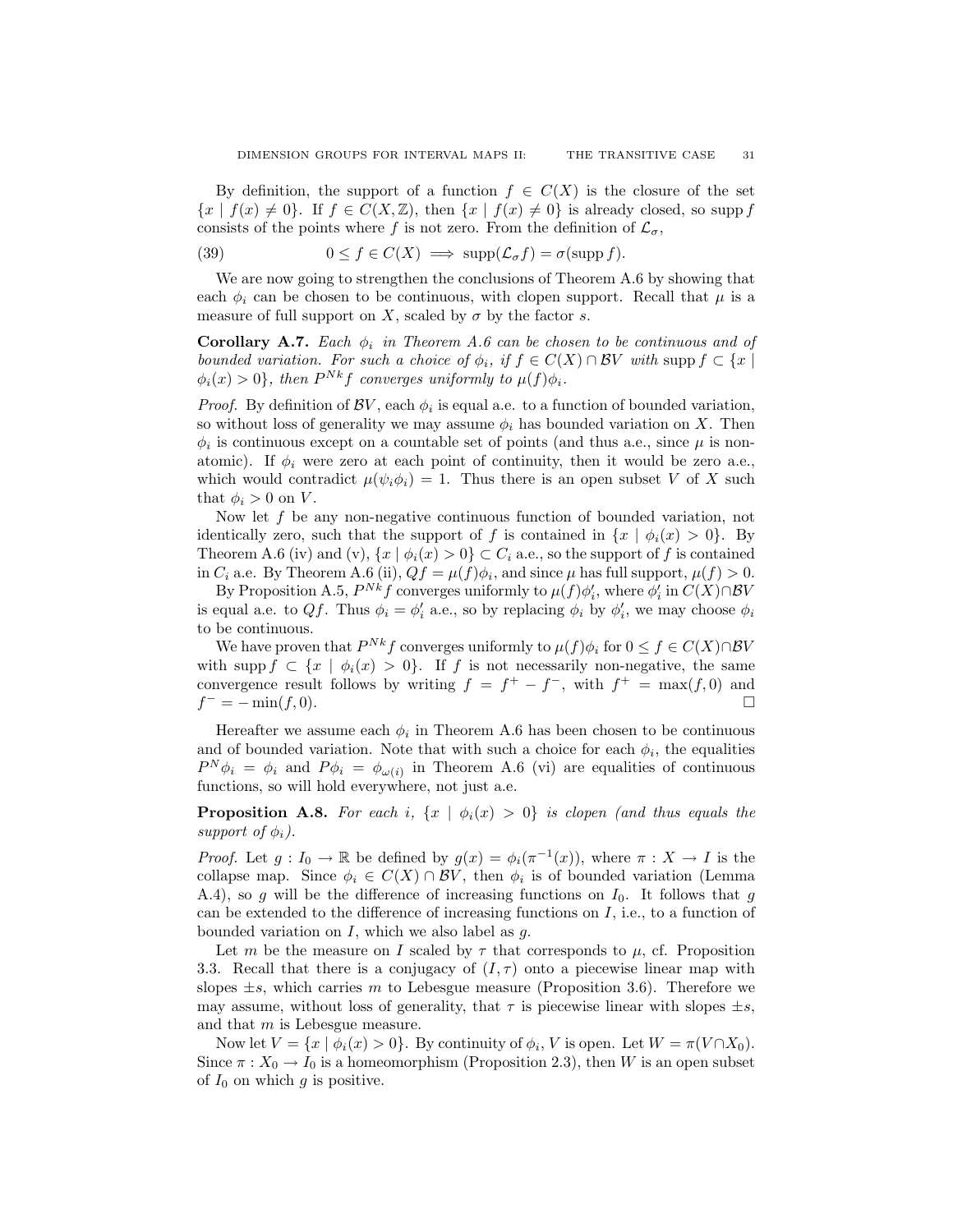By definition, the support of a function $f \in C(X)$ is the closure of the set $\{x \mid f(x) \neq 0\}$. If $f \in C(X, \mathbb{Z})$, then $\{x \mid f(x) \neq 0\}$ is already closed, so $\operatorname{supp} f$ consists of the points where $f$ is not zero. From the definition of $\mathcal{L}_\sigma$,

$$0 \leq f \in C(X) \implies \operatorname{supp}(\mathcal{L}_\sigma f) = \sigma(\operatorname{supp} f). \tag{39}$$

We are now going to strengthen the conclusions of Theorem A.6 by showing that each $\phi_i$ can be chosen to be continuous, with clopen support. Recall that $\mu$ is a measure of full support on $X$, scaled by $\sigma$ by the factor $s$.

**Corollary A.7.** *Each $\phi_i$ in Theorem A.6 can be chosen to be continuous and of bounded variation. For such a choice of $\phi_i$, if $f \in C(X) \cap \mathcal{B}V$ with $\operatorname{supp} f \subset \{x \mid \phi_i(x) > 0\}$, then $P^{Nk} f$ converges uniformly to $\mu(f)\phi_i$.*

*Proof.* By definition of $\mathcal{B}V$, each $\phi_i$ is equal a.e. to a function of bounded variation, so without loss of generality we may assume $\phi_i$ has bounded variation on $X$. Then $\phi_i$ is continuous except on a countable set of points (and thus a.e., since $\mu$ is non-atomic). If $\phi_i$ were zero at each point of continuity, then it would be zero a.e., which would contradict $\mu(\psi_i \phi_i) = 1$. Thus there is an open subset $V$ of $X$ such that $\phi_i > 0$ on $V$.

Now let $f$ be any non-negative continuous function of bounded variation, not identically zero, such that the support of $f$ is contained in $\{x \mid \phi_i(x) > 0\}$. By Theorem A.6 (iv) and (v), $\{x \mid \phi_i(x) > 0\} \subset C_i$ a.e., so the support of $f$ is contained in $C_i$ a.e. By Theorem A.6 (ii), $Qf = \mu(f)\phi_i$, and since $\mu$ has full support, $\mu(f) > 0$.

By Proposition A.5, $P^{Nk} f$ converges uniformly to $\mu(f)\phi_i'$, where $\phi_i'$ in $C(X) \cap \mathcal{B}V$ is equal a.e. to $Qf$. Thus $\phi_i = \phi_i'$ a.e., so by replacing $\phi_i$ by $\phi_i'$, we may choose $\phi_i$ to be continuous.

We have proven that $P^{Nk} f$ converges uniformly to $\mu(f)\phi_i$ for $0 \leq f \in C(X) \cap \mathcal{B}V$ with $\operatorname{supp} f \subset \{x \mid \phi_i(x) > 0\}$. If $f$ is not necessarily non-negative, the same convergence result follows by writing $f = f^+ - f^-$, with $f^+ = \max(f, 0)$ and $f^- = -\min(f, 0)$. □

Hereafter we assume each $\phi_i$ in Theorem A.6 has been chosen to be continuous and of bounded variation. Note that with such a choice for each $\phi_i$, the equalities $P^N \phi_i = \phi_i$ and $P\phi_i = \phi_{\omega(i)}$ in Theorem A.6 (vi) are equalities of continuous functions, so will hold everywhere, not just a.e.

**Proposition A.8.** *For each $i$, $\{x \mid \phi_i(x) > 0\}$ is clopen (and thus equals the support of $\phi_i$).*

*Proof.* Let $g : I_0 \to \mathbb{R}$ be defined by $g(x) = \phi_i(\pi^{-1}(x))$, where $\pi : X \to I$ is the collapse map. Since $\phi_i \in C(X) \cap \mathcal{B}V$, then $\phi_i$ is of bounded variation (Lemma A.4), so $g$ will be the difference of increasing functions on $I_0$. It follows that $g$ can be extended to the difference of increasing functions on $I$, i.e., to a function of bounded variation on $I$, which we also label as $g$.

Let $m$ be the measure on $I$ scaled by $\tau$ that corresponds to $\mu$, cf. Proposition 3.3. Recall that there is a conjugacy of $(I, \tau)$ onto a piecewise linear map with slopes $\pm s$, which carries $m$ to Lebesgue measure (Proposition 3.6). Therefore we may assume, without loss of generality, that $\tau$ is piecewise linear with slopes $\pm s$, and that $m$ is Lebesgue measure.

Now let $V = \{x \mid \phi_i(x) > 0\}$. By continuity of $\phi_i$, $V$ is open. Let $W = \pi(V \cap X_0)$. Since $\pi : X_0 \to I_0$ is a homeomorphism (Proposition 2.3), then $W$ is an open subset of $I_0$ on which $g$ is positive.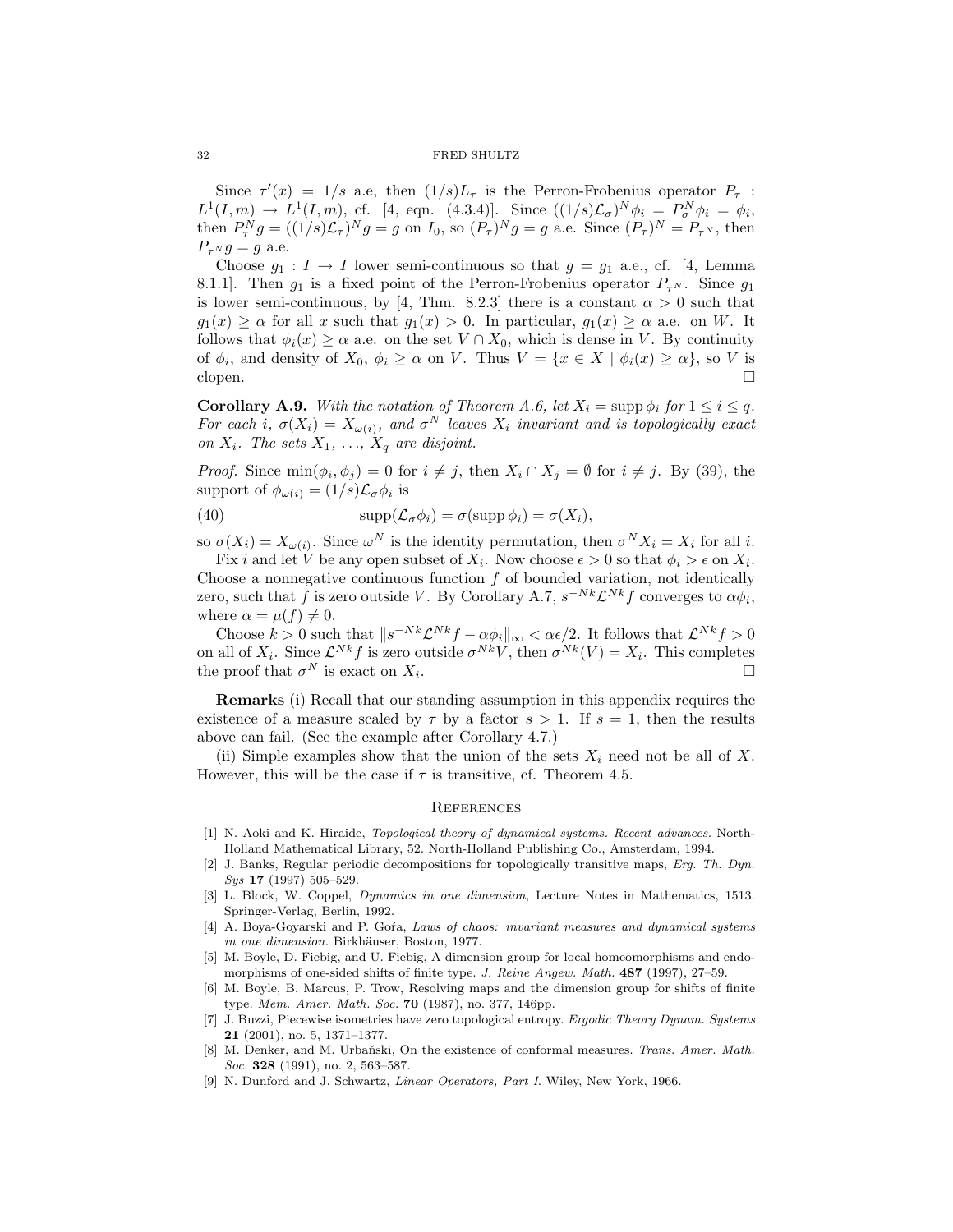Since $\tau'(x) = 1/s$ a.e, then $(1/s)L_\tau$ is the Perron-Frobenius operator $P_\tau : L^1(I,m) \to L^1(I,m)$, cf. [4, eqn. (4.3.4)]. Since $((1/s)\mathcal{L}_\sigma)^N \phi_i = P_\sigma^N \phi_i = \phi_i$, then $P_\tau^N g = ((1/s)\mathcal{L}_\tau)^N g = g$ on $I_0$, so $(P_\tau)^N g = g$ a.e. Since $(P_\tau)^N = P_{\tau^N}$, then $P_{\tau^N} g = g$ a.e.

Choose $g_1 : I \to I$ lower semi-continuous so that $g = g_1$ a.e., cf. [4, Lemma 8.1.1]. Then $g_1$ is a fixed point of the Perron-Frobenius operator $P_{\tau^N}$. Since $g_1$ is lower semi-continuous, by [4, Thm. 8.2.3] there is a constant $\alpha > 0$ such that $g_1(x) \geq \alpha$ for all $x$ such that $g_1(x) > 0$. In particular, $g_1(x) \geq \alpha$ a.e. on $W$. It follows that $\phi_i(x) \geq \alpha$ a.e. on the set $V \cap X_0$, which is dense in $V$. By continuity of $\phi_i$, and density of $X_0$, $\phi_i \geq \alpha$ on $V$. Thus $V = \{x \in X \mid \phi_i(x) \geq \alpha\}$, so $V$ is clopen. □

**Corollary A.9.** *With the notation of Theorem A.6, let $X_i = \operatorname{supp} \phi_i$ for $1 \leq i \leq q$. For each $i$, $\sigma(X_i) = X_{\omega(i)}$, and $\sigma^N$ leaves $X_i$ invariant and is topologically exact on $X_i$. The sets $X_1, \ldots, X_q$ are disjoint.*

*Proof.* Since $\min(\phi_i, \phi_j) = 0$ for $i \neq j$, then $X_i \cap X_j = \emptyset$ for $i \neq j$. By (39), the support of $\phi_{\omega(i)} = (1/s)\mathcal{L}_\sigma \phi_i$ is

$$\operatorname{supp}(\mathcal{L}_\sigma \phi_i) = \sigma(\operatorname{supp} \phi_i) = \sigma(X_i), \tag{40}$$

so $\sigma(X_i) = X_{\omega(i)}$. Since $\omega^N$ is the identity permutation, then $\sigma^N X_i = X_i$ for all $i$.

Fix $i$ and let $V$ be any open subset of $X_i$. Now choose $\epsilon > 0$ so that $\phi_i > \epsilon$ on $X_i$. Choose a nonnegative continuous function $f$ of bounded variation, not identically zero, such that $f$ is zero outside $V$. By Corollary A.7, $s^{-Nk}\mathcal{L}^{Nk} f$ converges to $\alpha\phi_i$, where $\alpha = \mu(f) \neq 0$.

Choose $k > 0$ such that $\|s^{-Nk}\mathcal{L}^{Nk} f - \alpha\phi_i\|_\infty < \alpha\epsilon/2$. It follows that $\mathcal{L}^{Nk} f > 0$ on all of $X_i$. Since $\mathcal{L}^{Nk} f$ is zero outside $\sigma^{Nk} V$, then $\sigma^{Nk}(V) = X_i$. This completes the proof that $\sigma^N$ is exact on $X_i$. □

**Remarks** (i) Recall that our standing assumption in this appendix requires the existence of a measure scaled by $\tau$ by a factor $s > 1$. If $s = 1$, then the results above can fail. (See the example after Corollary 4.7.)

(ii) Simple examples show that the union of the sets $X_i$ need not be all of $X$. However, this will be the case if $\tau$ is transitive, cf. Theorem 4.5.

## References

[1] N. Aoki and K. Hiraide, *Topological theory of dynamical systems. Recent advances.* North-Holland Mathematical Library, 52. North-Holland Publishing Co., Amsterdam, 1994.

[2] J. Banks, Regular periodic decompositions for topologically transitive maps, *Erg. Th. Dyn. Sys* **17** (1997) 505–529.

[3] L. Block, W. Coppel, *Dynamics in one dimension*, Lecture Notes in Mathematics, 1513. Springer-Verlag, Berlin, 1992.

[4] A. Boya-Goyarski and P. Goŕa, *Laws of chaos: invariant measures and dynamical systems in one dimension.* Birkhäuser, Boston, 1977.

[5] M. Boyle, D. Fiebig, and U. Fiebig, A dimension group for local homeomorphisms and endomorphisms of one-sided shifts of finite type. *J. Reine Angew. Math.* **487** (1997), 27–59.

[6] M. Boyle, B. Marcus, P. Trow, Resolving maps and the dimension group for shifts of finite type. *Mem. Amer. Math. Soc.* **70** (1987), no. 377, 146pp.

[7] J. Buzzi, Piecewise isometries have zero topological entropy. *Ergodic Theory Dynam. Systems* **21** (2001), no. 5, 1371–1377.

[8] M. Denker, and M. Urbański, On the existence of conformal measures. *Trans. Amer. Math. Soc.* **328** (1991), no. 2, 563–587.

[9] N. Dunford and J. Schwartz, *Linear Operators, Part I.* Wiley, New York, 1966.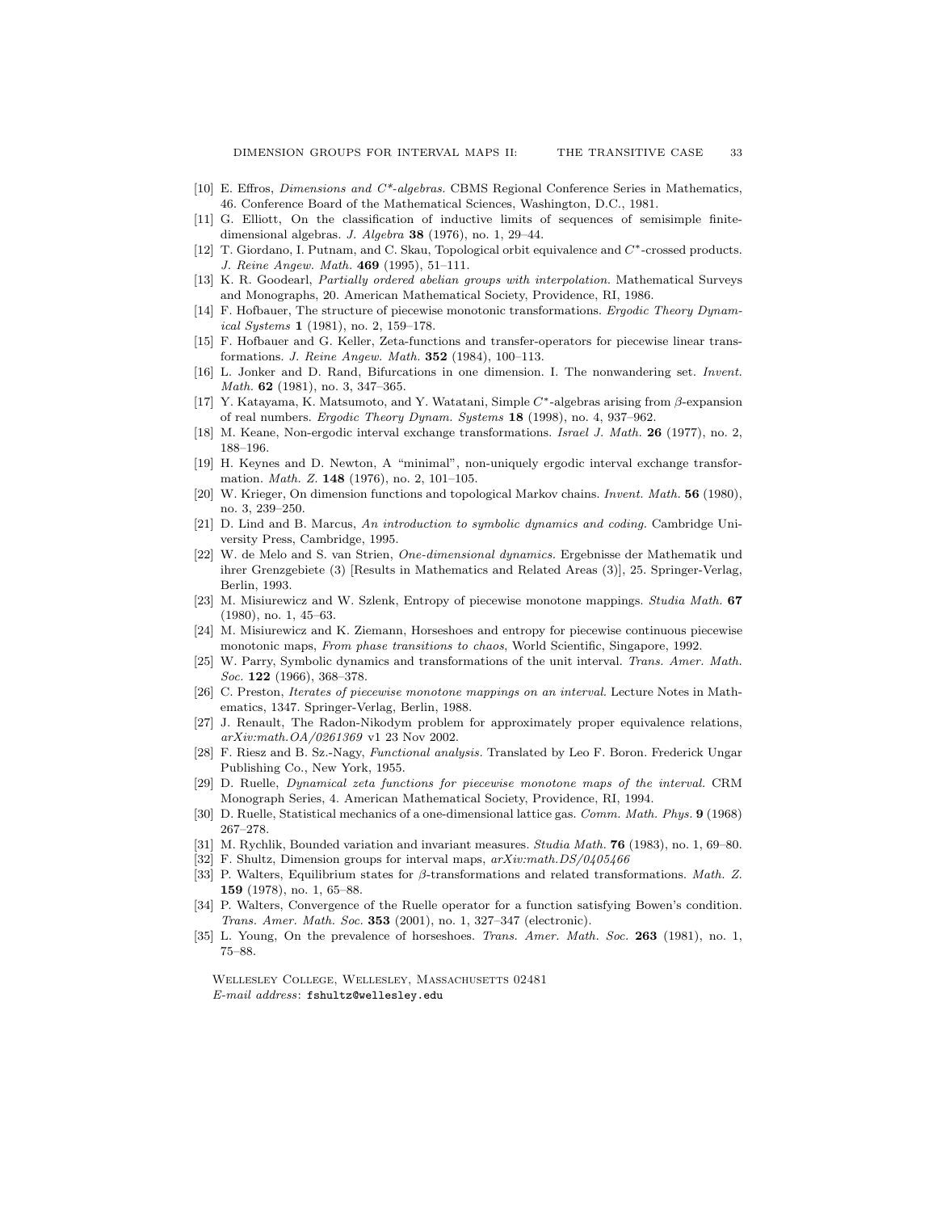[10] E. Effros, *Dimensions and C\*-algebras.* CBMS Regional Conference Series in Mathematics, 46. Conference Board of the Mathematical Sciences, Washington, D.C., 1981.

[11] G. Elliott, On the classification of inductive limits of sequences of semisimple finite-dimensional algebras. *J. Algebra* **38** (1976), no. 1, 29–44.

[12] T. Giordano, I. Putnam, and C. Skau, Topological orbit equivalence and $C^*$-crossed products. *J. Reine Angew. Math.* **469** (1995), 51–111.

[13] K. R. Goodearl, *Partially ordered abelian groups with interpolation.* Mathematical Surveys and Monographs, 20. American Mathematical Society, Providence, RI, 1986.

[14] F. Hofbauer, The structure of piecewise monotonic transformations. *Ergodic Theory Dynamical Systems* **1** (1981), no. 2, 159–178.

[15] F. Hofbauer and G. Keller, Zeta-functions and transfer-operators for piecewise linear transformations. *J. Reine Angew. Math.* **352** (1984), 100–113.

[16] L. Jonker and D. Rand, Bifurcations in one dimension. I. The nonwandering set. *Invent. Math.* **62** (1981), no. 3, 347–365.

[17] Y. Katayama, K. Matsumoto, and Y. Watatani, Simple $C^*$-algebras arising from $\beta$-expansion of real numbers. *Ergodic Theory Dynam. Systems* **18** (1998), no. 4, 937–962.

[18] M. Keane, Non-ergodic interval exchange transformations. *Israel J. Math.* **26** (1977), no. 2, 188–196.

[19] H. Keynes and D. Newton, A "minimal", non-uniquely ergodic interval exchange transformation. *Math. Z.* **148** (1976), no. 2, 101–105.

[20] W. Krieger, On dimension functions and topological Markov chains. *Invent. Math.* **56** (1980), no. 3, 239–250.

[21] D. Lind and B. Marcus, *An introduction to symbolic dynamics and coding.* Cambridge University Press, Cambridge, 1995.

[22] W. de Melo and S. van Strien, *One-dimensional dynamics.* Ergebnisse der Mathematik und ihrer Grenzgebiete (3) [Results in Mathematics and Related Areas (3)], 25. Springer-Verlag, Berlin, 1993.

[23] M. Misiurewicz and W. Szlenk, Entropy of piecewise monotone mappings. *Studia Math.* **67** (1980), no. 1, 45–63.

[24] M. Misiurewicz and K. Ziemann, Horseshoes and entropy for piecewise continuous piecewise monotonic maps, *From phase transitions to chaos*, World Scientific, Singapore, 1992.

[25] W. Parry, Symbolic dynamics and transformations of the unit interval. *Trans. Amer. Math. Soc.* **122** (1966), 368–378.

[26] C. Preston, *Iterates of piecewise monotone mappings on an interval.* Lecture Notes in Mathematics, 1347. Springer-Verlag, Berlin, 1988.

[27] J. Renault, The Radon-Nikodym problem for approximately proper equivalence relations, *arXiv:math.OA/0261369* v1 23 Nov 2002.

[28] F. Riesz and B. Sz.-Nagy, *Functional analysis.* Translated by Leo F. Boron. Frederick Ungar Publishing Co., New York, 1955.

[29] D. Ruelle, *Dynamical zeta functions for piecewise monotone maps of the interval.* CRM Monograph Series, 4. American Mathematical Society, Providence, RI, 1994.

[30] D. Ruelle, Statistical mechanics of a one-dimensional lattice gas. *Comm. Math. Phys.* **9** (1968) 267–278.

[31] M. Rychlik, Bounded variation and invariant measures. *Studia Math.* **76** (1983), no. 1, 69–80.

[32] F. Shultz, Dimension groups for interval maps, *arXiv:math.DS/0405466*

[33] P. Walters, Equilibrium states for $\beta$-transformations and related transformations. *Math. Z.* **159** (1978), no. 1, 65–88.

[34] P. Walters, Convergence of the Ruelle operator for a function satisfying Bowen's condition. *Trans. Amer. Math. Soc.* **353** (2001), no. 1, 327–347 (electronic).

[35] L. Young, On the prevalence of horseshoes. *Trans. Amer. Math. Soc.* **263** (1981), no. 1, 75–88.

Wellesley College, Wellesley, Massachusetts 02481
*E-mail address*: `fshultz@wellesley.edu`